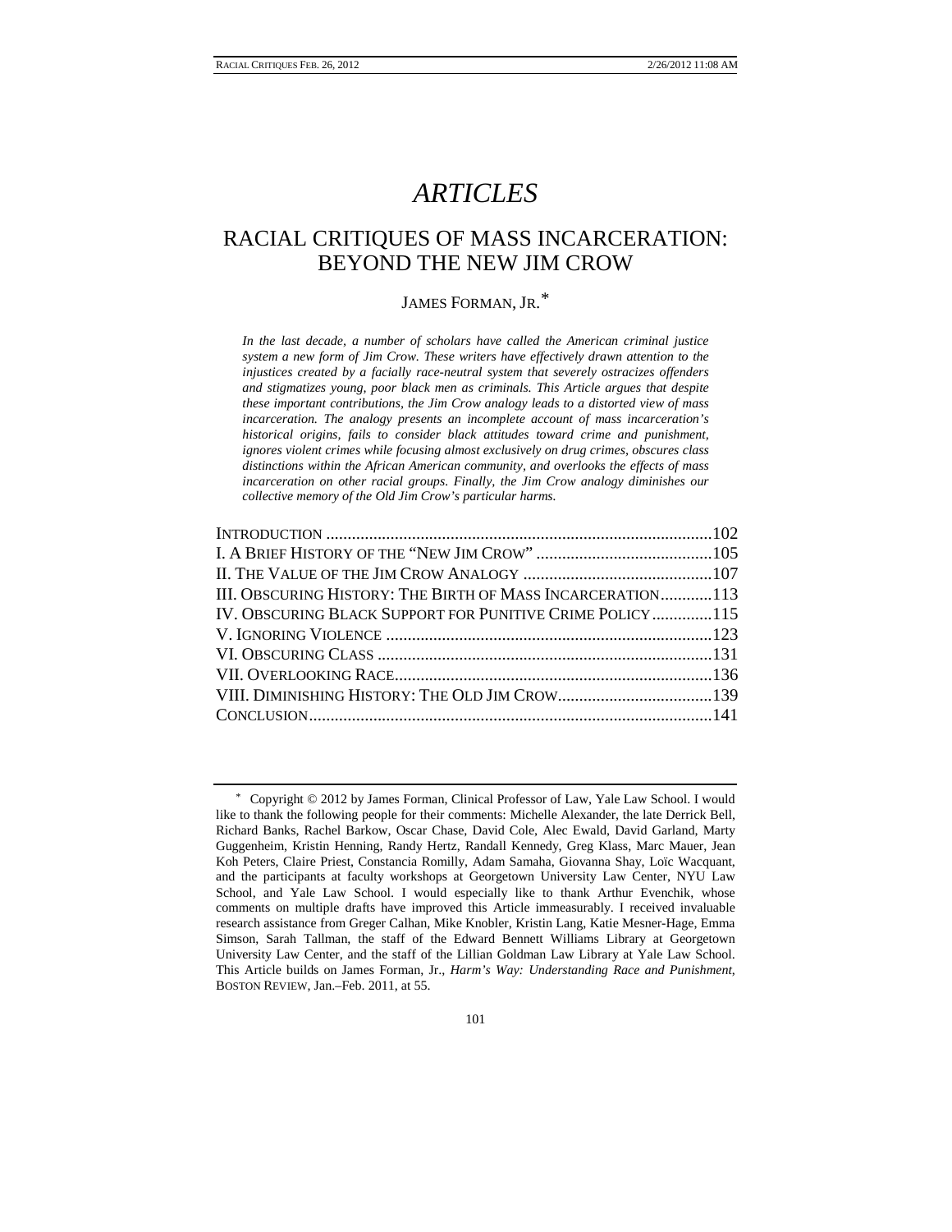# *ARTICLES*

## RACIAL CRITIQUES OF MASS INCARCERATION: BEYOND THE NEW JIM CROW

JAMES FORMAN, JR.*

*In the last decade, a number of scholars have called the American criminal justice system a new form of Jim Crow. These writers have effectively drawn attention to the injustices created by a facially race-neutral system that severely ostracizes offenders and stigmatizes young, poor black men as criminals. This Article argues that despite these important contributions, the Jim Crow analogy leads to a distorted view of mass incarceration. The analogy presents an incomplete account of mass incarceration's historical origins, fails to consider black attitudes toward crime and punishment, ignores violent crimes while focusing almost exclusively on drug crimes, obscures class distinctions within the African American community, and overlooks the effects of mass incarceration on other racial groups. Finally, the Jim Crow analogy diminishes our collective memory of the Old Jim Crow's particular harms.*

INTRODUCTION .......................................................................................102
I. A BRIEF HISTORY OF THE "NEW JIM CROW" ......................................105
II. THE VALUE OF THE JIM CROW ANALOGY ..........................................107
III. OBSCURING HISTORY: THE BIRTH OF MASS INCARCERATION ............113
IV. OBSCURING BLACK SUPPORT FOR PUNITIVE CRIME POLICY ..............115
V. IGNORING VIOLENCE ..........................................................................123
VI. OBSCURING CLASS ............................................................................131
VII. OVERLOOKING RACE.........................................................................136
VIII. DIMINISHING HISTORY: THE OLD JIM CROW...................................139
CONCLUSION.............................................................................................141

\* Copyright © 2012 by James Forman, Clinical Professor of Law, Yale Law School. I would like to thank the following people for their comments: Michelle Alexander, the late Derrick Bell, Richard Banks, Rachel Barkow, Oscar Chase, David Cole, Alec Ewald, David Garland, Marty Guggenheim, Kristin Henning, Randy Hertz, Randall Kennedy, Greg Klass, Marc Mauer, Jean Koh Peters, Claire Priest, Constancia Romilly, Adam Samaha, Giovanna Shay, Loïc Wacquant, and the participants at faculty workshops at Georgetown University Law Center, NYU Law School, and Yale Law School. I would especially like to thank Arthur Evenchik, whose comments on multiple drafts have improved this Article immeasurably. I received invaluable research assistance from Greger Calhan, Mike Knobler, Kristin Lang, Katie Mesner-Hage, Emma Simson, Sarah Tallman, the staff of the Edward Bennett Williams Library at Georgetown University Law Center, and the staff of the Lillian Goldman Law Library at Yale Law School. This Article builds on James Forman, Jr., *Harm's Way: Understanding Race and Punishment*, BOSTON REVIEW, Jan.–Feb. 2011, at 55.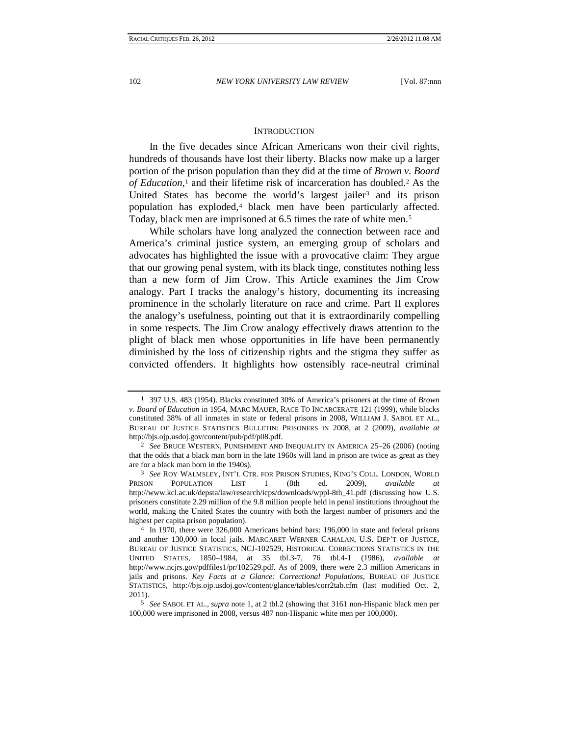## INTRODUCTION

In the five decades since African Americans won their civil rights, hundreds of thousands have lost their liberty. Blacks now make up a larger portion of the prison population than they did at the time of *Brown v. Board of Education*,[1] and their lifetime risk of incarceration has doubled.[2] As the United States has become the world's largest jailer[3] and its prison population has exploded,[4] black men have been particularly affected. Today, black men are imprisoned at 6.5 times the rate of white men.[5]

While scholars have long analyzed the connection between race and America's criminal justice system, an emerging group of scholars and advocates has highlighted the issue with a provocative claim: They argue that our growing penal system, with its black tinge, constitutes nothing less than a new form of Jim Crow. This Article examines the Jim Crow analogy. Part I tracks the analogy's history, documenting its increasing prominence in the scholarly literature on race and crime. Part II explores the analogy's usefulness, pointing out that it is extraordinarily compelling in some respects. The Jim Crow analogy effectively draws attention to the plight of black men whose opportunities in life have been permanently diminished by the loss of citizenship rights and the stigma they suffer as convicted offenders. It highlights how ostensibly race-neutral criminal

---

[1] 397 U.S. 483 (1954). Blacks constituted 30% of America's prisoners at the time of *Brown v. Board of Education* in 1954, MARC MAUER, RACE TO INCARCERATE 121 (1999), while blacks constituted 38% of all inmates in state or federal prisons in 2008, WILLIAM J. SABOL ET AL., BUREAU OF JUSTICE STATISTICS BULLETIN: PRISONERS IN 2008, at 2 (2009), *available at* http://bjs.ojp.usdoj.gov/content/pub/pdf/p08.pdf.

[2] *See* BRUCE WESTERN, PUNISHMENT AND INEQUALITY IN AMERICA 25–26 (2006) (noting that the odds that a black man born in the late 1960s will land in prison are twice as great as they are for a black man born in the 1940s).

[3] *See* ROY WALMSLEY, INT'L CTR. FOR PRISON STUDIES, KING'S COLL. LONDON, WORLD PRISON POPULATION LIST 1 (8th ed. 2009), *available at* http://www.kcl.ac.uk/depsta/law/research/icps/downloads/wppl-8th_41.pdf (discussing how U.S. prisoners constitute 2.29 million of the 9.8 million people held in penal institutions throughout the world, making the United States the country with both the largest number of prisoners and the highest per capita prison population).

[4] In 1970, there were 326,000 Americans behind bars: 196,000 in state and federal prisons and another 130,000 in local jails. MARGARET WERNER CAHALAN, U.S. DEP'T OF JUSTICE, BUREAU OF JUSTICE STATISTICS, NCJ-102529, HISTORICAL CORRECTIONS STATISTICS IN THE UNITED STATES, 1850–1984, at 35 tbl.3-7, 76 tbl.4-1 (1986), *available at* http://www.ncjrs.gov/pdffiles1/pr/102529.pdf. As of 2009, there were 2.3 million Americans in jails and prisons. *Key Facts at a Glance: Correctional Populations*, BUREAU OF JUSTICE STATISTICS, http://bjs.ojp.usdoj.gov/content/glance/tables/corr2tab.cfm (last modified Oct. 2, 2011).

[5] *See* SABOL ET AL., *supra* note 1, at 2 tbl.2 (showing that 3161 non-Hispanic black men per 100,000 were imprisoned in 2008, versus 487 non-Hispanic white men per 100,000).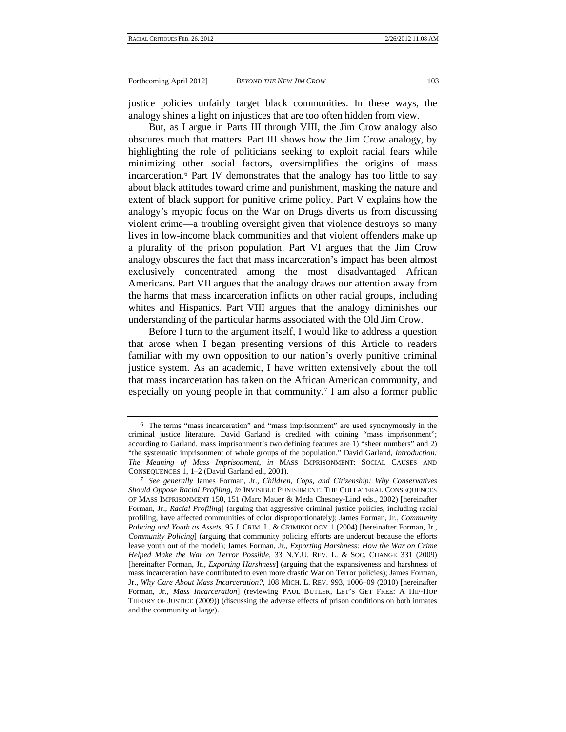justice policies unfairly target black communities. In these ways, the analogy shines a light on injustices that are too often hidden from view.

But, as I argue in Parts III through VIII, the Jim Crow analogy also obscures much that matters. Part III shows how the Jim Crow analogy, by highlighting the role of politicians seeking to exploit racial fears while minimizing other social factors, oversimplifies the origins of mass incarceration.[6] Part IV demonstrates that the analogy has too little to say about black attitudes toward crime and punishment, masking the nature and extent of black support for punitive crime policy. Part V explains how the analogy's myopic focus on the War on Drugs diverts us from discussing violent crime—a troubling oversight given that violence destroys so many lives in low-income black communities and that violent offenders make up a plurality of the prison population. Part VI argues that the Jim Crow analogy obscures the fact that mass incarceration's impact has been almost exclusively concentrated among the most disadvantaged African Americans. Part VII argues that the analogy draws our attention away from the harms that mass incarceration inflicts on other racial groups, including whites and Hispanics. Part VIII argues that the analogy diminishes our understanding of the particular harms associated with the Old Jim Crow.

Before I turn to the argument itself, I would like to address a question that arose when I began presenting versions of this Article to readers familiar with my own opposition to our nation's overly punitive criminal justice system. As an academic, I have written extensively about the toll that mass incarceration has taken on the African American community, and especially on young people in that community.[7] I am also a former public

---

[6] The terms "mass incarceration" and "mass imprisonment" are used synonymously in the criminal justice literature. David Garland is credited with coining "mass imprisonment"; according to Garland, mass imprisonment's two defining features are 1) "sheer numbers" and 2) "the systematic imprisonment of whole groups of the population." David Garland, *Introduction: The Meaning of Mass Imprisonment*, *in* MASS IMPRISONMENT: SOCIAL CAUSES AND CONSEQUENCES 1, 1–2 (David Garland ed., 2001).

[7] *See generally* James Forman, Jr., *Children, Cops, and Citizenship: Why Conservatives Should Oppose Racial Profiling*, *in* INVISIBLE PUNISHMENT: THE COLLATERAL CONSEQUENCES OF MASS IMPRISONMENT 150, 151 (Marc Mauer & Meda Chesney-Lind eds., 2002) [hereinafter Forman, Jr., *Racial Profiling*] (arguing that aggressive criminal justice policies, including racial profiling, have affected communities of color disproportionately); James Forman, Jr., *Community Policing and Youth as Assets*, 95 J. CRIM. L. & CRIMINOLOGY 1 (2004) [hereinafter Forman, Jr., *Community Policing*] (arguing that community policing efforts are undercut because the efforts leave youth out of the model); James Forman, Jr., *Exporting Harshness: How the War on Crime Helped Make the War on Terror Possible*, 33 N.Y.U. REV. L. & SOC. CHANGE 331 (2009) [hereinafter Forman, Jr., *Exporting Harshness*] (arguing that the expansiveness and harshness of mass incarceration have contributed to even more drastic War on Terror policies); James Forman, Jr., *Why Care About Mass Incarceration?*, 108 MICH. L. REV. 993, 1006–09 (2010) [hereinafter Forman, Jr., *Mass Incarceration*] (reviewing PAUL BUTLER, LET'S GET FREE: A HIP-HOP THEORY OF JUSTICE (2009)) (discussing the adverse effects of prison conditions on both inmates and the community at large).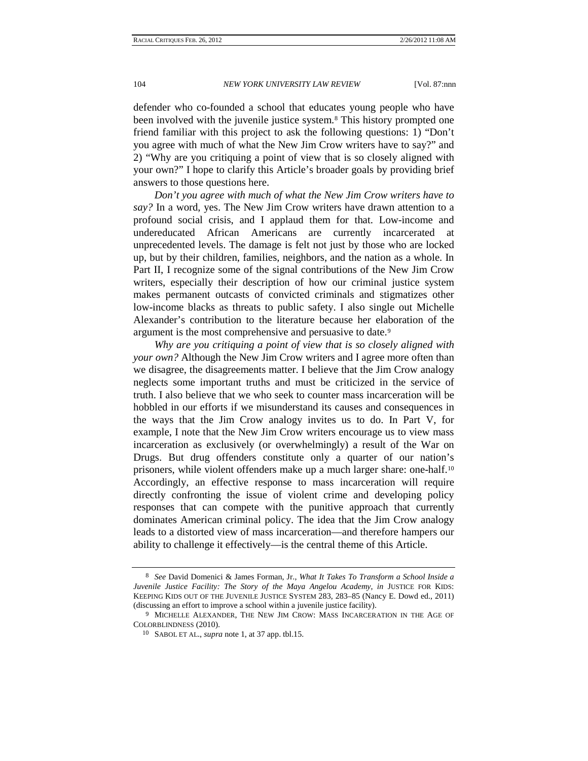defender who co-founded a school that educates young people who have been involved with the juvenile justice system.[8] This history prompted one friend familiar with this project to ask the following questions: 1) "Don't you agree with much of what the New Jim Crow writers have to say?" and 2) "Why are you critiquing a point of view that is so closely aligned with your own?" I hope to clarify this Article's broader goals by providing brief answers to those questions here.

*Don't you agree with much of what the New Jim Crow writers have to say?* In a word, yes. The New Jim Crow writers have drawn attention to a profound social crisis, and I applaud them for that. Low-income and undereducated African Americans are currently incarcerated at unprecedented levels. The damage is felt not just by those who are locked up, but by their children, families, neighbors, and the nation as a whole. In Part II, I recognize some of the signal contributions of the New Jim Crow writers, especially their description of how our criminal justice system makes permanent outcasts of convicted criminals and stigmatizes other low-income blacks as threats to public safety. I also single out Michelle Alexander's contribution to the literature because her elaboration of the argument is the most comprehensive and persuasive to date.[9]

*Why are you critiquing a point of view that is so closely aligned with your own?* Although the New Jim Crow writers and I agree more often than we disagree, the disagreements matter. I believe that the Jim Crow analogy neglects some important truths and must be criticized in the service of truth. I also believe that we who seek to counter mass incarceration will be hobbled in our efforts if we misunderstand its causes and consequences in the ways that the Jim Crow analogy invites us to do. In Part V, for example, I note that the New Jim Crow writers encourage us to view mass incarceration as exclusively (or overwhelmingly) a result of the War on Drugs. But drug offenders constitute only a quarter of our nation's prisoners, while violent offenders make up a much larger share: one-half.[10] Accordingly, an effective response to mass incarceration will require directly confronting the issue of violent crime and developing policy responses that can compete with the punitive approach that currently dominates American criminal policy. The idea that the Jim Crow analogy leads to a distorted view of mass incarceration—and therefore hampers our ability to challenge it effectively—is the central theme of this Article.

---

[8] *See* David Domenici & James Forman, Jr., *What It Takes To Transform a School Inside a Juvenile Justice Facility: The Story of the Maya Angelou Academy*, *in* JUSTICE FOR KIDS: KEEPING KIDS OUT OF THE JUVENILE JUSTICE SYSTEM 283, 283–85 (Nancy E. Dowd ed., 2011) (discussing an effort to improve a school within a juvenile justice facility).

[9] MICHELLE ALEXANDER, THE NEW JIM CROW: MASS INCARCERATION IN THE AGE OF COLORBLINDNESS (2010).

[10] SABOL ET AL., *supra* note 1, at 37 app. tbl.15.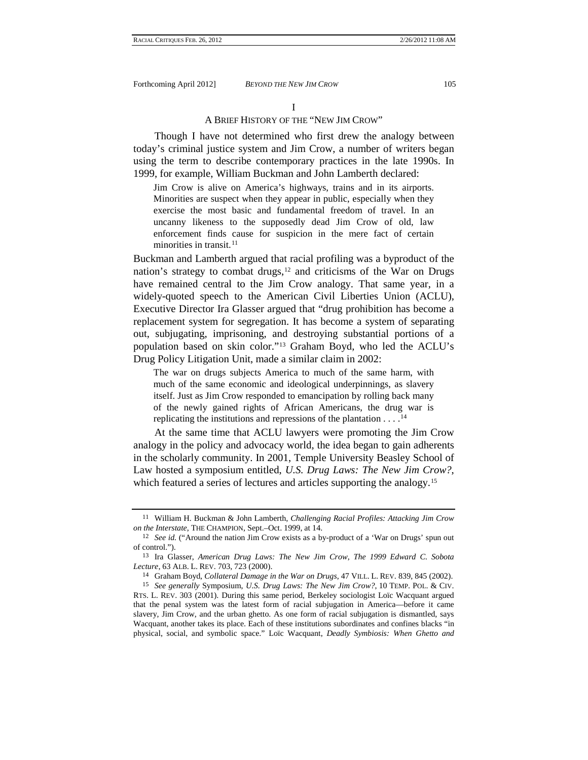## I

## A BRIEF HISTORY OF THE "NEW JIM CROW"

Though I have not determined who first drew the analogy between today's criminal justice system and Jim Crow, a number of writers began using the term to describe contemporary practices in the late 1990s. In 1999, for example, William Buckman and John Lamberth declared:

> Jim Crow is alive on America's highways, trains and in its airports. Minorities are suspect when they appear in public, especially when they exercise the most basic and fundamental freedom of travel. In an uncanny likeness to the supposedly dead Jim Crow of old, law enforcement finds cause for suspicion in the mere fact of certain minorities in transit.[11]

Buckman and Lamberth argued that racial profiling was a byproduct of the nation's strategy to combat drugs,[12] and criticisms of the War on Drugs have remained central to the Jim Crow analogy. That same year, in a widely-quoted speech to the American Civil Liberties Union (ACLU), Executive Director Ira Glasser argued that "drug prohibition has become a replacement system for segregation. It has become a system of separating out, subjugating, imprisoning, and destroying substantial portions of a population based on skin color."[13] Graham Boyd, who led the ACLU's Drug Policy Litigation Unit, made a similar claim in 2002:

> The war on drugs subjects America to much of the same harm, with much of the same economic and ideological underpinnings, as slavery itself. Just as Jim Crow responded to emancipation by rolling back many of the newly gained rights of African Americans, the drug war is replicating the institutions and repressions of the plantation . . . .[14]

At the same time that ACLU lawyers were promoting the Jim Crow analogy in the policy and advocacy world, the idea began to gain adherents in the scholarly community. In 2001, Temple University Beasley School of Law hosted a symposium entitled, *U.S. Drug Laws: The New Jim Crow?*, which featured a series of lectures and articles supporting the analogy.[15]

---

[11] William H. Buckman & John Lamberth, *Challenging Racial Profiles: Attacking Jim Crow on the Interstate*, THE CHAMPION, Sept.–Oct. 1999, at 14.

[12] *See id.* ("Around the nation Jim Crow exists as a by-product of a 'War on Drugs' spun out of control.").

[13] Ira Glasser, *American Drug Laws: The New Jim Crow, The 1999 Edward C. Sobota Lecture*, 63 ALB. L. REV. 703, 723 (2000).

[14] Graham Boyd, *Collateral Damage in the War on Drugs*, 47 VILL. L. REV. 839, 845 (2002).

[15] *See generally* Symposium, *U.S. Drug Laws: The New Jim Crow?*, 10 TEMP. POL. & CIV. RTS. L. REV. 303 (2001). During this same period, Berkeley sociologist Loïc Wacquant argued that the penal system was the latest form of racial subjugation in America—before it came slavery, Jim Crow, and the urban ghetto. As one form of racial subjugation is dismantled, says Wacquant, another takes its place. Each of these institutions subordinates and confines blacks "in physical, social, and symbolic space." Loïc Wacquant, *Deadly Symbiosis: When Ghetto and*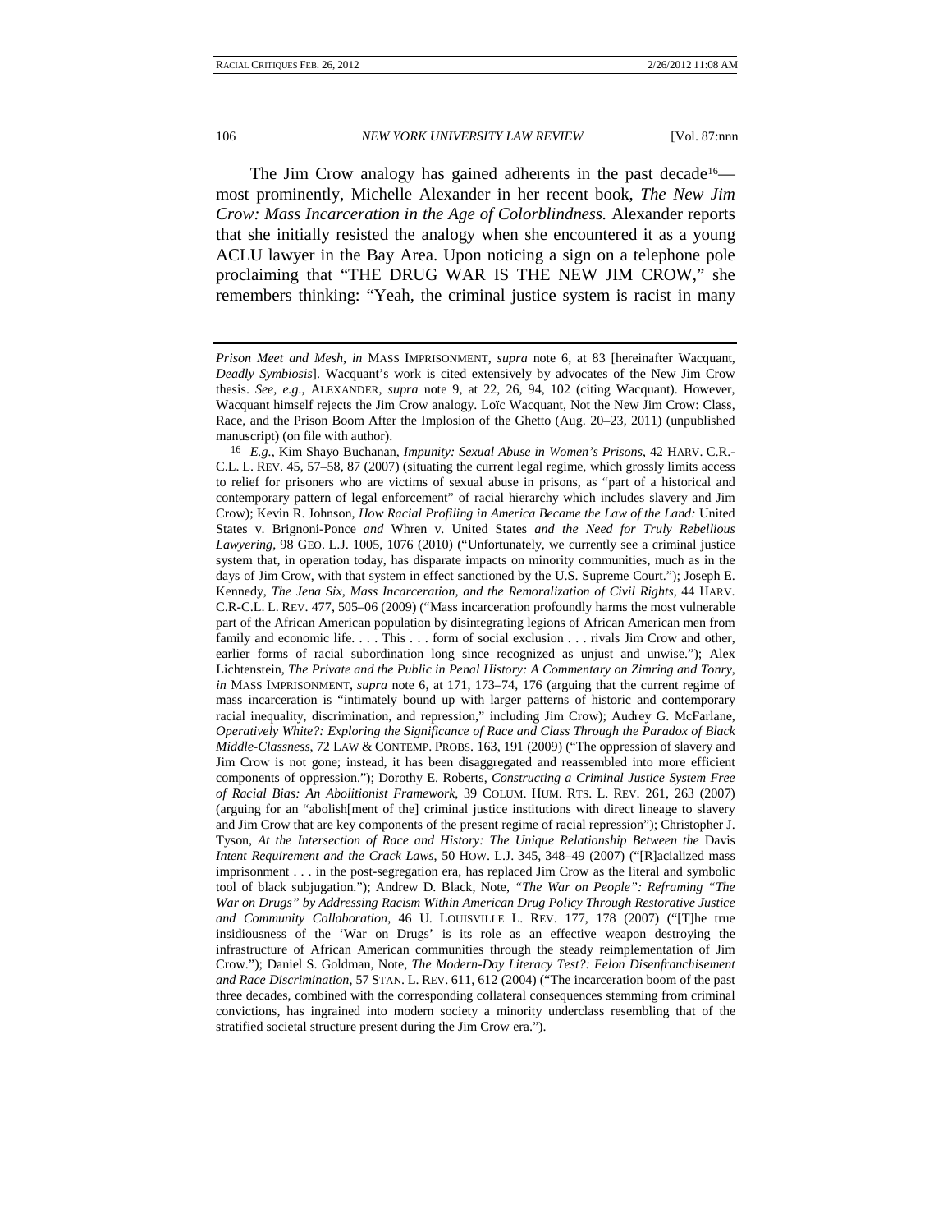The Jim Crow analogy has gained adherents in the past decade[16]—most prominently, Michelle Alexander in her recent book, *The New Jim Crow: Mass Incarceration in the Age of Colorblindness.* Alexander reports that she initially resisted the analogy when she encountered it as a young ACLU lawyer in the Bay Area. Upon noticing a sign on a telephone pole proclaiming that "THE DRUG WAR IS THE NEW JIM CROW," she remembers thinking: "Yeah, the criminal justice system is racist in many

---

*Prison Meet and Mesh*, *in* MASS IMPRISONMENT, *supra* note 6, at 83 [hereinafter Wacquant, *Deadly Symbiosis*]. Wacquant's work is cited extensively by advocates of the New Jim Crow thesis. *See, e.g.*, ALEXANDER, *supra* note 9, at 22, 26, 94, 102 (citing Wacquant). However, Wacquant himself rejects the Jim Crow analogy. Loïc Wacquant, Not the New Jim Crow: Class, Race, and the Prison Boom After the Implosion of the Ghetto (Aug. 20–23, 2011) (unpublished manuscript) (on file with author).

[16] *E.g.*, Kim Shayo Buchanan, *Impunity: Sexual Abuse in Women's Prisons*, 42 HARV. C.R.-C.L. L. REV. 45, 57–58, 87 (2007) (situating the current legal regime, which grossly limits access to relief for prisoners who are victims of sexual abuse in prisons, as "part of a historical and contemporary pattern of legal enforcement" of racial hierarchy which includes slavery and Jim Crow); Kevin R. Johnson, *How Racial Profiling in America Became the Law of the Land:* United States v. Brignoni-Ponce *and* Whren v. United States *and the Need for Truly Rebellious Lawyering*, 98 GEO. L.J. 1005, 1076 (2010) ("Unfortunately, we currently see a criminal justice system that, in operation today, has disparate impacts on minority communities, much as in the days of Jim Crow, with that system in effect sanctioned by the U.S. Supreme Court."); Joseph E. Kennedy, *The Jena Six, Mass Incarceration, and the Remoralization of Civil Rights*, 44 HARV. C.R-C.L. L. REV. 477, 505–06 (2009) ("Mass incarceration profoundly harms the most vulnerable part of the African American population by disintegrating legions of African American men from family and economic life. . . . This . . . form of social exclusion . . . rivals Jim Crow and other, earlier forms of racial subordination long since recognized as unjust and unwise."); Alex Lichtenstein, *The Private and the Public in Penal History: A Commentary on Zimring and Tonry*, *in* MASS IMPRISONMENT, *supra* note 6, at 171, 173–74, 176 (arguing that the current regime of mass incarceration is "intimately bound up with larger patterns of historic and contemporary racial inequality, discrimination, and repression," including Jim Crow); Audrey G. McFarlane, *Operatively White?: Exploring the Significance of Race and Class Through the Paradox of Black Middle-Classness*, 72 LAW & CONTEMP. PROBS. 163, 191 (2009) ("The oppression of slavery and Jim Crow is not gone; instead, it has been disaggregated and reassembled into more efficient components of oppression."); Dorothy E. Roberts, *Constructing a Criminal Justice System Free of Racial Bias: An Abolitionist Framework*, 39 COLUM. HUM. RTS. L. REV. 261, 263 (2007) (arguing for an "abolish[ment of the] criminal justice institutions with direct lineage to slavery and Jim Crow that are key components of the present regime of racial repression"); Christopher J. Tyson, *At the Intersection of Race and History: The Unique Relationship Between the* Davis *Intent Requirement and the Crack Laws*, 50 HOW. L.J. 345, 348–49 (2007) ("[R]acialized mass imprisonment . . . in the post-segregation era, has replaced Jim Crow as the literal and symbolic tool of black subjugation."); Andrew D. Black, Note, *"The War on People": Reframing "The War on Drugs" by Addressing Racism Within American Drug Policy Through Restorative Justice and Community Collaboration*, 46 U. LOUISVILLE L. REV. 177, 178 (2007) ("[T]he true insidiousness of the 'War on Drugs' is its role as an effective weapon destroying the infrastructure of African American communities through the steady reimplementation of Jim Crow."); Daniel S. Goldman, Note, *The Modern-Day Literacy Test?: Felon Disenfranchisement and Race Discrimination*, 57 STAN. L. REV. 611, 612 (2004) ("The incarceration boom of the past three decades, combined with the corresponding collateral consequences stemming from criminal convictions, has ingrained into modern society a minority underclass resembling that of the stratified societal structure present during the Jim Crow era.").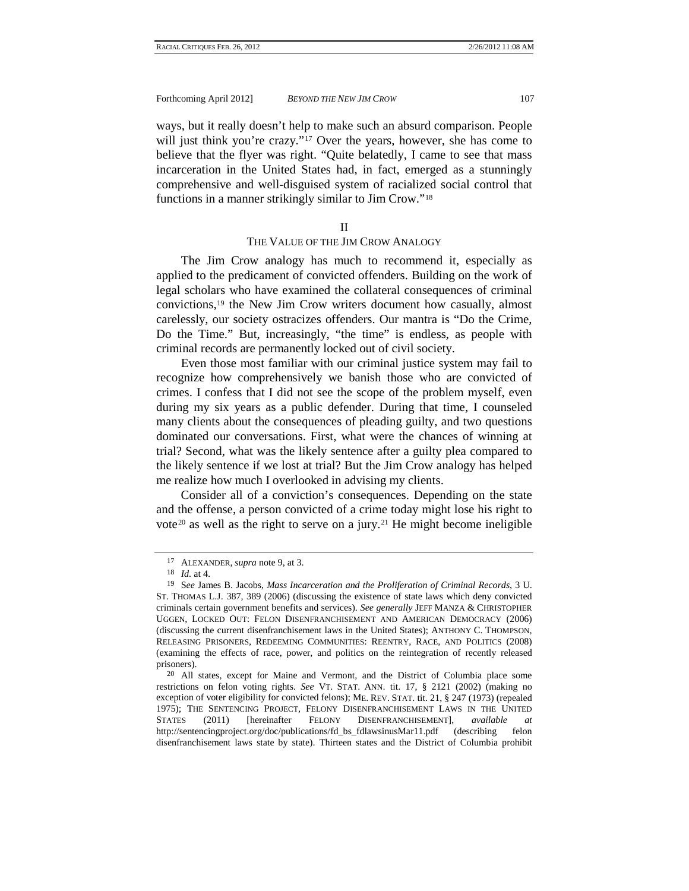ways, but it really doesn't help to make such an absurd comparison. People will just think you're crazy."[17] Over the years, however, she has come to believe that the flyer was right. "Quite belatedly, I came to see that mass incarceration in the United States had, in fact, emerged as a stunningly comprehensive and well-disguised system of racialized social control that functions in a manner strikingly similar to Jim Crow."[18]

## II
## THE VALUE OF THE JIM CROW ANALOGY

The Jim Crow analogy has much to recommend it, especially as applied to the predicament of convicted offenders. Building on the work of legal scholars who have examined the collateral consequences of criminal convictions,[19] the New Jim Crow writers document how casually, almost carelessly, our society ostracizes offenders. Our mantra is "Do the Crime, Do the Time." But, increasingly, "the time" is endless, as people with criminal records are permanently locked out of civil society.

Even those most familiar with our criminal justice system may fail to recognize how comprehensively we banish those who are convicted of crimes. I confess that I did not see the scope of the problem myself, even during my six years as a public defender. During that time, I counseled many clients about the consequences of pleading guilty, and two questions dominated our conversations. First, what were the chances of winning at trial? Second, what was the likely sentence after a guilty plea compared to the likely sentence if we lost at trial? But the Jim Crow analogy has helped me realize how much I overlooked in advising my clients.

Consider all of a conviction's consequences. Depending on the state and the offense, a person convicted of a crime today might lose his right to vote[20] as well as the right to serve on a jury.[21] He might become ineligible

---

17 ALEXANDER, *supra* note 9, at 3.

18 *Id.* at 4.

19 S*ee* James B. Jacobs, *Mass Incarceration and the Proliferation of Criminal Records*, 3 U. ST. THOMAS L.J. 387, 389 (2006) (discussing the existence of state laws which deny convicted criminals certain government benefits and services). *See generally* JEFF MANZA & CHRISTOPHER UGGEN, LOCKED OUT: FELON DISENFRANCHISEMENT AND AMERICAN DEMOCRACY (2006) (discussing the current disenfranchisement laws in the United States); ANTHONY C. THOMPSON, RELEASING PRISONERS, REDEEMING COMMUNITIES: REENTRY, RACE, AND POLITICS (2008) (examining the effects of race, power, and politics on the reintegration of recently released prisoners).

20 All states, except for Maine and Vermont, and the District of Columbia place some restrictions on felon voting rights. *See* VT. STAT. ANN. tit. 17, § 2121 (2002) (making no exception of voter eligibility for convicted felons); ME. REV. STAT. tit. 21, § 247 (1973) (repealed 1975); THE SENTENCING PROJECT, FELONY DISENFRANCHISEMENT LAWS IN THE UNITED STATES (2011) [hereinafter FELONY DISENFRANCHISEMENT], *available at* http://sentencingproject.org/doc/publications/fd_bs_fdlawsinusMar11.pdf (describing felon disenfranchisement laws state by state). Thirteen states and the District of Columbia prohibit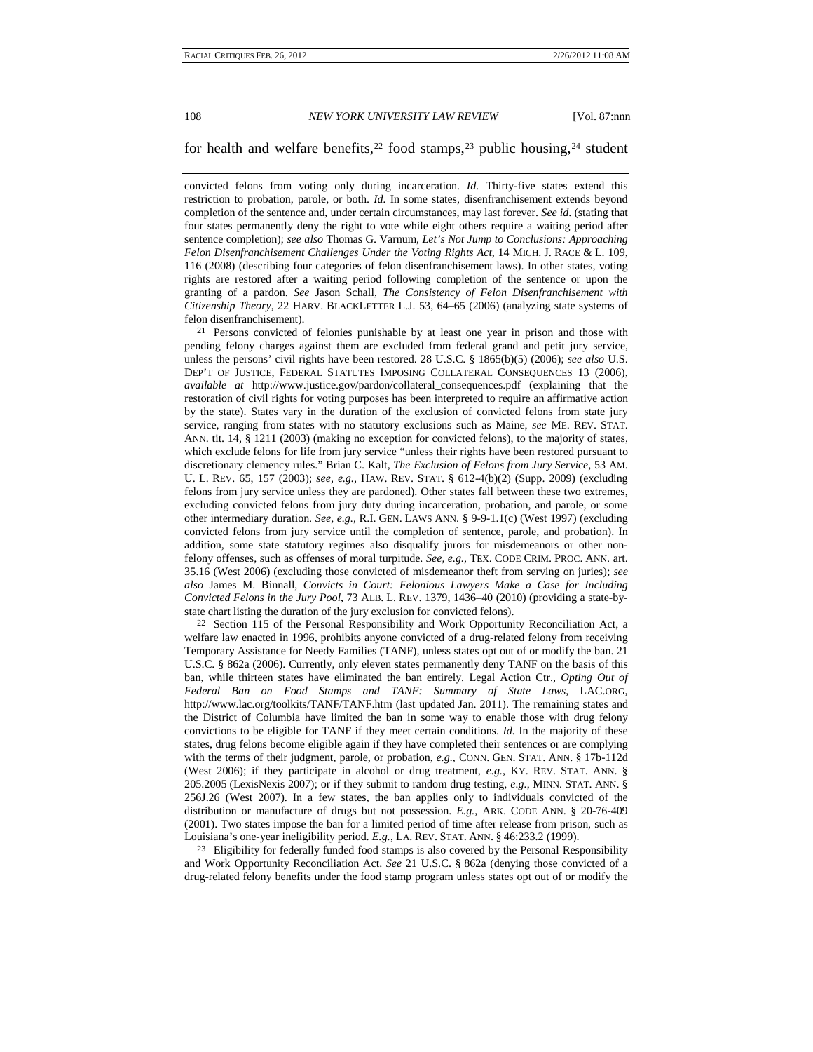for health and welfare benefits,[22] food stamps,[23] public housing,[24] student

---

convicted felons from voting only during incarceration. *Id.* Thirty-five states extend this restriction to probation, parole, or both. *Id.* In some states, disenfranchisement extends beyond completion of the sentence and, under certain circumstances, may last forever. *See id.* (stating that four states permanently deny the right to vote while eight others require a waiting period after sentence completion); *see also* Thomas G. Varnum, *Let's Not Jump to Conclusions: Approaching Felon Disenfranchisement Challenges Under the Voting Rights Act*, 14 MICH. J. RACE & L. 109, 116 (2008) (describing four categories of felon disenfranchisement laws). In other states, voting rights are restored after a waiting period following completion of the sentence or upon the granting of a pardon. *See* Jason Schall, *The Consistency of Felon Disenfranchisement with Citizenship Theory*, 22 HARV. BLACKLETTER L.J. 53, 64–65 (2006) (analyzing state systems of felon disenfranchisement).

[21] Persons convicted of felonies punishable by at least one year in prison and those with pending felony charges against them are excluded from federal grand and petit jury service, unless the persons' civil rights have been restored. 28 U.S.C. § 1865(b)(5) (2006); *see also* U.S. DEP'T OF JUSTICE, FEDERAL STATUTES IMPOSING COLLATERAL CONSEQUENCES 13 (2006), *available at* http://www.justice.gov/pardon/collateral_consequences.pdf (explaining that the restoration of civil rights for voting purposes has been interpreted to require an affirmative action by the state). States vary in the duration of the exclusion of convicted felons from state jury service, ranging from states with no statutory exclusions such as Maine, *see* ME. REV. STAT. ANN. tit. 14, § 1211 (2003) (making no exception for convicted felons), to the majority of states, which exclude felons for life from jury service "unless their rights have been restored pursuant to discretionary clemency rules." Brian C. Kalt, *The Exclusion of Felons from Jury Service*, 53 AM. U. L. REV. 65, 157 (2003); *see, e.g.*, HAW. REV. STAT. § 612-4(b)(2) (Supp. 2009) (excluding felons from jury service unless they are pardoned). Other states fall between these two extremes, excluding convicted felons from jury duty during incarceration, probation, and parole, or some other intermediary duration. *See, e.g.*, R.I. GEN. LAWS ANN. § 9-9-1.1(c) (West 1997) (excluding convicted felons from jury service until the completion of sentence, parole, and probation). In addition, some state statutory regimes also disqualify jurors for misdemeanors or other non-felony offenses, such as offenses of moral turpitude. *See, e.g.*, TEX. CODE CRIM. PROC. ANN. art. 35.16 (West 2006) (excluding those convicted of misdemeanor theft from serving on juries); *see also* James M. Binnall, *Convicts in Court: Felonious Lawyers Make a Case for Including Convicted Felons in the Jury Pool*, 73 ALB. L. REV. 1379, 1436–40 (2010) (providing a state-by-state chart listing the duration of the jury exclusion for convicted felons).

[22] Section 115 of the Personal Responsibility and Work Opportunity Reconciliation Act, a welfare law enacted in 1996, prohibits anyone convicted of a drug-related felony from receiving Temporary Assistance for Needy Families (TANF), unless states opt out of or modify the ban. 21 U.S.C. § 862a (2006). Currently, only eleven states permanently deny TANF on the basis of this ban, while thirteen states have eliminated the ban entirely. Legal Action Ctr., *Opting Out of Federal Ban on Food Stamps and TANF: Summary of State Laws*, LAC.ORG, http://www.lac.org/toolkits/TANF/TANF.htm (last updated Jan. 2011). The remaining states and the District of Columbia have limited the ban in some way to enable those with drug felony convictions to be eligible for TANF if they meet certain conditions. *Id.* In the majority of these states, drug felons become eligible again if they have completed their sentences or are complying with the terms of their judgment, parole, or probation, *e.g.*, CONN. GEN. STAT. ANN. § 17b-112d (West 2006); if they participate in alcohol or drug treatment, *e.g.*, KY. REV. STAT. ANN. § 205.2005 (LexisNexis 2007); or if they submit to random drug testing, *e.g.*, MINN. STAT. ANN. § 256J.26 (West 2007). In a few states, the ban applies only to individuals convicted of the distribution or manufacture of drugs but not possession. *E.g.*, ARK. CODE ANN. § 20-76-409 (2001). Two states impose the ban for a limited period of time after release from prison, such as Louisiana's one-year ineligibility period. *E.g.*, LA. REV. STAT. ANN. § 46:233.2 (1999).

[23] Eligibility for federally funded food stamps is also covered by the Personal Responsibility and Work Opportunity Reconciliation Act. *See* 21 U.S.C. § 862a (denying those convicted of a drug-related felony benefits under the food stamp program unless states opt out of or modify the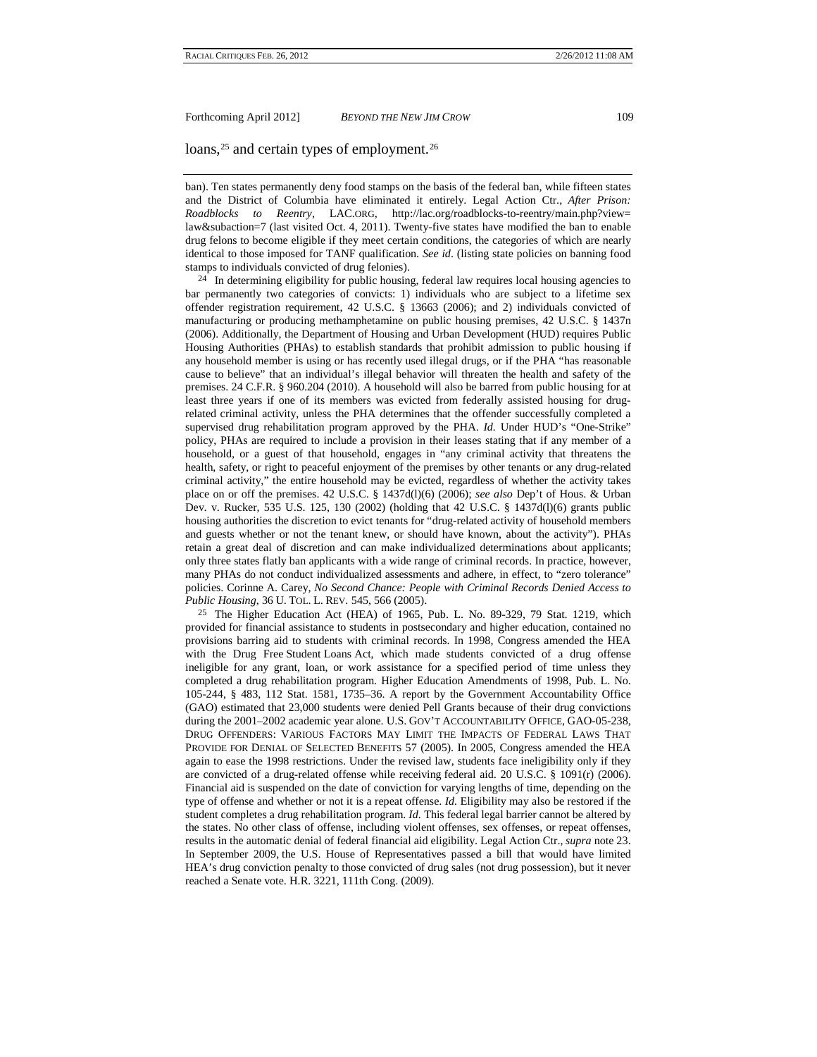loans,[25] and certain types of employment.[26]

---

ban). Ten states permanently deny food stamps on the basis of the federal ban, while fifteen states and the District of Columbia have eliminated it entirely. Legal Action Ctr., *After Prison: Roadblocks to Reentry*, LAC.ORG, http://lac.org/roadblocks-to-reentry/main.php?view=law&subaction=7 (last visited Oct. 4, 2011). Twenty-five states have modified the ban to enable drug felons to become eligible if they meet certain conditions, the categories of which are nearly identical to those imposed for TANF qualification. *See id*. (listing state policies on banning food stamps to individuals convicted of drug felonies).

[24] In determining eligibility for public housing, federal law requires local housing agencies to bar permanently two categories of convicts: 1) individuals who are subject to a lifetime sex offender registration requirement, 42 U.S.C. § 13663 (2006); and 2) individuals convicted of manufacturing or producing methamphetamine on public housing premises, 42 U.S.C. § 1437n (2006). Additionally, the Department of Housing and Urban Development (HUD) requires Public Housing Authorities (PHAs) to establish standards that prohibit admission to public housing if any household member is using or has recently used illegal drugs, or if the PHA "has reasonable cause to believe" that an individual's illegal behavior will threaten the health and safety of the premises. 24 C.F.R. § 960.204 (2010). A household will also be barred from public housing for at least three years if one of its members was evicted from federally assisted housing for drug-related criminal activity, unless the PHA determines that the offender successfully completed a supervised drug rehabilitation program approved by the PHA. *Id.* Under HUD's "One-Strike" policy, PHAs are required to include a provision in their leases stating that if any member of a household, or a guest of that household, engages in "any criminal activity that threatens the health, safety, or right to peaceful enjoyment of the premises by other tenants or any drug-related criminal activity," the entire household may be evicted, regardless of whether the activity takes place on or off the premises. 42 U.S.C. § 1437d(l)(6) (2006); *see also* Dep't of Hous. & Urban Dev. v. Rucker, 535 U.S. 125, 130 (2002) (holding that 42 U.S.C. § 1437d(l)(6) grants public housing authorities the discretion to evict tenants for "drug-related activity of household members and guests whether or not the tenant knew, or should have known, about the activity"). PHAs retain a great deal of discretion and can make individualized determinations about applicants; only three states flatly ban applicants with a wide range of criminal records. In practice, however, many PHAs do not conduct individualized assessments and adhere, in effect, to "zero tolerance" policies. Corinne A. Carey, *No Second Chance: People with Criminal Records Denied Access to Public Housing*, 36 U. TOL. L. REV. 545, 566 (2005).

[25] The Higher Education Act (HEA) of 1965, Pub. L. No. 89-329, 79 Stat. 1219, which provided for financial assistance to students in postsecondary and higher education, contained no provisions barring aid to students with criminal records. In 1998, Congress amended the HEA with the Drug Free Student Loans Act, which made students convicted of a drug offense ineligible for any grant, loan, or work assistance for a specified period of time unless they completed a drug rehabilitation program. Higher Education Amendments of 1998, Pub. L. No. 105-244, § 483, 112 Stat. 1581, 1735–36. A report by the Government Accountability Office (GAO) estimated that 23,000 students were denied Pell Grants because of their drug convictions during the 2001–2002 academic year alone. U.S. GOV'T ACCOUNTABILITY OFFICE, GAO-05-238, DRUG OFFENDERS: VARIOUS FACTORS MAY LIMIT THE IMPACTS OF FEDERAL LAWS THAT PROVIDE FOR DENIAL OF SELECTED BENEFITS 57 (2005). In 2005, Congress amended the HEA again to ease the 1998 restrictions. Under the revised law, students face ineligibility only if they are convicted of a drug-related offense while receiving federal aid. 20 U.S.C. § 1091(r) (2006). Financial aid is suspended on the date of conviction for varying lengths of time, depending on the type of offense and whether or not it is a repeat offense. *Id.* Eligibility may also be restored if the student completes a drug rehabilitation program. *Id.* This federal legal barrier cannot be altered by the states. No other class of offense, including violent offenses, sex offenses, or repeat offenses, results in the automatic denial of federal financial aid eligibility. Legal Action Ctr., *supra* note 23. In September 2009, the U.S. House of Representatives passed a bill that would have limited HEA's drug conviction penalty to those convicted of drug sales (not drug possession), but it never reached a Senate vote. H.R. 3221, 111th Cong. (2009).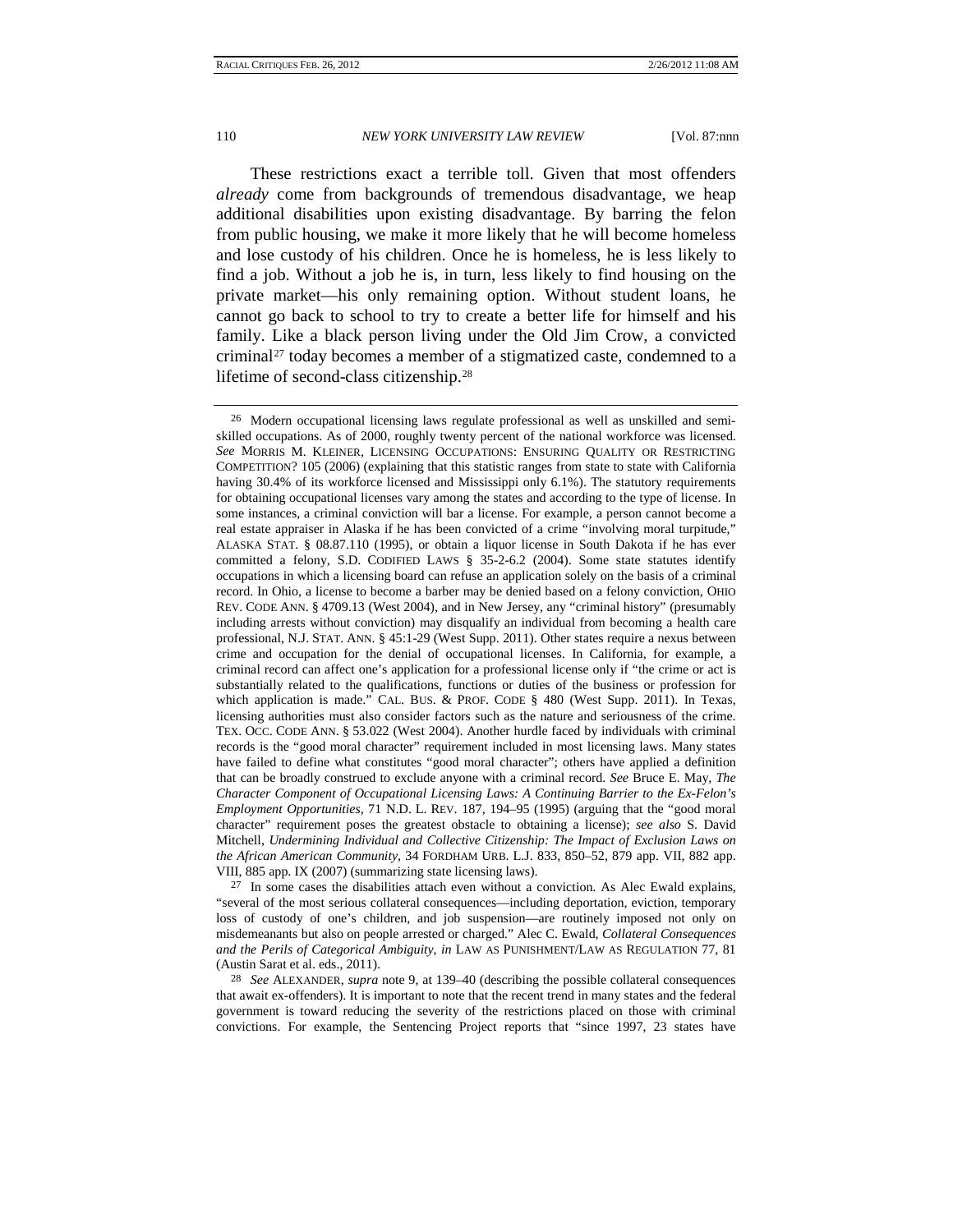These restrictions exact a terrible toll. Given that most offenders *already* come from backgrounds of tremendous disadvantage, we heap additional disabilities upon existing disadvantage. By barring the felon from public housing, we make it more likely that he will become homeless and lose custody of his children. Once he is homeless, he is less likely to find a job. Without a job he is, in turn, less likely to find housing on the private market—his only remaining option. Without student loans, he cannot go back to school to try to create a better life for himself and his family. Like a black person living under the Old Jim Crow, a convicted criminal[27] today becomes a member of a stigmatized caste, condemned to a lifetime of second-class citizenship.[28]

---

[26] Modern occupational licensing laws regulate professional as well as unskilled and semi-skilled occupations. As of 2000, roughly twenty percent of the national workforce was licensed. *See* MORRIS M. KLEINER, LICENSING OCCUPATIONS: ENSURING QUALITY OR RESTRICTING COMPETITION? 105 (2006) (explaining that this statistic ranges from state to state with California having 30.4% of its workforce licensed and Mississippi only 6.1%). The statutory requirements for obtaining occupational licenses vary among the states and according to the type of license. In some instances, a criminal conviction will bar a license. For example, a person cannot become a real estate appraiser in Alaska if he has been convicted of a crime "involving moral turpitude," ALASKA STAT. § 08.87.110 (1995), or obtain a liquor license in South Dakota if he has ever committed a felony, S.D. CODIFIED LAWS § 35-2-6.2 (2004). Some state statutes identify occupations in which a licensing board can refuse an application solely on the basis of a criminal record. In Ohio, a license to become a barber may be denied based on a felony conviction, OHIO REV. CODE ANN. § 4709.13 (West 2004), and in New Jersey, any "criminal history" (presumably including arrests without conviction) may disqualify an individual from becoming a health care professional, N.J. STAT. ANN. § 45:1-29 (West Supp. 2011). Other states require a nexus between crime and occupation for the denial of occupational licenses. In California, for example, a criminal record can affect one's application for a professional license only if "the crime or act is substantially related to the qualifications, functions or duties of the business or profession for which application is made." CAL. BUS. & PROF. CODE § 480 (West Supp. 2011). In Texas, licensing authorities must also consider factors such as the nature and seriousness of the crime. TEX. OCC. CODE ANN. § 53.022 (West 2004). Another hurdle faced by individuals with criminal records is the "good moral character" requirement included in most licensing laws. Many states have failed to define what constitutes "good moral character"; others have applied a definition that can be broadly construed to exclude anyone with a criminal record. *See* Bruce E. May, *The Character Component of Occupational Licensing Laws: A Continuing Barrier to the Ex-Felon's Employment Opportunities*, 71 N.D. L. REV. 187, 194–95 (1995) (arguing that the "good moral character" requirement poses the greatest obstacle to obtaining a license); *see also* S. David Mitchell, *Undermining Individual and Collective Citizenship: The Impact of Exclusion Laws on the African American Community*, 34 FORDHAM URB. L.J. 833, 850–52, 879 app. VII, 882 app. VIII, 885 app. IX (2007) (summarizing state licensing laws).

[27] In some cases the disabilities attach even without a conviction. As Alec Ewald explains, "several of the most serious collateral consequences—including deportation, eviction, temporary loss of custody of one's children, and job suspension—are routinely imposed not only on misdemeanants but also on people arrested or charged." Alec C. Ewald, *Collateral Consequences and the Perils of Categorical Ambiguity*, *in* LAW AS PUNISHMENT/LAW AS REGULATION 77, 81 (Austin Sarat et al. eds., 2011).

[28] *See* ALEXANDER, *supra* note 9, at 139–40 (describing the possible collateral consequences that await ex-offenders). It is important to note that the recent trend in many states and the federal government is toward reducing the severity of the restrictions placed on those with criminal convictions. For example, the Sentencing Project reports that "since 1997, 23 states have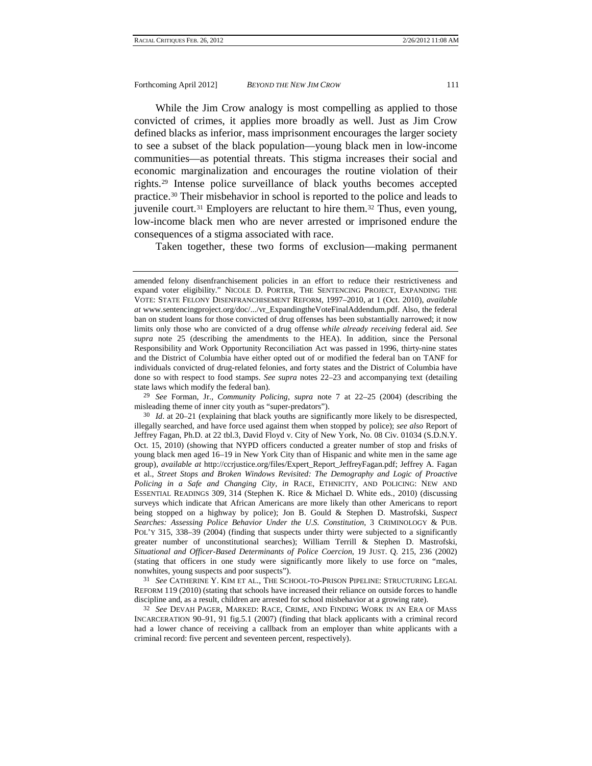While the Jim Crow analogy is most compelling as applied to those convicted of crimes, it applies more broadly as well. Just as Jim Crow defined blacks as inferior, mass imprisonment encourages the larger society to see a subset of the black population—young black men in low-income communities—as potential threats. This stigma increases their social and economic marginalization and encourages the routine violation of their rights.[29] Intense police surveillance of black youths becomes accepted practice.[30] Their misbehavior in school is reported to the police and leads to juvenile court.[31] Employers are reluctant to hire them.[32] Thus, even young, low-income black men who are never arrested or imprisoned endure the consequences of a stigma associated with race.

Taken together, these two forms of exclusion—making permanent

---

amended felony disenfranchisement policies in an effort to reduce their restrictiveness and expand voter eligibility." NICOLE D. PORTER, THE SENTENCING PROJECT, EXPANDING THE VOTE: STATE FELONY DISENFRANCHISEMENT REFORM, 1997–2010, at 1 (Oct. 2010), *available at* www.sentencingproject.org/doc/.../vr_ExpandingtheVoteFinalAddendum.pdf. Also, the federal ban on student loans for those convicted of drug offenses has been substantially narrowed; it now limits only those who are convicted of a drug offense *while already receiving* federal aid. *See supra* note 25 (describing the amendments to the HEA). In addition, since the Personal Responsibility and Work Opportunity Reconciliation Act was passed in 1996, thirty-nine states and the District of Columbia have either opted out of or modified the federal ban on TANF for individuals convicted of drug-related felonies, and forty states and the District of Columbia have done so with respect to food stamps. *See supra* notes 22–23 and accompanying text (detailing state laws which modify the federal ban).

[29] *See* Forman, Jr., *Community Policing*, *supra* note 7 at 22–25 (2004) (describing the misleading theme of inner city youth as "super-predators").

[30] *Id*. at 20–21 (explaining that black youths are significantly more likely to be disrespected, illegally searched, and have force used against them when stopped by police); *see also* Report of Jeffrey Fagan, Ph.D. at 22 tbl.3, David Floyd v. City of New York, No. 08 Civ. 01034 (S.D.N.Y. Oct. 15, 2010) (showing that NYPD officers conducted a greater number of stop and frisks of young black men aged 16–19 in New York City than of Hispanic and white men in the same age group), *available at* http://ccrjustice.org/files/Expert_Report_JeffreyFagan.pdf; Jeffrey A. Fagan et al., *Street Stops and Broken Windows Revisited: The Demography and Logic of Proactive Policing in a Safe and Changing City*, *in* RACE, ETHNICITY, AND POLICING: NEW AND ESSENTIAL READINGS 309, 314 (Stephen K. Rice & Michael D. White eds., 2010) (discussing surveys which indicate that African Americans are more likely than other Americans to report being stopped on a highway by police); Jon B. Gould & Stephen D. Mastrofski, *Suspect Searches: Assessing Police Behavior Under the U.S. Constitution*, 3 CRIMINOLOGY & PUB. POL'Y 315, 338–39 (2004) (finding that suspects under thirty were subjected to a significantly greater number of unconstitutional searches); William Terrill & Stephen D. Mastrofski, *Situational and Officer-Based Determinants of Police Coercion*, 19 JUST. Q. 215, 236 (2002) (stating that officers in one study were significantly more likely to use force on "males, nonwhites, young suspects and poor suspects").

[31] *See* CATHERINE Y. KIM ET AL., THE SCHOOL-TO-PRISON PIPELINE: STRUCTURING LEGAL REFORM 119 (2010) (stating that schools have increased their reliance on outside forces to handle discipline and, as a result, children are arrested for school misbehavior at a growing rate).

[32] *See* DEVAH PAGER, MARKED: RACE, CRIME, AND FINDING WORK IN AN ERA OF MASS INCARCERATION 90–91, 91 fig.5.1 (2007) (finding that black applicants with a criminal record had a lower chance of receiving a callback from an employer than white applicants with a criminal record: five percent and seventeen percent, respectively).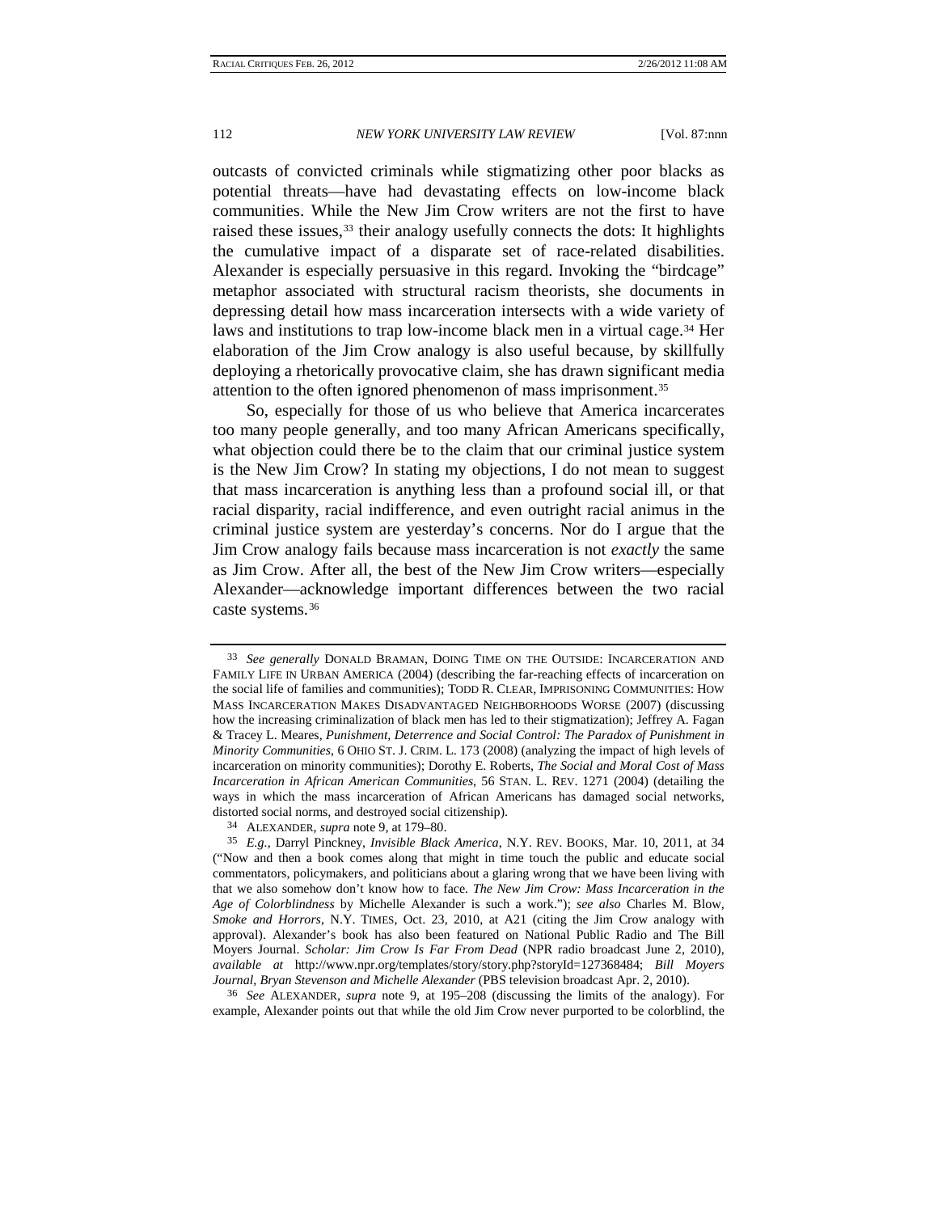outcasts of convicted criminals while stigmatizing other poor blacks as potential threats—have had devastating effects on low-income black communities. While the New Jim Crow writers are not the first to have raised these issues,[33] their analogy usefully connects the dots: It highlights the cumulative impact of a disparate set of race-related disabilities. Alexander is especially persuasive in this regard. Invoking the "birdcage" metaphor associated with structural racism theorists, she documents in depressing detail how mass incarceration intersects with a wide variety of laws and institutions to trap low-income black men in a virtual cage.[34] Her elaboration of the Jim Crow analogy is also useful because, by skillfully deploying a rhetorically provocative claim, she has drawn significant media attention to the often ignored phenomenon of mass imprisonment.[35]

So, especially for those of us who believe that America incarcerates too many people generally, and too many African Americans specifically, what objection could there be to the claim that our criminal justice system is the New Jim Crow? In stating my objections, I do not mean to suggest that mass incarceration is anything less than a profound social ill, or that racial disparity, racial indifference, and even outright racial animus in the criminal justice system are yesterday's concerns. Nor do I argue that the Jim Crow analogy fails because mass incarceration is not *exactly* the same as Jim Crow. After all, the best of the New Jim Crow writers—especially Alexander—acknowledge important differences between the two racial caste systems.[36]

---

[33] *See generally* DONALD BRAMAN, DOING TIME ON THE OUTSIDE: INCARCERATION AND FAMILY LIFE IN URBAN AMERICA (2004) (describing the far-reaching effects of incarceration on the social life of families and communities); TODD R. CLEAR, IMPRISONING COMMUNITIES: HOW MASS INCARCERATION MAKES DISADVANTAGED NEIGHBORHOODS WORSE (2007) (discussing how the increasing criminalization of black men has led to their stigmatization); Jeffrey A. Fagan & Tracey L. Meares, *Punishment, Deterrence and Social Control: The Paradox of Punishment in Minority Communities*, 6 OHIO ST. J. CRIM. L. 173 (2008) (analyzing the impact of high levels of incarceration on minority communities); Dorothy E. Roberts, *The Social and Moral Cost of Mass Incarceration in African American Communities*, 56 STAN. L. REV. 1271 (2004) (detailing the ways in which the mass incarceration of African Americans has damaged social networks, distorted social norms, and destroyed social citizenship).

[34] ALEXANDER, *supra* note 9, at 179–80.

[35] *E.g.*, Darryl Pinckney, *Invisible Black America*, N.Y. REV. BOOKS, Mar. 10, 2011, at 34 ("Now and then a book comes along that might in time touch the public and educate social commentators, policymakers, and politicians about a glaring wrong that we have been living with that we also somehow don't know how to face. *The New Jim Crow: Mass Incarceration in the Age of Colorblindness* by Michelle Alexander is such a work."); *see also* Charles M. Blow, *Smoke and Horrors*, N.Y. TIMES, Oct. 23, 2010, at A21 (citing the Jim Crow analogy with approval). Alexander's book has also been featured on National Public Radio and The Bill Moyers Journal. *Scholar: Jim Crow Is Far From Dead* (NPR radio broadcast June 2, 2010), *available at* http://www.npr.org/templates/story/story.php?storyId=127368484; *Bill Moyers Journal, Bryan Stevenson and Michelle Alexander* (PBS television broadcast Apr. 2, 2010).

[36] *See* ALEXANDER, *supra* note 9, at 195–208 (discussing the limits of the analogy). For example, Alexander points out that while the old Jim Crow never purported to be colorblind, the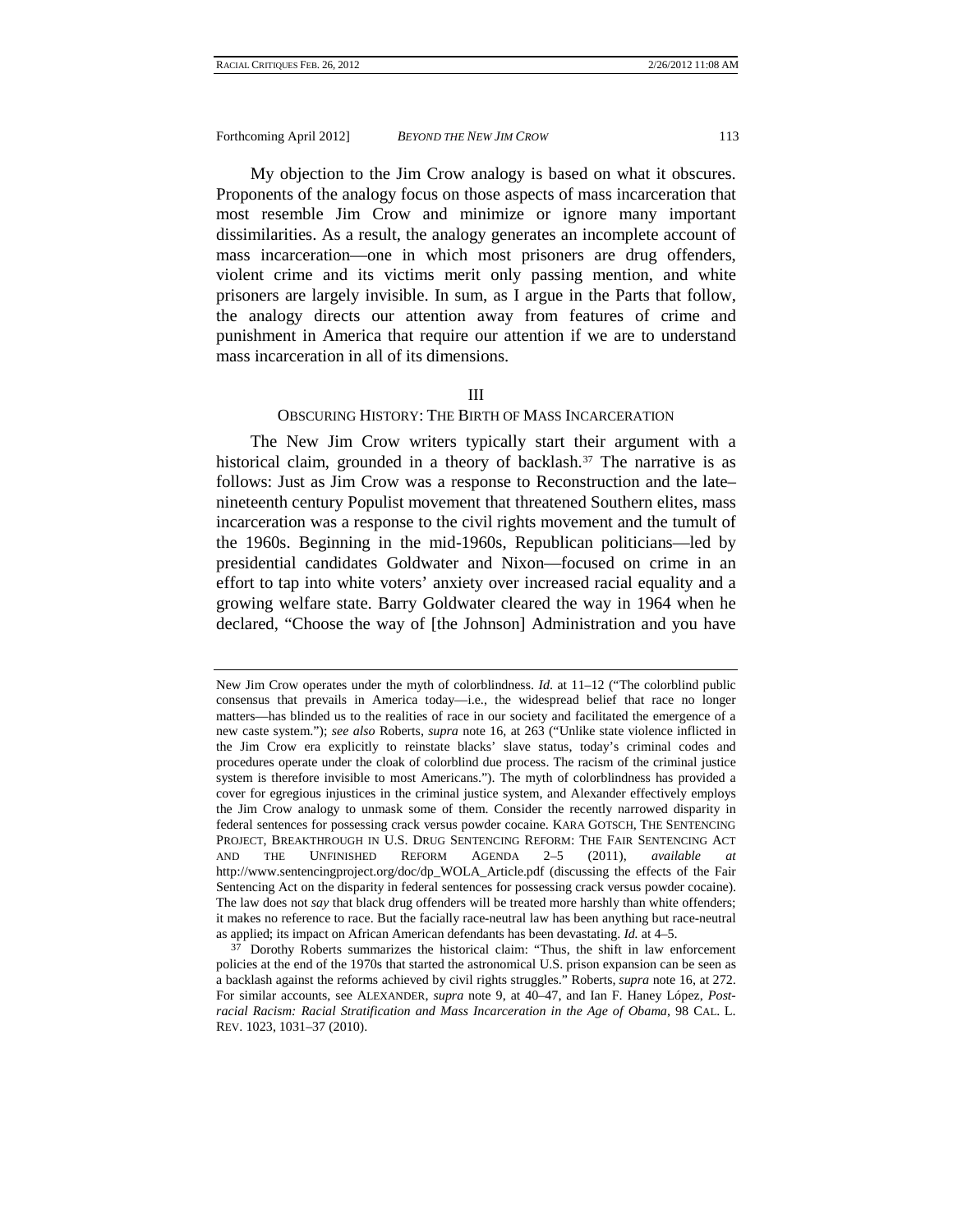My objection to the Jim Crow analogy is based on what it obscures. Proponents of the analogy focus on those aspects of mass incarceration that most resemble Jim Crow and minimize or ignore many important dissimilarities. As a result, the analogy generates an incomplete account of mass incarceration—one in which most prisoners are drug offenders, violent crime and its victims merit only passing mention, and white prisoners are largely invisible. In sum, as I argue in the Parts that follow, the analogy directs our attention away from features of crime and punishment in America that require our attention if we are to understand mass incarceration in all of its dimensions.

## III

## OBSCURING HISTORY: THE BIRTH OF MASS INCARCERATION

The New Jim Crow writers typically start their argument with a historical claim, grounded in a theory of backlash.[37] The narrative is as follows: Just as Jim Crow was a response to Reconstruction and the late–nineteenth century Populist movement that threatened Southern elites, mass incarceration was a response to the civil rights movement and the tumult of the 1960s. Beginning in the mid-1960s, Republican politicians—led by presidential candidates Goldwater and Nixon—focused on crime in an effort to tap into white voters' anxiety over increased racial equality and a growing welfare state. Barry Goldwater cleared the way in 1964 when he declared, "Choose the way of [the Johnson] Administration and you have

---

New Jim Crow operates under the myth of colorblindness. *Id.* at 11–12 ("The colorblind public consensus that prevails in America today—i.e., the widespread belief that race no longer matters—has blinded us to the realities of race in our society and facilitated the emergence of a new caste system."); *see also* Roberts, *supra* note 16, at 263 ("Unlike state violence inflicted in the Jim Crow era explicitly to reinstate blacks' slave status, today's criminal codes and procedures operate under the cloak of colorblind due process. The racism of the criminal justice system is therefore invisible to most Americans."). The myth of colorblindness has provided a cover for egregious injustices in the criminal justice system, and Alexander effectively employs the Jim Crow analogy to unmask some of them. Consider the recently narrowed disparity in federal sentences for possessing crack versus powder cocaine. KARA GOTSCH, THE SENTENCING PROJECT, BREAKTHROUGH IN U.S. DRUG SENTENCING REFORM: THE FAIR SENTENCING ACT AND THE UNFINISHED REFORM AGENDA 2–5 (2011), *available at* http://www.sentencingproject.org/doc/dp_WOLA_Article.pdf (discussing the effects of the Fair Sentencing Act on the disparity in federal sentences for possessing crack versus powder cocaine). The law does not *say* that black drug offenders will be treated more harshly than white offenders; it makes no reference to race. But the facially race-neutral law has been anything but race-neutral as applied; its impact on African American defendants has been devastating. *Id.* at 4–5.

[37] Dorothy Roberts summarizes the historical claim: "Thus, the shift in law enforcement policies at the end of the 1970s that started the astronomical U.S. prison expansion can be seen as a backlash against the reforms achieved by civil rights struggles." Roberts, *supra* note 16, at 272. For similar accounts, see ALEXANDER, *supra* note 9, at 40–47, and Ian F. Haney López, *Post-racial Racism: Racial Stratification and Mass Incarceration in the Age of Obama*, 98 CAL. L. REV. 1023, 1031–37 (2010).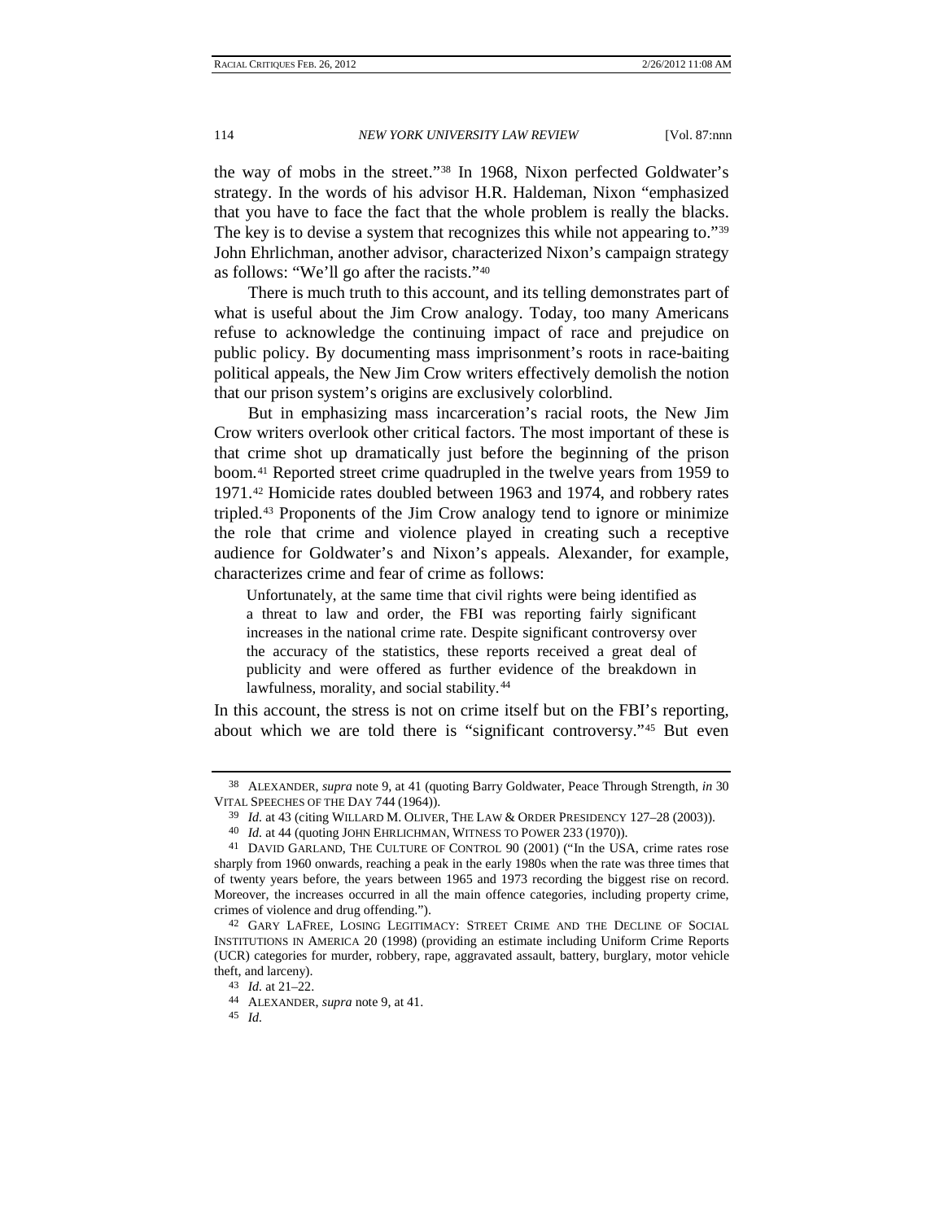the way of mobs in the street."[38] In 1968, Nixon perfected Goldwater's strategy. In the words of his advisor H.R. Haldeman, Nixon "emphasized that you have to face the fact that the whole problem is really the blacks. The key is to devise a system that recognizes this while not appearing to."[39] John Ehrlichman, another advisor, characterized Nixon's campaign strategy as follows: "We'll go after the racists."[40]

There is much truth to this account, and its telling demonstrates part of what is useful about the Jim Crow analogy. Today, too many Americans refuse to acknowledge the continuing impact of race and prejudice on public policy. By documenting mass imprisonment's roots in race-baiting political appeals, the New Jim Crow writers effectively demolish the notion that our prison system's origins are exclusively colorblind.

But in emphasizing mass incarceration's racial roots, the New Jim Crow writers overlook other critical factors. The most important of these is that crime shot up dramatically just before the beginning of the prison boom.[41] Reported street crime quadrupled in the twelve years from 1959 to 1971.[42] Homicide rates doubled between 1963 and 1974, and robbery rates tripled.[43] Proponents of the Jim Crow analogy tend to ignore or minimize the role that crime and violence played in creating such a receptive audience for Goldwater's and Nixon's appeals. Alexander, for example, characterizes crime and fear of crime as follows:

> Unfortunately, at the same time that civil rights were being identified as a threat to law and order, the FBI was reporting fairly significant increases in the national crime rate. Despite significant controversy over the accuracy of the statistics, these reports received a great deal of publicity and were offered as further evidence of the breakdown in lawfulness, morality, and social stability.[44]

In this account, the stress is not on crime itself but on the FBI's reporting, about which we are told there is "significant controversy."[45] But even

---

[38] ALEXANDER, *supra* note 9, at 41 (quoting Barry Goldwater, Peace Through Strength, *in* 30 VITAL SPEECHES OF THE DAY 744 (1964)).

[39] *Id.* at 43 (citing WILLARD M. OLIVER, THE LAW & ORDER PRESIDENCY 127–28 (2003)).

[40] *Id.* at 44 (quoting JOHN EHRLICHMAN, WITNESS TO POWER 233 (1970)).

[41] DAVID GARLAND, THE CULTURE OF CONTROL 90 (2001) ("In the USA, crime rates rose sharply from 1960 onwards, reaching a peak in the early 1980s when the rate was three times that of twenty years before, the years between 1965 and 1973 recording the biggest rise on record. Moreover, the increases occurred in all the main offence categories, including property crime, crimes of violence and drug offending.").

[42] GARY LAFREE, LOSING LEGITIMACY: STREET CRIME AND THE DECLINE OF SOCIAL INSTITUTIONS IN AMERICA 20 (1998) (providing an estimate including Uniform Crime Reports (UCR) categories for murder, robbery, rape, aggravated assault, battery, burglary, motor vehicle theft, and larceny).

[43] *Id.* at 21–22.

[44] ALEXANDER, *supra* note 9, at 41.

[45] *Id.*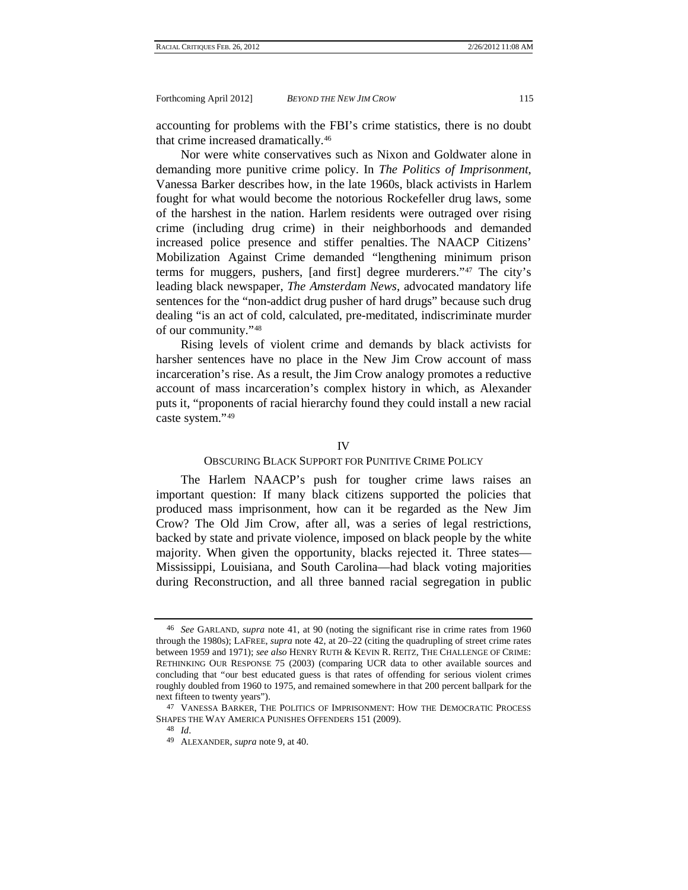accounting for problems with the FBI's crime statistics, there is no doubt that crime increased dramatically.[46]

Nor were white conservatives such as Nixon and Goldwater alone in demanding more punitive crime policy. In *The Politics of Imprisonment*, Vanessa Barker describes how, in the late 1960s, black activists in Harlem fought for what would become the notorious Rockefeller drug laws, some of the harshest in the nation. Harlem residents were outraged over rising crime (including drug crime) in their neighborhoods and demanded increased police presence and stiffer penalties. The NAACP Citizens' Mobilization Against Crime demanded "lengthening minimum prison terms for muggers, pushers, [and first] degree murderers."[47] The city's leading black newspaper, *The Amsterdam News*, advocated mandatory life sentences for the "non-addict drug pusher of hard drugs" because such drug dealing "is an act of cold, calculated, pre-meditated, indiscriminate murder of our community."[48]

Rising levels of violent crime and demands by black activists for harsher sentences have no place in the New Jim Crow account of mass incarceration's rise. As a result, the Jim Crow analogy promotes a reductive account of mass incarceration's complex history in which, as Alexander puts it, "proponents of racial hierarchy found they could install a new racial caste system."[49]

## IV
## OBSCURING BLACK SUPPORT FOR PUNITIVE CRIME POLICY

The Harlem NAACP's push for tougher crime laws raises an important question: If many black citizens supported the policies that produced mass imprisonment, how can it be regarded as the New Jim Crow? The Old Jim Crow, after all, was a series of legal restrictions, backed by state and private violence, imposed on black people by the white majority. When given the opportunity, blacks rejected it. Three states—Mississippi, Louisiana, and South Carolina—had black voting majorities during Reconstruction, and all three banned racial segregation in public

---

[46] *See* GARLAND, *supra* note 41, at 90 (noting the significant rise in crime rates from 1960 through the 1980s); LAFREE, *supra* note 42, at 20–22 (citing the quadrupling of street crime rates between 1959 and 1971); *see also* HENRY RUTH & KEVIN R. REITZ, THE CHALLENGE OF CRIME: RETHINKING OUR RESPONSE 75 (2003) (comparing UCR data to other available sources and concluding that "our best educated guess is that rates of offending for serious violent crimes roughly doubled from 1960 to 1975, and remained somewhere in that 200 percent ballpark for the next fifteen to twenty years").

[47] VANESSA BARKER, THE POLITICS OF IMPRISONMENT: HOW THE DEMOCRATIC PROCESS SHAPES THE WAY AMERICA PUNISHES OFFENDERS 151 (2009).

[48] *Id*.

[49] ALEXANDER, *supra* note 9, at 40.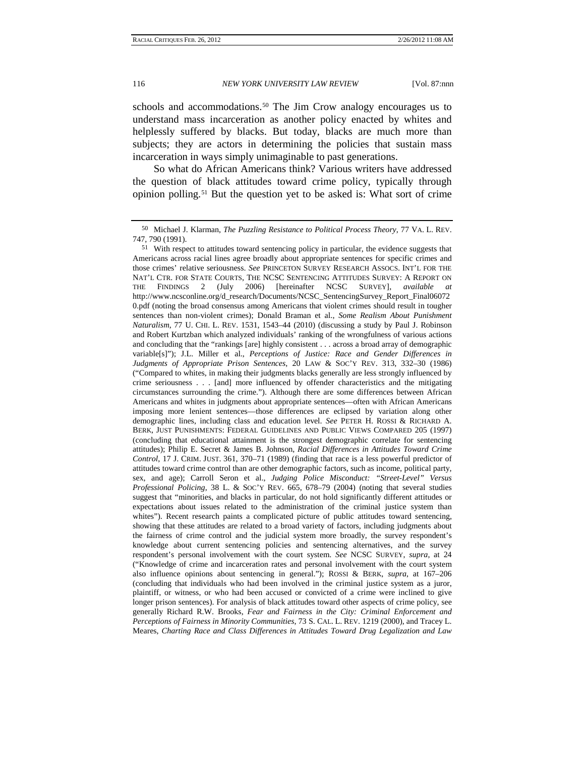schools and accommodations.[50] The Jim Crow analogy encourages us to understand mass incarceration as another policy enacted by whites and helplessly suffered by blacks. But today, blacks are much more than subjects; they are actors in determining the policies that sustain mass incarceration in ways simply unimaginable to past generations.

So what do African Americans think? Various writers have addressed the question of black attitudes toward crime policy, typically through opinion polling.[51] But the question yet to be asked is: What sort of crime

---

[50] Michael J. Klarman, *The Puzzling Resistance to Political Process Theory*, 77 VA. L. REV. 747, 790 (1991).

[51] With respect to attitudes toward sentencing policy in particular, the evidence suggests that Americans across racial lines agree broadly about appropriate sentences for specific crimes and those crimes' relative seriousness. *See* PRINCETON SURVEY RESEARCH ASSOCS. INT'L FOR THE NAT'L CTR. FOR STATE COURTS, THE NCSC SENTENCING ATTITUDES SURVEY: A REPORT ON THE FINDINGS 2 (July 2006) [hereinafter NCSC SURVEY], *available at* http://www.ncsconline.org/d_research/Documents/NCSC_SentencingSurvey_Report_Final060720.pdf (noting the broad consensus among Americans that violent crimes should result in tougher sentences than non-violent crimes); Donald Braman et al., *Some Realism About Punishment Naturalism*, 77 U. CHI. L. REV. 1531, 1543–44 (2010) (discussing a study by Paul J. Robinson and Robert Kurtzban which analyzed individuals' ranking of the wrongfulness of various actions and concluding that the "rankings [are] highly consistent . . . across a broad array of demographic variable[s]"); J.L. Miller et al., *Perceptions of Justice: Race and Gender Differences in Judgments of Appropriate Prison Sentences*, 20 LAW & SOC'Y REV. 313, 332–30 (1986) ("Compared to whites, in making their judgments blacks generally are less strongly influenced by crime seriousness . . . [and] more influenced by offender characteristics and the mitigating circumstances surrounding the crime."). Although there are some differences between African Americans and whites in judgments about appropriate sentences—often with African Americans imposing more lenient sentences—those differences are eclipsed by variation along other demographic lines, including class and education level. *See* PETER H. ROSSI & RICHARD A. BERK, JUST PUNISHMENTS: FEDERAL GUIDELINES AND PUBLIC VIEWS COMPARED 205 (1997) (concluding that educational attainment is the strongest demographic correlate for sentencing attitudes); Philip E. Secret & James B. Johnson, *Racial Differences in Attitudes Toward Crime Control*, 17 J. CRIM. JUST. 361, 370–71 (1989) (finding that race is a less powerful predictor of attitudes toward crime control than are other demographic factors, such as income, political party, sex, and age); Carroll Seron et al., *Judging Police Misconduct: "Street-Level" Versus Professional Policing*, 38 L. & SOC'Y REV. 665, 678–79 (2004) (noting that several studies suggest that "minorities, and blacks in particular, do not hold significantly different attitudes or expectations about issues related to the administration of the criminal justice system than whites"). Recent research paints a complicated picture of public attitudes toward sentencing, showing that these attitudes are related to a broad variety of factors, including judgments about the fairness of crime control and the judicial system more broadly, the survey respondent's knowledge about current sentencing policies and sentencing alternatives, and the survey respondent's personal involvement with the court system. *See* NCSC SURVEY, *supra*, at 24 ("Knowledge of crime and incarceration rates and personal involvement with the court system also influence opinions about sentencing in general."); ROSSI & BERK, *supra*, at 167–206 (concluding that individuals who had been involved in the criminal justice system as a juror, plaintiff, or witness, or who had been accused or convicted of a crime were inclined to give longer prison sentences). For analysis of black attitudes toward other aspects of crime policy, see generally Richard R.W. Brooks, *Fear and Fairness in the City: Criminal Enforcement and Perceptions of Fairness in Minority Communities*, 73 S. CAL. L. REV. 1219 (2000), and Tracey L. Meares, *Charting Race and Class Differences in Attitudes Toward Drug Legalization and Law*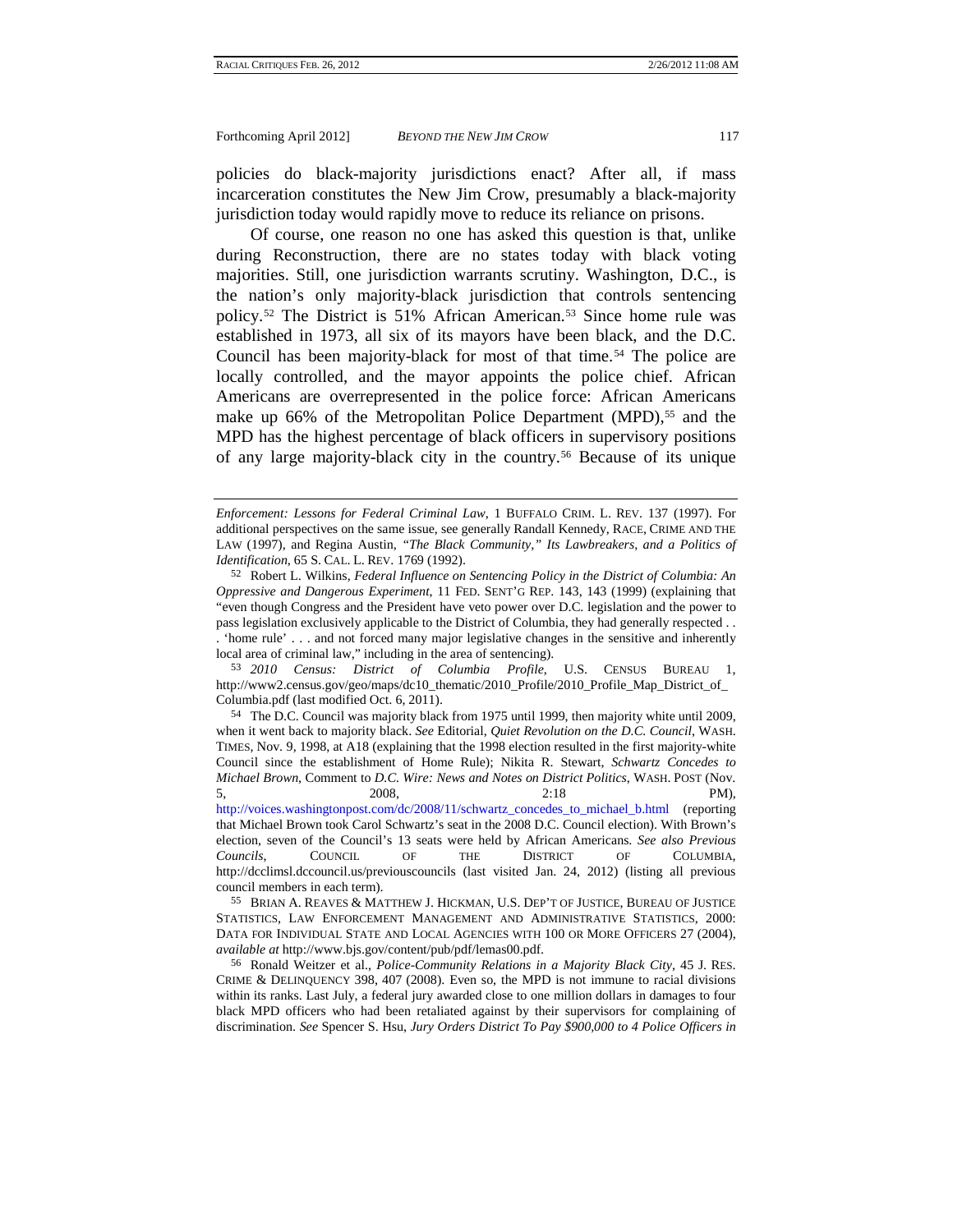policies do black-majority jurisdictions enact? After all, if mass incarceration constitutes the New Jim Crow, presumably a black-majority jurisdiction today would rapidly move to reduce its reliance on prisons.

Of course, one reason no one has asked this question is that, unlike during Reconstruction, there are no states today with black voting majorities. Still, one jurisdiction warrants scrutiny. Washington, D.C., is the nation's only majority-black jurisdiction that controls sentencing policy.[52] The District is 51% African American.[53] Since home rule was established in 1973, all six of its mayors have been black, and the D.C. Council has been majority-black for most of that time.[54] The police are locally controlled, and the mayor appoints the police chief. African Americans are overrepresented in the police force: African Americans make up 66% of the Metropolitan Police Department (MPD),[55] and the MPD has the highest percentage of black officers in supervisory positions of any large majority-black city in the country.[56] Because of its unique

---

*Enforcement: Lessons for Federal Criminal Law*, 1 BUFFALO CRIM. L. REV. 137 (1997). For additional perspectives on the same issue, see generally Randall Kennedy, RACE, CRIME AND THE LAW (1997), and Regina Austin, *"The Black Community," Its Lawbreakers, and a Politics of Identification*, 65 S. CAL. L. REV. 1769 (1992).

52 Robert L. Wilkins, *Federal Influence on Sentencing Policy in the District of Columbia: An Oppressive and Dangerous Experiment*, 11 FED. SENT'G REP. 143, 143 (1999) (explaining that "even though Congress and the President have veto power over D.C. legislation and the power to pass legislation exclusively applicable to the District of Columbia, they had generally respected . . . 'home rule' . . . and not forced many major legislative changes in the sensitive and inherently local area of criminal law," including in the area of sentencing).

53 *2010 Census: District of Columbia Profile*, U.S. CENSUS BUREAU 1, http://www2.census.gov/geo/maps/dc10_thematic/2010_Profile/2010_Profile_Map_District_of_Columbia.pdf (last modified Oct. 6, 2011).

54 The D.C. Council was majority black from 1975 until 1999, then majority white until 2009, when it went back to majority black. *See* Editorial, *Quiet Revolution on the D.C. Council*, WASH. TIMES, Nov. 9, 1998, at A18 (explaining that the 1998 election resulted in the first majority-white Council since the establishment of Home Rule); Nikita R. Stewart, *Schwartz Concedes to Michael Brown*, Comment to *D.C. Wire: News and Notes on District Politics*, WASH. POST (Nov. 5, 2008, 2:18 PM), http://voices.washingtonpost.com/dc/2008/11/schwartz_concedes_to_michael_b.html (reporting that Michael Brown took Carol Schwartz's seat in the 2008 D.C. Council election). With Brown's election, seven of the Council's 13 seats were held by African Americans. *See also Previous Councils*, COUNCIL OF THE DISTRICT OF COLUMBIA, http://dcclimsl.dccouncil.us/previouscouncils (last visited Jan. 24, 2012) (listing all previous council members in each term).

55 BRIAN A. REAVES & MATTHEW J. HICKMAN, U.S. DEP'T OF JUSTICE, BUREAU OF JUSTICE STATISTICS, LAW ENFORCEMENT MANAGEMENT AND ADMINISTRATIVE STATISTICS, 2000: DATA FOR INDIVIDUAL STATE AND LOCAL AGENCIES WITH 100 OR MORE OFFICERS 27 (2004), *available at* http://www.bjs.gov/content/pub/pdf/lemas00.pdf.

56 Ronald Weitzer et al., *Police-Community Relations in a Majority Black City*, 45 J. RES. CRIME & DELINQUENCY 398, 407 (2008). Even so, the MPD is not immune to racial divisions within its ranks. Last July, a federal jury awarded close to one million dollars in damages to four black MPD officers who had been retaliated against by their supervisors for complaining of discrimination. *See* Spencer S. Hsu, *Jury Orders District To Pay $900,000 to 4 Police Officers in*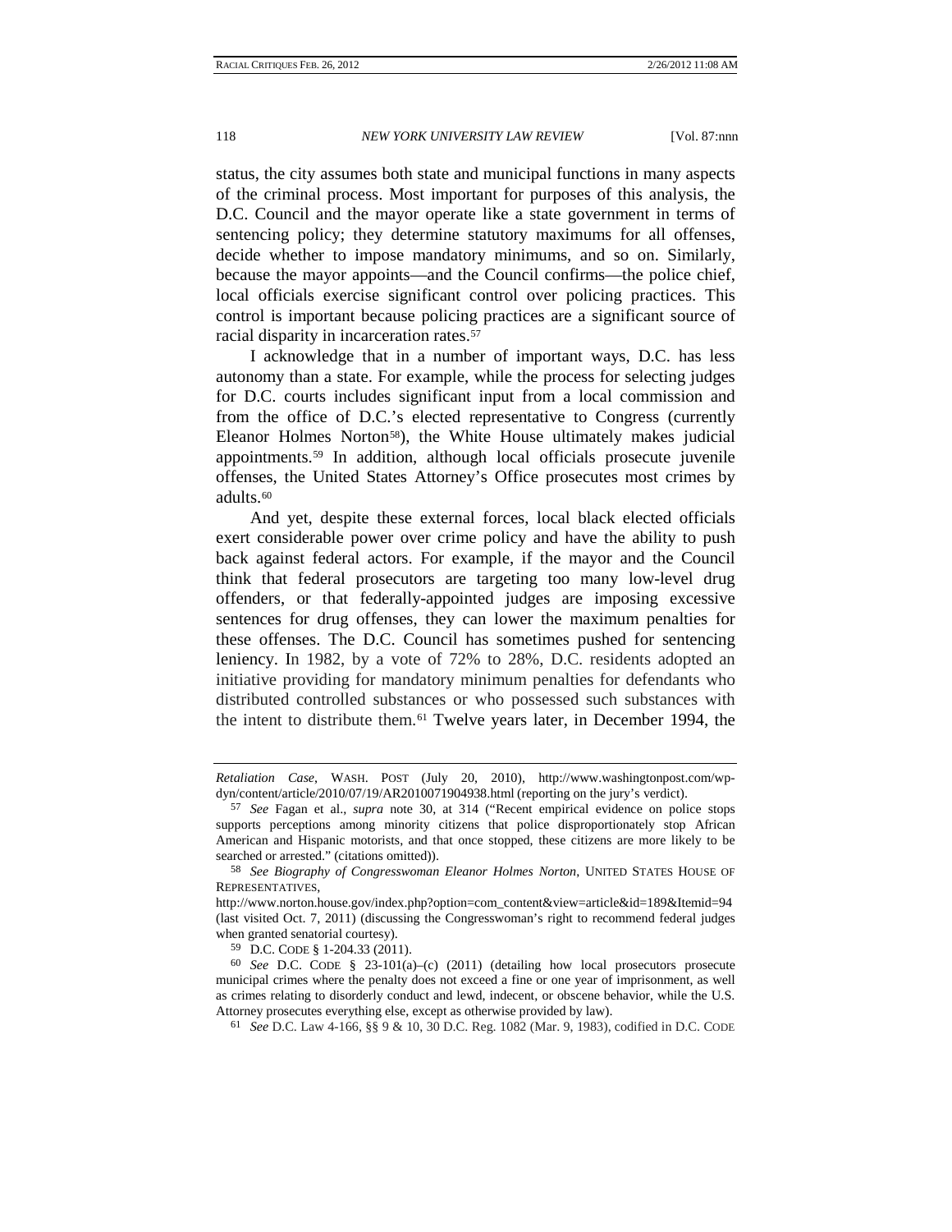status, the city assumes both state and municipal functions in many aspects of the criminal process. Most important for purposes of this analysis, the D.C. Council and the mayor operate like a state government in terms of sentencing policy; they determine statutory maximums for all offenses, decide whether to impose mandatory minimums, and so on. Similarly, because the mayor appoints—and the Council confirms—the police chief, local officials exercise significant control over policing practices. This control is important because policing practices are a significant source of racial disparity in incarceration rates.[57]

I acknowledge that in a number of important ways, D.C. has less autonomy than a state. For example, while the process for selecting judges for D.C. courts includes significant input from a local commission and from the office of D.C.'s elected representative to Congress (currently Eleanor Holmes Norton[58]), the White House ultimately makes judicial appointments.[59] In addition, although local officials prosecute juvenile offenses, the United States Attorney's Office prosecutes most crimes by adults.[60]

And yet, despite these external forces, local black elected officials exert considerable power over crime policy and have the ability to push back against federal actors. For example, if the mayor and the Council think that federal prosecutors are targeting too many low-level drug offenders, or that federally-appointed judges are imposing excessive sentences for drug offenses, they can lower the maximum penalties for these offenses. The D.C. Council has sometimes pushed for sentencing leniency. In 1982, by a vote of 72% to 28%, D.C. residents adopted an initiative providing for mandatory minimum penalties for defendants who distributed controlled substances or who possessed such substances with the intent to distribute them.[61] Twelve years later, in December 1994, the

---

*Retaliation Case*, WASH. POST (July 20, 2010), http://www.washingtonpost.com/wp-dyn/content/article/2010/07/19/AR2010071904938.html (reporting on the jury's verdict).

[57] *See* Fagan et al., *supra* note 30, at 314 ("Recent empirical evidence on police stops supports perceptions among minority citizens that police disproportionately stop African American and Hispanic motorists, and that once stopped, these citizens are more likely to be searched or arrested." (citations omitted)).

[58] *See Biography of Congresswoman Eleanor Holmes Norton*, UNITED STATES HOUSE OF REPRESENTATIVES, http://www.norton.house.gov/index.php?option=com_content&view=article&id=189&Itemid=94 (last visited Oct. 7, 2011) (discussing the Congresswoman's right to recommend federal judges when granted senatorial courtesy).

[59] D.C. CODE § 1-204.33 (2011).

[60] *See* D.C. CODE § 23-101(a)–(c) (2011) (detailing how local prosecutors prosecute municipal crimes where the penalty does not exceed a fine or one year of imprisonment, as well as crimes relating to disorderly conduct and lewd, indecent, or obscene behavior, while the U.S. Attorney prosecutes everything else, except as otherwise provided by law).

[61] *See* D.C. Law 4-166, §§ 9 & 10, 30 D.C. Reg. 1082 (Mar. 9, 1983), codified in D.C. CODE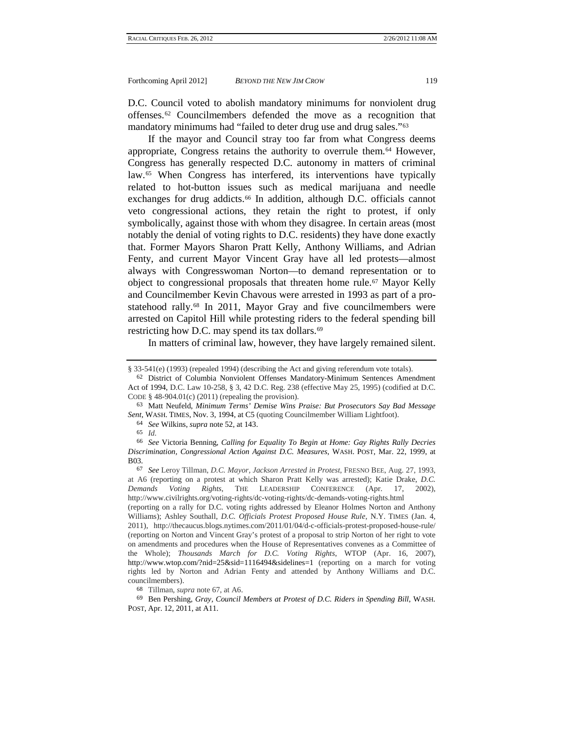D.C. Council voted to abolish mandatory minimums for nonviolent drug offenses.[62] Councilmembers defended the move as a recognition that mandatory minimums had "failed to deter drug use and drug sales."[63]

If the mayor and Council stray too far from what Congress deems appropriate, Congress retains the authority to overrule them.[64] However, Congress has generally respected D.C. autonomy in matters of criminal law.[65] When Congress has interfered, its interventions have typically related to hot-button issues such as medical marijuana and needle exchanges for drug addicts.[66] In addition, although D.C. officials cannot veto congressional actions, they retain the right to protest, if only symbolically, against those with whom they disagree. In certain areas (most notably the denial of voting rights to D.C. residents) they have done exactly that. Former Mayors Sharon Pratt Kelly, Anthony Williams, and Adrian Fenty, and current Mayor Vincent Gray have all led protests—almost always with Congresswoman Norton—to demand representation or to object to congressional proposals that threaten home rule.[67] Mayor Kelly and Councilmember Kevin Chavous were arrested in 1993 as part of a pro-statehood rally.[68] In 2011, Mayor Gray and five councilmembers were arrested on Capitol Hill while protesting riders to the federal spending bill restricting how D.C. may spend its tax dollars.[69]

In matters of criminal law, however, they have largely remained silent.

---

§ 33-541(e) (1993) (repealed 1994) (describing the Act and giving referendum vote totals).

[62] District of Columbia Nonviolent Offenses Mandatory-Minimum Sentences Amendment Act of 1994, D.C. Law 10-258, § 3, 42 D.C. Reg. 238 (effective May 25, 1995) (codified at D.C. CODE § 48-904.01(c) (2011) (repealing the provision).

[63] Matt Neufeld, *Minimum Terms' Demise Wins Praise: But Prosecutors Say Bad Message Sent*, WASH. TIMES, Nov. 3, 1994, at C5 (quoting Councilmember William Lightfoot).

[64] *See* Wilkins, *supra* note 52, at 143.

[65] *Id.*

[66] *See* Victoria Benning, *Calling for Equality To Begin at Home: Gay Rights Rally Decries Discrimination, Congressional Action Against D.C. Measures*, WASH. POST, Mar. 22, 1999, at B03.

[67] *See* Leroy Tillman, *D.C. Mayor, Jackson Arrested in Protest*, FRESNO BEE, Aug. 27, 1993, at A6 (reporting on a protest at which Sharon Pratt Kelly was arrested); Katie Drake, *D.C. Demands Voting Rights*, THE LEADERSHIP CONFERENCE (Apr. 17, 2002), http://www.civilrights.org/voting-rights/dc-voting-rights/dc-demands-voting-rights.html (reporting on a rally for D.C. voting rights addressed by Eleanor Holmes Norton and Anthony Williams); Ashley Southall, *D.C. Officials Protest Proposed House Rule*, N.Y. TIMES (Jan. 4, 2011), http://thecaucus.blogs.nytimes.com/2011/01/04/d-c-officials-protest-proposed-house-rule/ (reporting on Norton and Vincent Gray's protest of a proposal to strip Norton of her right to vote on amendments and procedures when the House of Representatives convenes as a Committee of the Whole); *Thousands March for D.C. Voting Rights*, WTOP (Apr. 16, 2007), http://www.wtop.com/?nid=25&sid=1116494&sidelines=1 (reporting on a march for voting rights led by Norton and Adrian Fenty and attended by Anthony Williams and D.C. councilmembers).

[68] Tillman, *supra* note 67, at A6.

[69] Ben Pershing, *Gray, Council Members at Protest of D.C. Riders in Spending Bill*, WASH. POST, Apr. 12, 2011, at A11.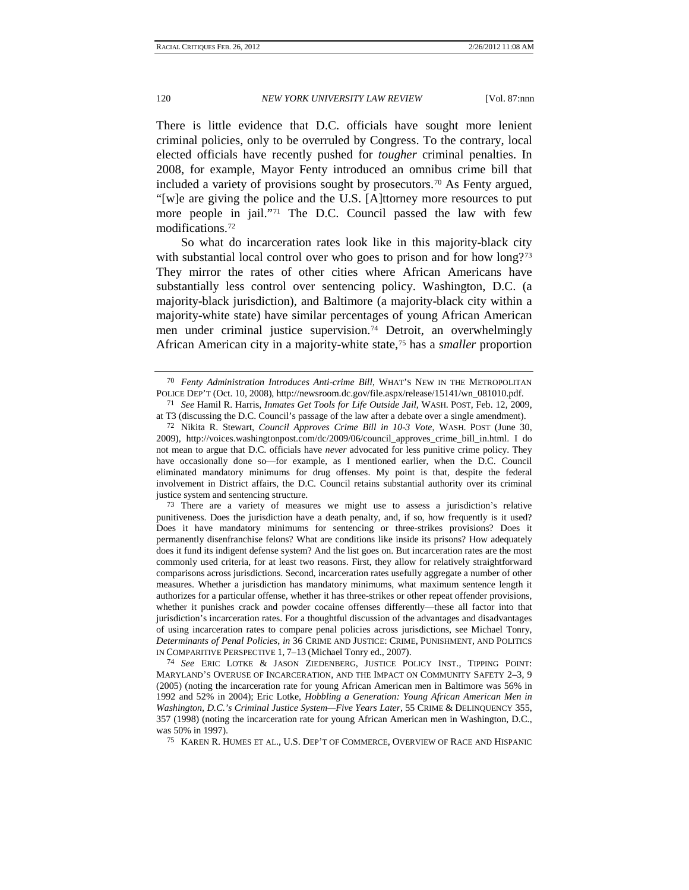There is little evidence that D.C. officials have sought more lenient criminal policies, only to be overruled by Congress. To the contrary, local elected officials have recently pushed for *tougher* criminal penalties. In 2008, for example, Mayor Fenty introduced an omnibus crime bill that included a variety of provisions sought by prosecutors.[70] As Fenty argued, "[w]e are giving the police and the U.S. [A]ttorney more resources to put more people in jail."[71] The D.C. Council passed the law with few modifications.[72]

So what do incarceration rates look like in this majority-black city with substantial local control over who goes to prison and for how long?[73] They mirror the rates of other cities where African Americans have substantially less control over sentencing policy. Washington, D.C. (a majority-black jurisdiction), and Baltimore (a majority-black city within a majority-white state) have similar percentages of young African American men under criminal justice supervision.[74] Detroit, an overwhelmingly African American city in a majority-white state,[75] has a *smaller* proportion

---

[70] *Fenty Administration Introduces Anti-crime Bill*, WHAT'S NEW IN THE METROPOLITAN POLICE DEP'T (Oct. 10, 2008), http://newsroom.dc.gov/file.aspx/release/15141/wn_081010.pdf.

[71] *See* Hamil R. Harris, *Inmates Get Tools for Life Outside Jail*, WASH. POST, Feb. 12, 2009, at T3 (discussing the D.C. Council's passage of the law after a debate over a single amendment).

[72] Nikita R. Stewart, *Council Approves Crime Bill in 10-3 Vote*, WASH. POST (June 30, 2009), http://voices.washingtonpost.com/dc/2009/06/council_approves_crime_bill_in.html. I do not mean to argue that D.C. officials have *never* advocated for less punitive crime policy. They have occasionally done so—for example, as I mentioned earlier, when the D.C. Council eliminated mandatory minimums for drug offenses. My point is that, despite the federal involvement in District affairs, the D.C. Council retains substantial authority over its criminal justice system and sentencing structure.

[73] There are a variety of measures we might use to assess a jurisdiction's relative punitiveness. Does the jurisdiction have a death penalty, and, if so, how frequently is it used? Does it have mandatory minimums for sentencing or three-strikes provisions? Does it permanently disenfranchise felons? What are conditions like inside its prisons? How adequately does it fund its indigent defense system? And the list goes on. But incarceration rates are the most commonly used criteria, for at least two reasons. First, they allow for relatively straightforward comparisons across jurisdictions. Second, incarceration rates usefully aggregate a number of other measures. Whether a jurisdiction has mandatory minimums, what maximum sentence length it authorizes for a particular offense, whether it has three-strikes or other repeat offender provisions, whether it punishes crack and powder cocaine offenses differently—these all factor into that jurisdiction's incarceration rates. For a thoughtful discussion of the advantages and disadvantages of using incarceration rates to compare penal policies across jurisdictions, see Michael Tonry, *Determinants of Penal Policies*, *in* 36 CRIME AND JUSTICE: CRIME, PUNISHMENT, AND POLITICS IN COMPARITIVE PERSPECTIVE 1, 7–13 (Michael Tonry ed., 2007).

[74] *See* ERIC LOTKE & JASON ZIEDENBERG, JUSTICE POLICY INST., TIPPING POINT: MARYLAND'S OVERUSE OF INCARCERATION, AND THE IMPACT ON COMMUNITY SAFETY 2–3, 9 (2005) (noting the incarceration rate for young African American men in Baltimore was 56% in 1992 and 52% in 2004); Eric Lotke, *Hobbling a Generation: Young African American Men in Washington, D.C.'s Criminal Justice System—Five Years Later*, 55 CRIME & DELINQUENCY 355, 357 (1998) (noting the incarceration rate for young African American men in Washington, D.C., was 50% in 1997).

[75] KAREN R. HUMES ET AL., U.S. DEP'T OF COMMERCE, OVERVIEW OF RACE AND HISPANIC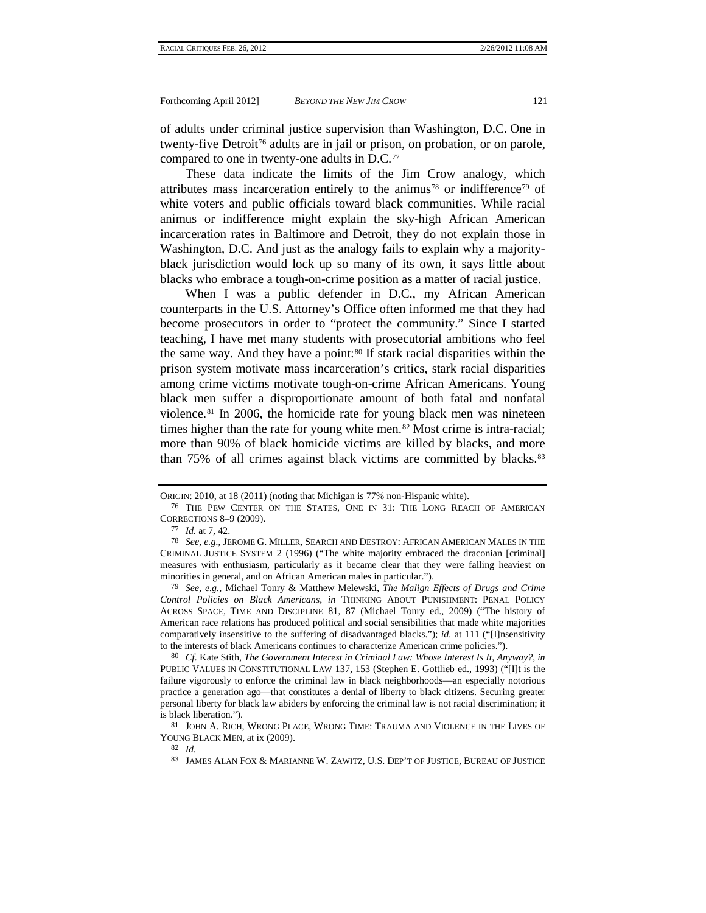of adults under criminal justice supervision than Washington, D.C. One in twenty-five Detroit[76] adults are in jail or prison, on probation, or on parole, compared to one in twenty-one adults in D.C.[77]

These data indicate the limits of the Jim Crow analogy, which attributes mass incarceration entirely to the animus[78] or indifference[79] of white voters and public officials toward black communities. While racial animus or indifference might explain the sky-high African American incarceration rates in Baltimore and Detroit, they do not explain those in Washington, D.C. And just as the analogy fails to explain why a majority-black jurisdiction would lock up so many of its own, it says little about blacks who embrace a tough-on-crime position as a matter of racial justice.

When I was a public defender in D.C., my African American counterparts in the U.S. Attorney's Office often informed me that they had become prosecutors in order to "protect the community." Since I started teaching, I have met many students with prosecutorial ambitions who feel the same way. And they have a point:[80] If stark racial disparities within the prison system motivate mass incarceration's critics, stark racial disparities among crime victims motivate tough-on-crime African Americans. Young black men suffer a disproportionate amount of both fatal and nonfatal violence.[81] In 2006, the homicide rate for young black men was nineteen times higher than the rate for young white men.[82] Most crime is intra-racial; more than 90% of black homicide victims are killed by blacks, and more than 75% of all crimes against black victims are committed by blacks.[83]

---

ORIGIN: 2010, at 18 (2011) (noting that Michigan is 77% non-Hispanic white).

76 THE PEW CENTER ON THE STATES, ONE IN 31: THE LONG REACH OF AMERICAN CORRECTIONS 8–9 (2009).

77 *Id.* at 7, 42.

78 *See, e.g.*, JEROME G. MILLER, SEARCH AND DESTROY: AFRICAN AMERICAN MALES IN THE CRIMINAL JUSTICE SYSTEM 2 (1996) ("The white majority embraced the draconian [criminal] measures with enthusiasm, particularly as it became clear that they were falling heaviest on minorities in general, and on African American males in particular.").

79 *See, e.g.*, Michael Tonry & Matthew Melewski, *The Malign Effects of Drugs and Crime Control Policies on Black Americans*, *in* THINKING ABOUT PUNISHMENT: PENAL POLICY ACROSS SPACE, TIME AND DISCIPLINE 81, 87 (Michael Tonry ed., 2009) ("The history of American race relations has produced political and social sensibilities that made white majorities comparatively insensitive to the suffering of disadvantaged blacks."); *id.* at 111 ("[I]nsensitivity to the interests of black Americans continues to characterize American crime policies.").

80 *Cf.* Kate Stith, *The Government Interest in Criminal Law: Whose Interest Is It, Anyway?*, *in* PUBLIC VALUES IN CONSTITUTIONAL LAW 137, 153 (Stephen E. Gottlieb ed., 1993) ("[I]t is the failure vigorously to enforce the criminal law in black neighborhoods—an especially notorious practice a generation ago—that constitutes a denial of liberty to black citizens. Securing greater personal liberty for black law abiders by enforcing the criminal law is not racial discrimination; it is black liberation.").

81 JOHN A. RICH, WRONG PLACE, WRONG TIME: TRAUMA AND VIOLENCE IN THE LIVES OF YOUNG BLACK MEN, at ix (2009).

82 *Id.*

83 JAMES ALAN FOX & MARIANNE W. ZAWITZ, U.S. DEP'T OF JUSTICE, BUREAU OF JUSTICE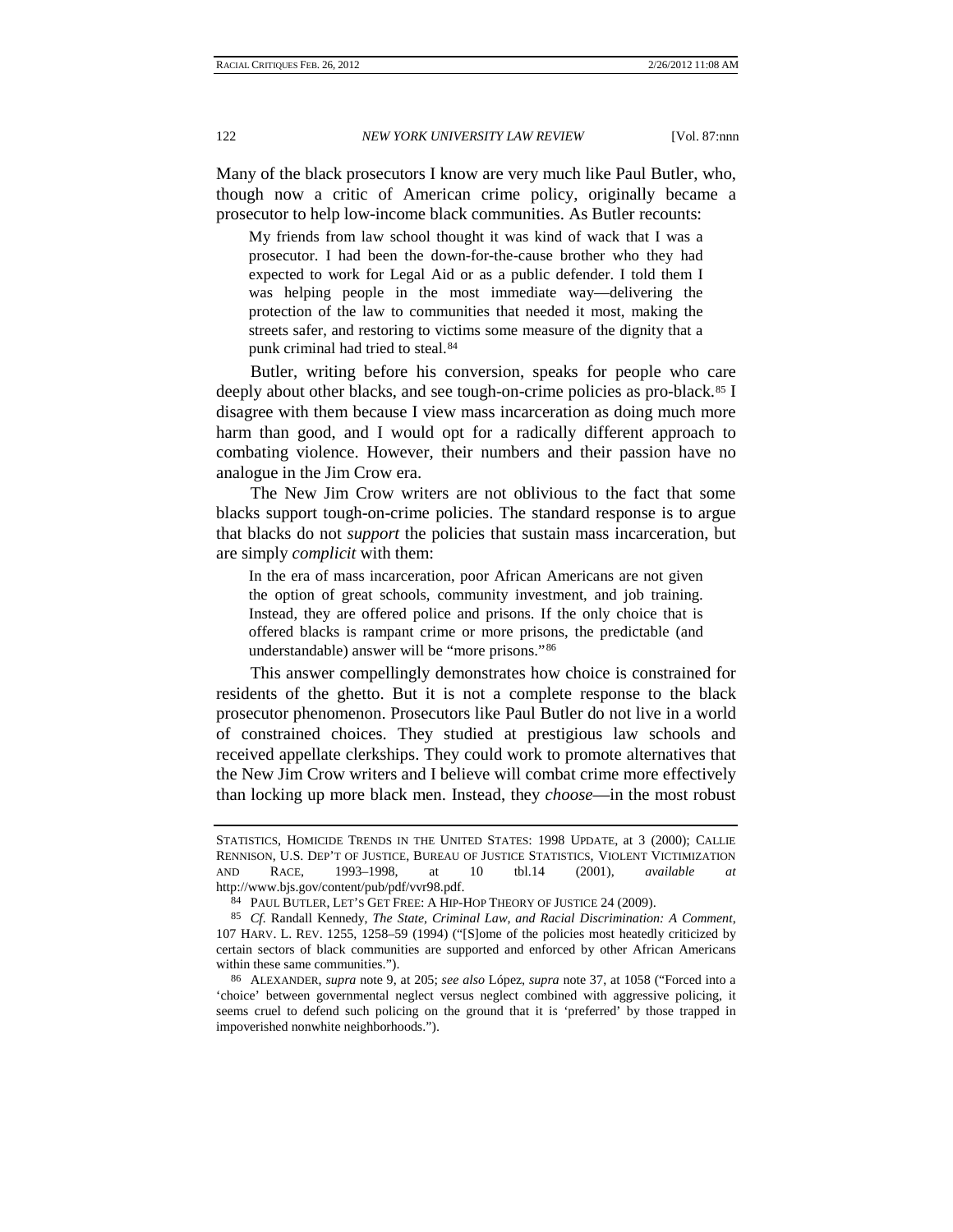Many of the black prosecutors I know are very much like Paul Butler, who, though now a critic of American crime policy, originally became a prosecutor to help low-income black communities. As Butler recounts:

> My friends from law school thought it was kind of wack that I was a prosecutor. I had been the down-for-the-cause brother who they had expected to work for Legal Aid or as a public defender. I told them I was helping people in the most immediate way—delivering the protection of the law to communities that needed it most, making the streets safer, and restoring to victims some measure of the dignity that a punk criminal had tried to steal.[84]

Butler, writing before his conversion, speaks for people who care deeply about other blacks, and see tough-on-crime policies as pro-black.[85] I disagree with them because I view mass incarceration as doing much more harm than good, and I would opt for a radically different approach to combating violence. However, their numbers and their passion have no analogue in the Jim Crow era.

The New Jim Crow writers are not oblivious to the fact that some blacks support tough-on-crime policies. The standard response is to argue that blacks do not *support* the policies that sustain mass incarceration, but are simply *complicit* with them:

> In the era of mass incarceration, poor African Americans are not given the option of great schools, community investment, and job training. Instead, they are offered police and prisons. If the only choice that is offered blacks is rampant crime or more prisons, the predictable (and understandable) answer will be "more prisons."[86]

This answer compellingly demonstrates how choice is constrained for residents of the ghetto. But it is not a complete response to the black prosecutor phenomenon. Prosecutors like Paul Butler do not live in a world of constrained choices. They studied at prestigious law schools and received appellate clerkships. They could work to promote alternatives that the New Jim Crow writers and I believe will combat crime more effectively than locking up more black men. Instead, they *choose*—in the most robust

---

STATISTICS, HOMICIDE TRENDS IN THE UNITED STATES: 1998 UPDATE, at 3 (2000); CALLIE RENNISON, U.S. DEP'T OF JUSTICE, BUREAU OF JUSTICE STATISTICS, VIOLENT VICTIMIZATION AND RACE, 1993–1998, at 10 tbl.14 (2001), *available at* http://www.bjs.gov/content/pub/pdf/vvr98.pdf.

84 PAUL BUTLER, LET'S GET FREE: A HIP-HOP THEORY OF JUSTICE 24 (2009).

85 *Cf.* Randall Kennedy, *The State, Criminal Law, and Racial Discrimination: A Comment*, 107 HARV. L. REV. 1255, 1258–59 (1994) ("[S]ome of the policies most heatedly criticized by certain sectors of black communities are supported and enforced by other African Americans within these same communities.").

86 ALEXANDER, *supra* note 9, at 205; *see also* López, *supra* note 37, at 1058 ("Forced into a 'choice' between governmental neglect versus neglect combined with aggressive policing, it seems cruel to defend such policing on the ground that it is 'preferred' by those trapped in impoverished nonwhite neighborhoods.").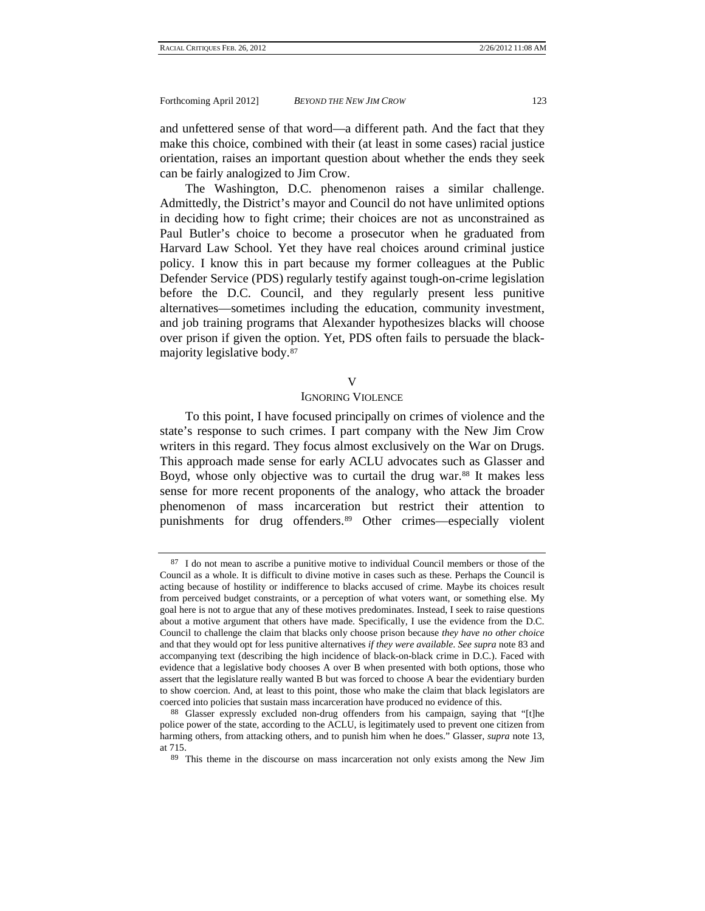and unfettered sense of that word—a different path. And the fact that they make this choice, combined with their (at least in some cases) racial justice orientation, raises an important question about whether the ends they seek can be fairly analogized to Jim Crow.

The Washington, D.C. phenomenon raises a similar challenge. Admittedly, the District's mayor and Council do not have unlimited options in deciding how to fight crime; their choices are not as unconstrained as Paul Butler's choice to become a prosecutor when he graduated from Harvard Law School. Yet they have real choices around criminal justice policy. I know this in part because my former colleagues at the Public Defender Service (PDS) regularly testify against tough-on-crime legislation before the D.C. Council, and they regularly present less punitive alternatives—sometimes including the education, community investment, and job training programs that Alexander hypothesizes blacks will choose over prison if given the option. Yet, PDS often fails to persuade the black-majority legislative body.[87]

## V
## IGNORING VIOLENCE

To this point, I have focused principally on crimes of violence and the state's response to such crimes. I part company with the New Jim Crow writers in this regard. They focus almost exclusively on the War on Drugs. This approach made sense for early ACLU advocates such as Glasser and Boyd, whose only objective was to curtail the drug war.[88] It makes less sense for more recent proponents of the analogy, who attack the broader phenomenon of mass incarceration but restrict their attention to punishments for drug offenders.[89] Other crimes—especially violent

---

[87] I do not mean to ascribe a punitive motive to individual Council members or those of the Council as a whole. It is difficult to divine motive in cases such as these. Perhaps the Council is acting because of hostility or indifference to blacks accused of crime. Maybe its choices result from perceived budget constraints, or a perception of what voters want, or something else. My goal here is not to argue that any of these motives predominates. Instead, I seek to raise questions about a motive argument that others have made. Specifically, I use the evidence from the D.C. Council to challenge the claim that blacks only choose prison because *they have no other choice* and that they would opt for less punitive alternatives *if they were available*. *See supra* note 83 and accompanying text (describing the high incidence of black-on-black crime in D.C.). Faced with evidence that a legislative body chooses A over B when presented with both options, those who assert that the legislature really wanted B but was forced to choose A bear the evidentiary burden to show coercion. And, at least to this point, those who make the claim that black legislators are coerced into policies that sustain mass incarceration have produced no evidence of this.

[88] Glasser expressly excluded non-drug offenders from his campaign, saying that "[t]he police power of the state, according to the ACLU, is legitimately used to prevent one citizen from harming others, from attacking others, and to punish him when he does." Glasser, *supra* note 13, at 715.

[89] This theme in the discourse on mass incarceration not only exists among the New Jim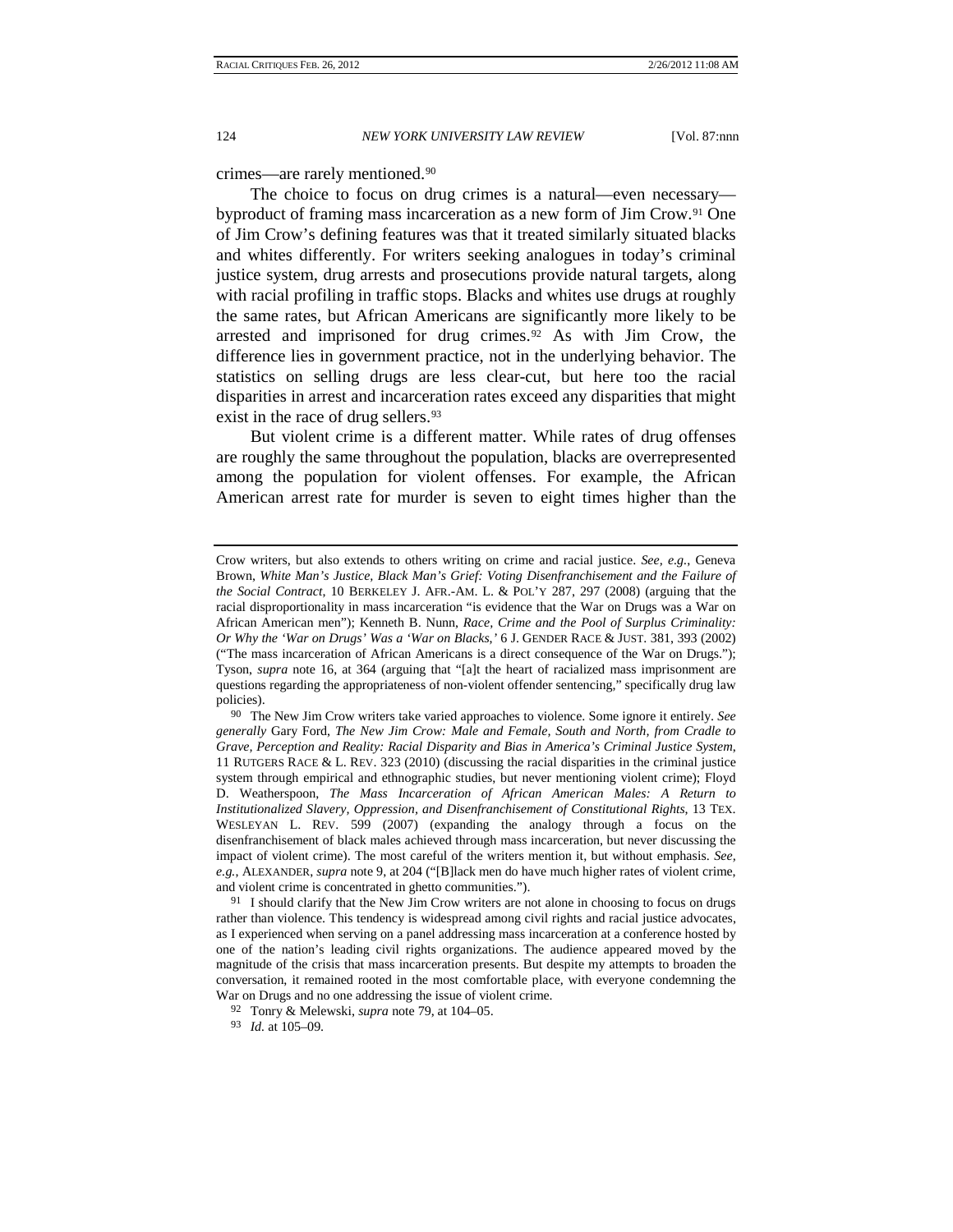crimes—are rarely mentioned.[90]

The choice to focus on drug crimes is a natural—even necessary—byproduct of framing mass incarceration as a new form of Jim Crow.[91] One of Jim Crow's defining features was that it treated similarly situated blacks and whites differently. For writers seeking analogues in today's criminal justice system, drug arrests and prosecutions provide natural targets, along with racial profiling in traffic stops. Blacks and whites use drugs at roughly the same rates, but African Americans are significantly more likely to be arrested and imprisoned for drug crimes.[92] As with Jim Crow, the difference lies in government practice, not in the underlying behavior. The statistics on selling drugs are less clear-cut, but here too the racial disparities in arrest and incarceration rates exceed any disparities that might exist in the race of drug sellers.[93]

But violent crime is a different matter. While rates of drug offenses are roughly the same throughout the population, blacks are overrepresented among the population for violent offenses. For example, the African American arrest rate for murder is seven to eight times higher than the

---

Crow writers, but also extends to others writing on crime and racial justice. *See, e.g.*, Geneva Brown, *White Man's Justice, Black Man's Grief: Voting Disenfranchisement and the Failure of the Social Contract*, 10 BERKELEY J. AFR.-AM. L. & POL'Y 287, 297 (2008) (arguing that the racial disproportionality in mass incarceration "is evidence that the War on Drugs was a War on African American men"); Kenneth B. Nunn, *Race, Crime and the Pool of Surplus Criminality: Or Why the 'War on Drugs' Was a 'War on Blacks*,*'* 6 J. GENDER RACE & JUST. 381, 393 (2002) ("The mass incarceration of African Americans is a direct consequence of the War on Drugs."); Tyson, *supra* note 16, at 364 (arguing that "[a]t the heart of racialized mass imprisonment are questions regarding the appropriateness of non-violent offender sentencing," specifically drug law policies).

[90] The New Jim Crow writers take varied approaches to violence. Some ignore it entirely. *See generally* Gary Ford, *The New Jim Crow: Male and Female, South and North, from Cradle to Grave, Perception and Reality: Racial Disparity and Bias in America's Criminal Justice System*, 11 RUTGERS RACE & L. REV. 323 (2010) (discussing the racial disparities in the criminal justice system through empirical and ethnographic studies, but never mentioning violent crime); Floyd D. Weatherspoon, *The Mass Incarceration of African American Males: A Return to Institutionalized Slavery, Oppression, and Disenfranchisement of Constitutional Rights*, 13 TEX. WESLEYAN L. REV. 599 (2007) (expanding the analogy through a focus on the disenfranchisement of black males achieved through mass incarceration, but never discussing the impact of violent crime). The most careful of the writers mention it, but without emphasis. *See, e.g.*, ALEXANDER, *supra* note 9, at 204 ("[B]lack men do have much higher rates of violent crime, and violent crime is concentrated in ghetto communities.").

[91] I should clarify that the New Jim Crow writers are not alone in choosing to focus on drugs rather than violence. This tendency is widespread among civil rights and racial justice advocates, as I experienced when serving on a panel addressing mass incarceration at a conference hosted by one of the nation's leading civil rights organizations. The audience appeared moved by the magnitude of the crisis that mass incarceration presents. But despite my attempts to broaden the conversation, it remained rooted in the most comfortable place, with everyone condemning the War on Drugs and no one addressing the issue of violent crime.

[92] Tonry & Melewski, *supra* note 79, at 104–05.

[93] *Id.* at 105–09.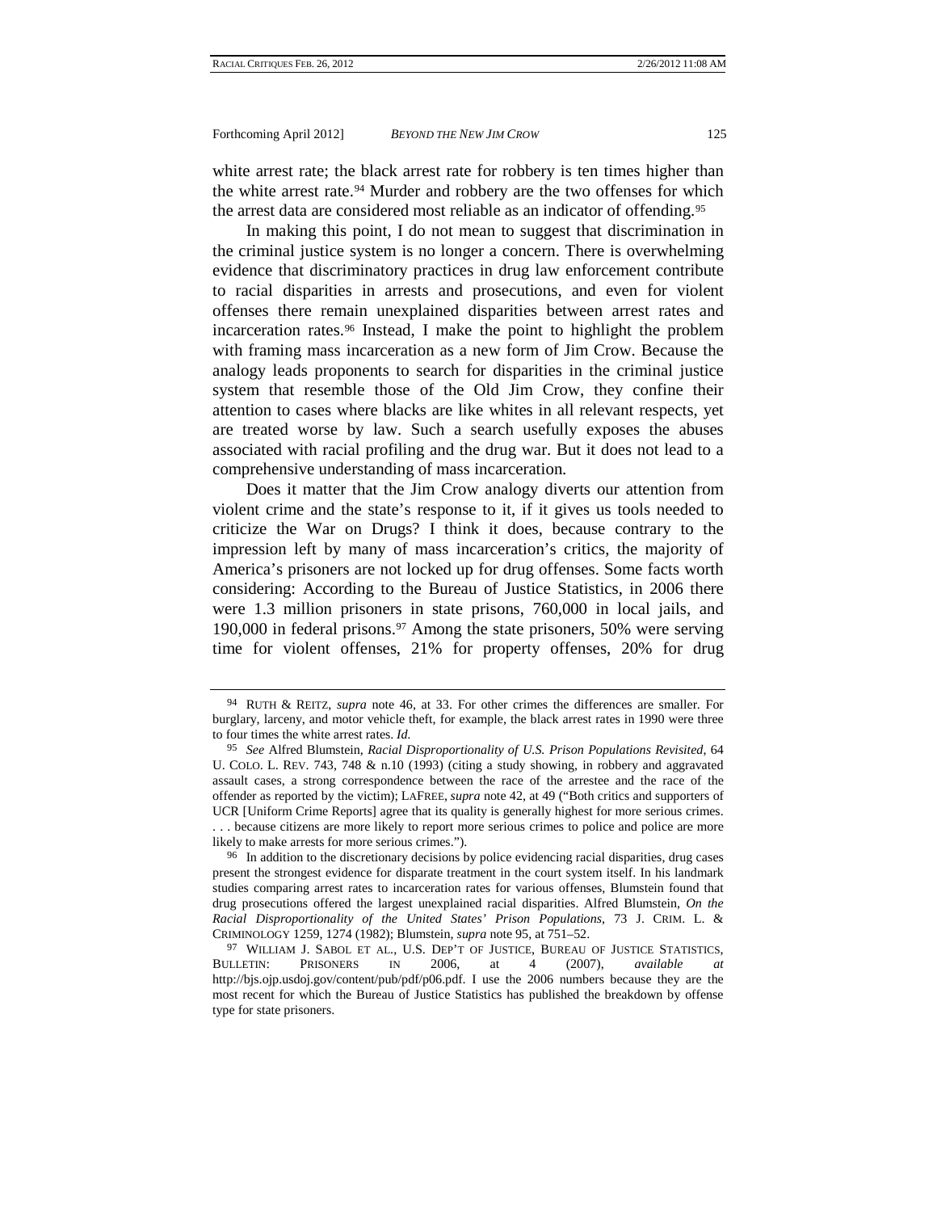white arrest rate; the black arrest rate for robbery is ten times higher than the white arrest rate.[94] Murder and robbery are the two offenses for which the arrest data are considered most reliable as an indicator of offending.[95]

In making this point, I do not mean to suggest that discrimination in the criminal justice system is no longer a concern. There is overwhelming evidence that discriminatory practices in drug law enforcement contribute to racial disparities in arrests and prosecutions, and even for violent offenses there remain unexplained disparities between arrest rates and incarceration rates.[96] Instead, I make the point to highlight the problem with framing mass incarceration as a new form of Jim Crow. Because the analogy leads proponents to search for disparities in the criminal justice system that resemble those of the Old Jim Crow, they confine their attention to cases where blacks are like whites in all relevant respects, yet are treated worse by law. Such a search usefully exposes the abuses associated with racial profiling and the drug war. But it does not lead to a comprehensive understanding of mass incarceration.

Does it matter that the Jim Crow analogy diverts our attention from violent crime and the state's response to it, if it gives us tools needed to criticize the War on Drugs? I think it does, because contrary to the impression left by many of mass incarceration's critics, the majority of America's prisoners are not locked up for drug offenses. Some facts worth considering: According to the Bureau of Justice Statistics, in 2006 there were 1.3 million prisoners in state prisons, 760,000 in local jails, and 190,000 in federal prisons.[97] Among the state prisoners, 50% were serving time for violent offenses, 21% for property offenses, 20% for drug

---

[94] RUTH & REITZ, *supra* note 46, at 33. For other crimes the differences are smaller. For burglary, larceny, and motor vehicle theft, for example, the black arrest rates in 1990 were three to four times the white arrest rates. *Id.*

[95] *See* Alfred Blumstein, *Racial Disproportionality of U.S. Prison Populations Revisited*, 64 U. COLO. L. REV. 743, 748 & n.10 (1993) (citing a study showing, in robbery and aggravated assault cases, a strong correspondence between the race of the arrestee and the race of the offender as reported by the victim); LAFREE, *supra* note 42, at 49 ("Both critics and supporters of UCR [Uniform Crime Reports] agree that its quality is generally highest for more serious crimes. . . . because citizens are more likely to report more serious crimes to police and police are more likely to make arrests for more serious crimes.").

[96] In addition to the discretionary decisions by police evidencing racial disparities, drug cases present the strongest evidence for disparate treatment in the court system itself. In his landmark studies comparing arrest rates to incarceration rates for various offenses, Blumstein found that drug prosecutions offered the largest unexplained racial disparities. Alfred Blumstein, *On the Racial Disproportionality of the United States' Prison Populations*, 73 J. CRIM. L. & CRIMINOLOGY 1259, 1274 (1982); Blumstein, *supra* note 95, at 751–52.

[97] WILLIAM J. SABOL ET AL., U.S. DEP'T OF JUSTICE, BUREAU OF JUSTICE STATISTICS, BULLETIN: PRISONERS IN 2006, at 4 (2007), *available at* http://bjs.ojp.usdoj.gov/content/pub/pdf/p06.pdf. I use the 2006 numbers because they are the most recent for which the Bureau of Justice Statistics has published the breakdown by offense type for state prisoners.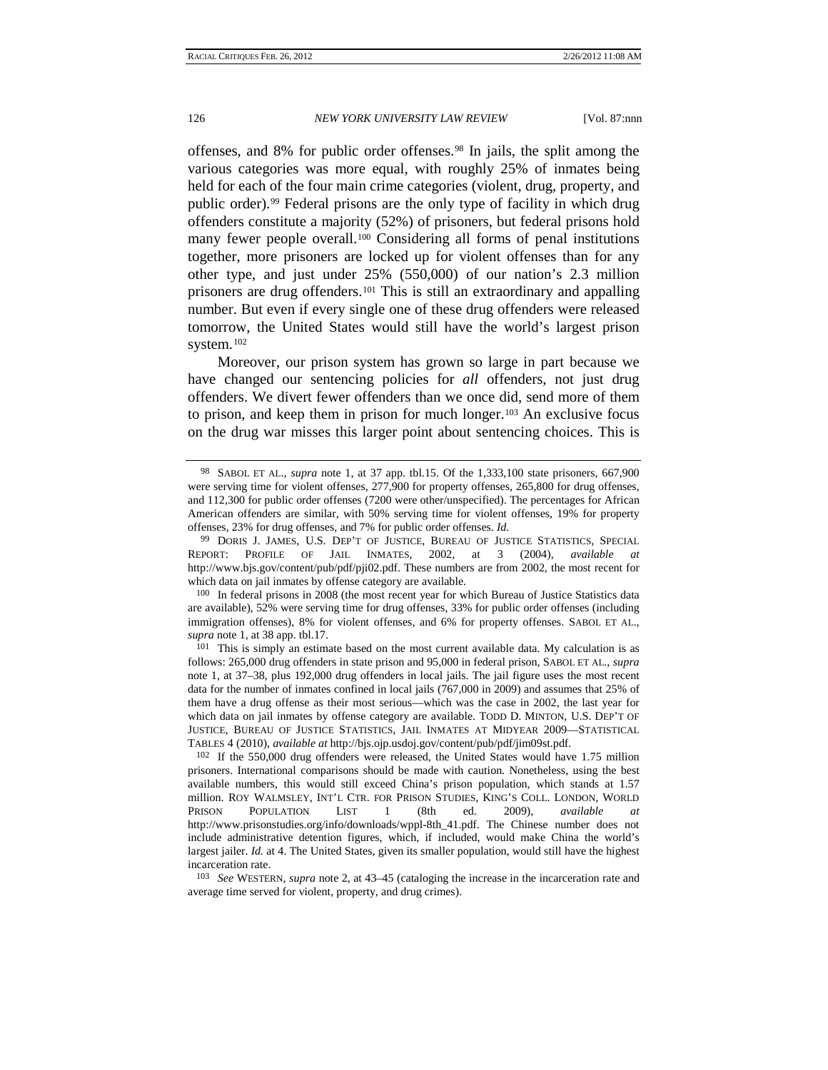offenses, and 8% for public order offenses.[98] In jails, the split among the various categories was more equal, with roughly 25% of inmates being held for each of the four main crime categories (violent, drug, property, and public order).[99] Federal prisons are the only type of facility in which drug offenders constitute a majority (52%) of prisoners, but federal prisons hold many fewer people overall.[100] Considering all forms of penal institutions together, more prisoners are locked up for violent offenses than for any other type, and just under 25% (550,000) of our nation's 2.3 million prisoners are drug offenders.[101] This is still an extraordinary and appalling number. But even if every single one of these drug offenders were released tomorrow, the United States would still have the world's largest prison system.[102]

Moreover, our prison system has grown so large in part because we have changed our sentencing policies for *all* offenders, not just drug offenders. We divert fewer offenders than we once did, send more of them to prison, and keep them in prison for much longer.[103] An exclusive focus on the drug war misses this larger point about sentencing choices. This is

---

[98] SABOL ET AL., *supra* note 1, at 37 app. tbl.15. Of the 1,333,100 state prisoners, 667,900 were serving time for violent offenses, 277,900 for property offenses, 265,800 for drug offenses, and 112,300 for public order offenses (7200 were other/unspecified). The percentages for African American offenders are similar, with 50% serving time for violent offenses, 19% for property offenses, 23% for drug offenses, and 7% for public order offenses. *Id.*

[99] DORIS J. JAMES, U.S. DEP'T OF JUSTICE, BUREAU OF JUSTICE STATISTICS, SPECIAL REPORT: PROFILE OF JAIL INMATES, 2002, at 3 (2004), *available at* http://www.bjs.gov/content/pub/pdf/pji02.pdf. These numbers are from 2002, the most recent for which data on jail inmates by offense category are available.

[100] In federal prisons in 2008 (the most recent year for which Bureau of Justice Statistics data are available), 52% were serving time for drug offenses, 33% for public order offenses (including immigration offenses), 8% for violent offenses, and 6% for property offenses. SABOL ET AL., *supra* note 1, at 38 app. tbl.17.

[101] This is simply an estimate based on the most current available data. My calculation is as follows: 265,000 drug offenders in state prison and 95,000 in federal prison, SABOL ET AL., *supra* note 1, at 37–38, plus 192,000 drug offenders in local jails. The jail figure uses the most recent data for the number of inmates confined in local jails (767,000 in 2009) and assumes that 25% of them have a drug offense as their most serious—which was the case in 2002, the last year for which data on jail inmates by offense category are available. TODD D. MINTON, U.S. DEP'T OF JUSTICE, BUREAU OF JUSTICE STATISTICS, JAIL INMATES AT MIDYEAR 2009—STATISTICAL TABLES 4 (2010), *available at* http://bjs.ojp.usdoj.gov/content/pub/pdf/jim09st.pdf.

[102] If the 550,000 drug offenders were released, the United States would have 1.75 million prisoners. International comparisons should be made with caution. Nonetheless, using the best available numbers, this would still exceed China's prison population, which stands at 1.57 million. ROY WALMSLEY, INT'L CTR. FOR PRISON STUDIES, KING'S COLL. LONDON, WORLD PRISON POPULATION LIST 1 (8th ed. 2009), *available at* http://www.prisonstudies.org/info/downloads/wppl-8th_41.pdf. The Chinese number does not include administrative detention figures, which, if included, would make China the world's largest jailer. *Id.* at 4. The United States, given its smaller population, would still have the highest incarceration rate.

[103] *See* WESTERN, *supra* note 2, at 43–45 (cataloging the increase in the incarceration rate and average time served for violent, property, and drug crimes).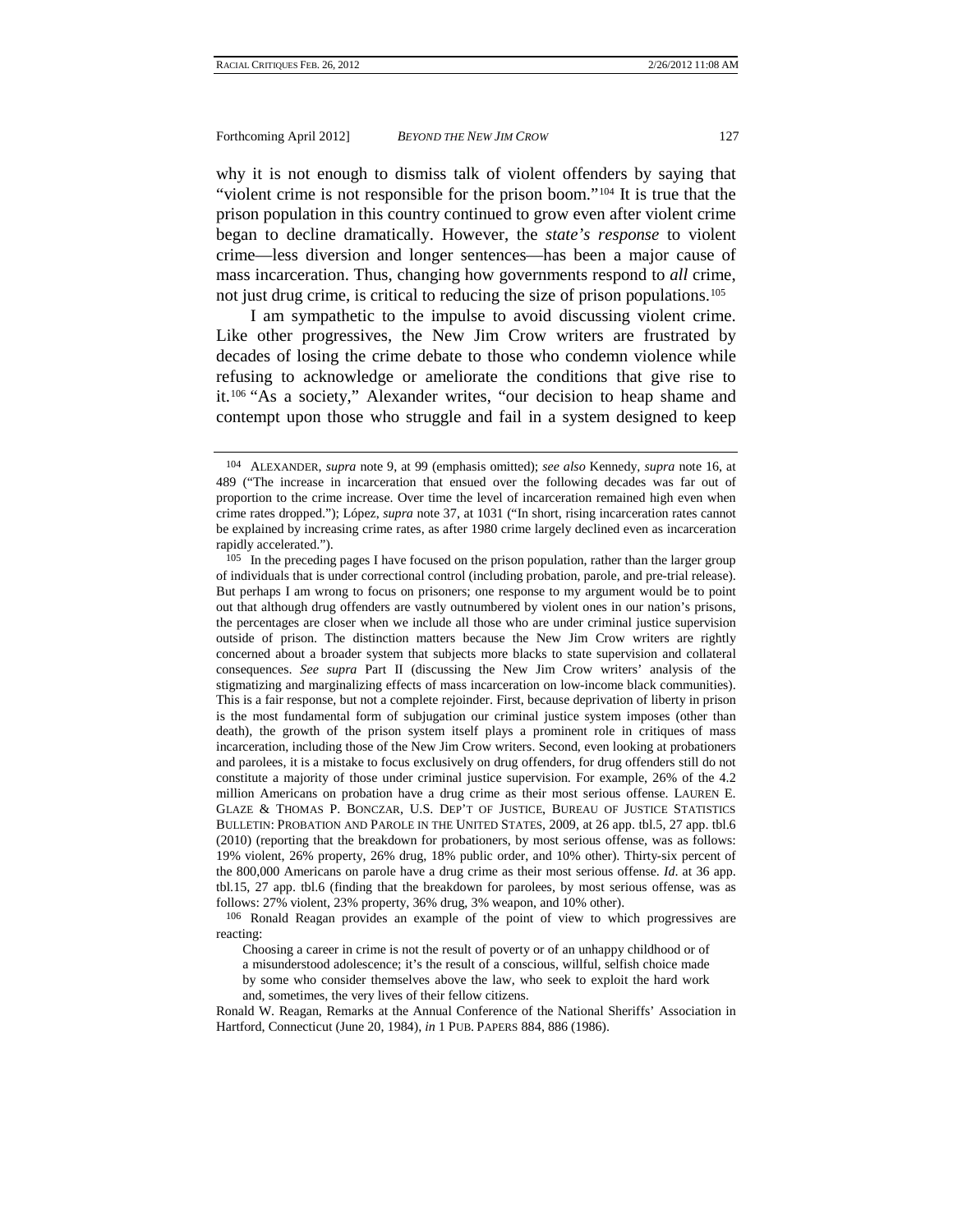why it is not enough to dismiss talk of violent offenders by saying that "violent crime is not responsible for the prison boom."[104] It is true that the prison population in this country continued to grow even after violent crime began to decline dramatically. However, the *state's response* to violent crime—less diversion and longer sentences—has been a major cause of mass incarceration. Thus, changing how governments respond to *all* crime, not just drug crime, is critical to reducing the size of prison populations.[105]

I am sympathetic to the impulse to avoid discussing violent crime. Like other progressives, the New Jim Crow writers are frustrated by decades of losing the crime debate to those who condemn violence while refusing to acknowledge or ameliorate the conditions that give rise to it.[106] "As a society," Alexander writes, "our decision to heap shame and contempt upon those who struggle and fail in a system designed to keep

---

[104] ALEXANDER, *supra* note 9, at 99 (emphasis omitted); *see also* Kennedy, *supra* note 16, at 489 ("The increase in incarceration that ensued over the following decades was far out of proportion to the crime increase. Over time the level of incarceration remained high even when crime rates dropped."); López, *supra* note 37, at 1031 ("In short, rising incarceration rates cannot be explained by increasing crime rates, as after 1980 crime largely declined even as incarceration rapidly accelerated.").

[105] In the preceding pages I have focused on the prison population, rather than the larger group of individuals that is under correctional control (including probation, parole, and pre-trial release). But perhaps I am wrong to focus on prisoners; one response to my argument would be to point out that although drug offenders are vastly outnumbered by violent ones in our nation's prisons, the percentages are closer when we include all those who are under criminal justice supervision outside of prison. The distinction matters because the New Jim Crow writers are rightly concerned about a broader system that subjects more blacks to state supervision and collateral consequences. *See supra* Part II (discussing the New Jim Crow writers' analysis of the stigmatizing and marginalizing effects of mass incarceration on low-income black communities). This is a fair response, but not a complete rejoinder. First, because deprivation of liberty in prison is the most fundamental form of subjugation our criminal justice system imposes (other than death), the growth of the prison system itself plays a prominent role in critiques of mass incarceration, including those of the New Jim Crow writers. Second, even looking at probationers and parolees, it is a mistake to focus exclusively on drug offenders, for drug offenders still do not constitute a majority of those under criminal justice supervision. For example, 26% of the 4.2 million Americans on probation have a drug crime as their most serious offense. LAUREN E. GLAZE & THOMAS P. BONCZAR, U.S. DEP'T OF JUSTICE, BUREAU OF JUSTICE STATISTICS BULLETIN: PROBATION AND PAROLE IN THE UNITED STATES, 2009, at 26 app. tbl.5, 27 app. tbl.6 (2010) (reporting that the breakdown for probationers, by most serious offense, was as follows: 19% violent, 26% property, 26% drug, 18% public order, and 10% other). Thirty-six percent of the 800,000 Americans on parole have a drug crime as their most serious offense. *Id*. at 36 app. tbl.15, 27 app. tbl.6 (finding that the breakdown for parolees, by most serious offense, was as follows: 27% violent, 23% property, 36% drug, 3% weapon, and 10% other).

[106] Ronald Reagan provides an example of the point of view to which progressives are reacting:

> Choosing a career in crime is not the result of poverty or of an unhappy childhood or of a misunderstood adolescence; it's the result of a conscious, willful, selfish choice made by some who consider themselves above the law, who seek to exploit the hard work and, sometimes, the very lives of their fellow citizens.

Ronald W. Reagan, Remarks at the Annual Conference of the National Sheriffs' Association in Hartford, Connecticut (June 20, 1984), *in* 1 PUB. PAPERS 884, 886 (1986).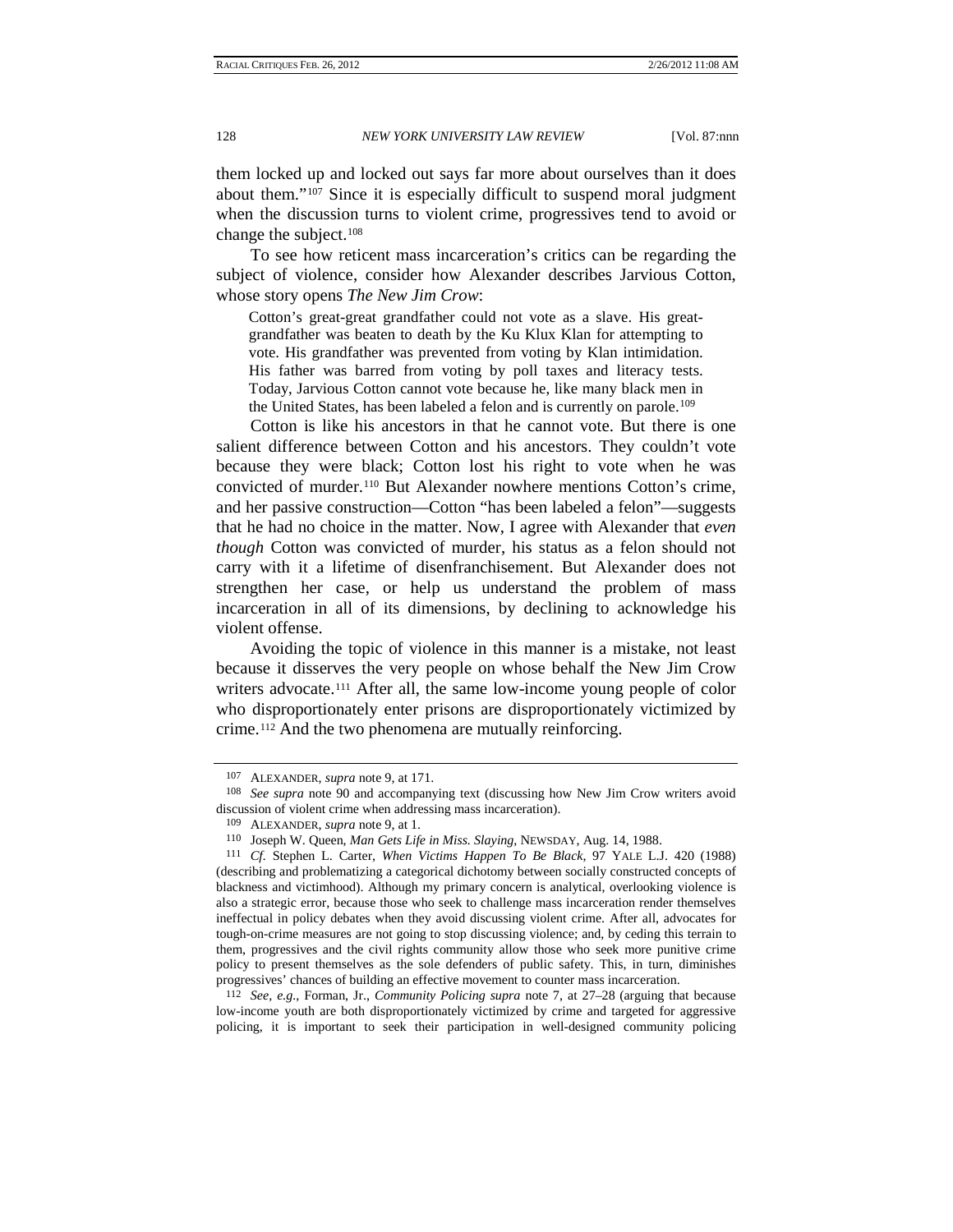them locked up and locked out says far more about ourselves than it does about them."[107] Since it is especially difficult to suspend moral judgment when the discussion turns to violent crime, progressives tend to avoid or change the subject.[108]

To see how reticent mass incarceration's critics can be regarding the subject of violence, consider how Alexander describes Jarvious Cotton, whose story opens *The New Jim Crow*:

> Cotton's great-great grandfather could not vote as a slave. His great-grandfather was beaten to death by the Ku Klux Klan for attempting to vote. His grandfather was prevented from voting by Klan intimidation. His father was barred from voting by poll taxes and literacy tests. Today, Jarvious Cotton cannot vote because he, like many black men in the United States, has been labeled a felon and is currently on parole.[109]

Cotton is like his ancestors in that he cannot vote. But there is one salient difference between Cotton and his ancestors. They couldn't vote because they were black; Cotton lost his right to vote when he was convicted of murder.[110] But Alexander nowhere mentions Cotton's crime, and her passive construction—Cotton "has been labeled a felon"—suggests that he had no choice in the matter. Now, I agree with Alexander that *even though* Cotton was convicted of murder, his status as a felon should not carry with it a lifetime of disenfranchisement. But Alexander does not strengthen her case, or help us understand the problem of mass incarceration in all of its dimensions, by declining to acknowledge his violent offense.

Avoiding the topic of violence in this manner is a mistake, not least because it disserves the very people on whose behalf the New Jim Crow writers advocate.[111] After all, the same low-income young people of color who disproportionately enter prisons are disproportionately victimized by crime.[112] And the two phenomena are mutually reinforcing.

---

[107] ALEXANDER, *supra* note 9, at 171.

[108] *See supra* note 90 and accompanying text (discussing how New Jim Crow writers avoid discussion of violent crime when addressing mass incarceration).

[109] ALEXANDER, *supra* note 9, at 1.

[110] Joseph W. Queen, *Man Gets Life in Miss. Slaying*, NEWSDAY, Aug. 14, 1988.

[111] *Cf.* Stephen L. Carter, *When Victims Happen To Be Black*, 97 YALE L.J. 420 (1988) (describing and problematizing a categorical dichotomy between socially constructed concepts of blackness and victimhood). Although my primary concern is analytical, overlooking violence is also a strategic error, because those who seek to challenge mass incarceration render themselves ineffectual in policy debates when they avoid discussing violent crime. After all, advocates for tough-on-crime measures are not going to stop discussing violence; and, by ceding this terrain to them, progressives and the civil rights community allow those who seek more punitive crime policy to present themselves as the sole defenders of public safety. This, in turn, diminishes progressives' chances of building an effective movement to counter mass incarceration.

[112] *See, e.g.*, Forman, Jr., *Community Policing supra* note 7, at 27–28 (arguing that because low-income youth are both disproportionately victimized by crime and targeted for aggressive policing, it is important to seek their participation in well-designed community policing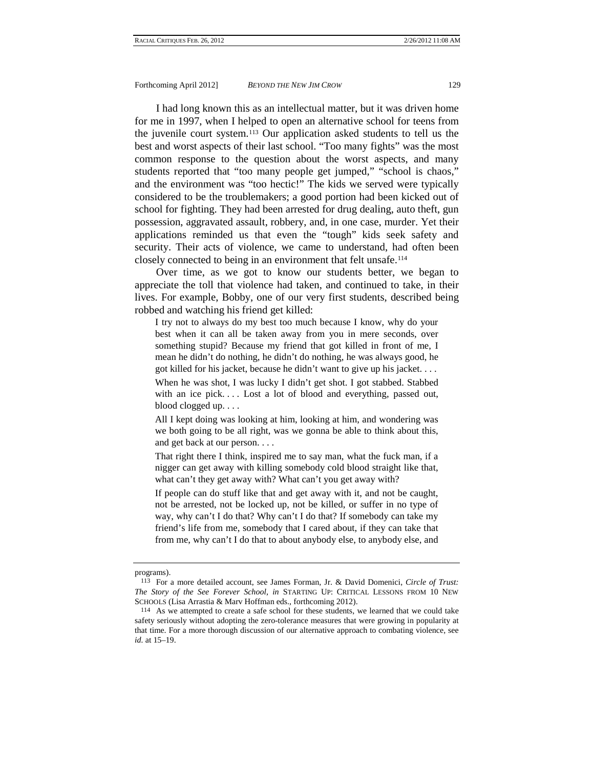I had long known this as an intellectual matter, but it was driven home for me in 1997, when I helped to open an alternative school for teens from the juvenile court system.[113] Our application asked students to tell us the best and worst aspects of their last school. "Too many fights" was the most common response to the question about the worst aspects, and many students reported that "too many people get jumped," "school is chaos," and the environment was "too hectic!" The kids we served were typically considered to be the troublemakers; a good portion had been kicked out of school for fighting. They had been arrested for drug dealing, auto theft, gun possession, aggravated assault, robbery, and, in one case, murder. Yet their applications reminded us that even the "tough" kids seek safety and security. Their acts of violence, we came to understand, had often been closely connected to being in an environment that felt unsafe.[114]

Over time, as we got to know our students better, we began to appreciate the toll that violence had taken, and continued to take, in their lives. For example, Bobby, one of our very first students, described being robbed and watching his friend get killed:

> I try not to always do my best too much because I know, why do your best when it can all be taken away from you in mere seconds, over something stupid? Because my friend that got killed in front of me, I mean he didn't do nothing, he didn't do nothing, he was always good, he got killed for his jacket, because he didn't want to give up his jacket. . . .
>
> When he was shot, I was lucky I didn't get shot. I got stabbed. Stabbed with an ice pick. . . . Lost a lot of blood and everything, passed out, blood clogged up. . . .
>
> All I kept doing was looking at him, looking at him, and wondering was we both going to be all right, was we gonna be able to think about this, and get back at our person. . . .
>
> That right there I think, inspired me to say man, what the fuck man, if a nigger can get away with killing somebody cold blood straight like that, what can't they get away with? What can't you get away with?
>
> If people can do stuff like that and get away with it, and not be caught, not be arrested, not be locked up, not be killed, or suffer in no type of way, why can't I do that? Why can't I do that? If somebody can take my friend's life from me, somebody that I cared about, if they can take that from me, why can't I do that to about anybody else, to anybody else, and

---

programs).

[113] For a more detailed account, see James Forman, Jr. & David Domenici, *Circle of Trust: The Story of the See Forever School*, *in* STARTING UP: CRITICAL LESSONS FROM 10 NEW SCHOOLS (Lisa Arrastia & Marv Hoffman eds., forthcoming 2012).

[114] As we attempted to create a safe school for these students, we learned that we could take safety seriously without adopting the zero-tolerance measures that were growing in popularity at that time. For a more thorough discussion of our alternative approach to combating violence, see *id.* at 15–19.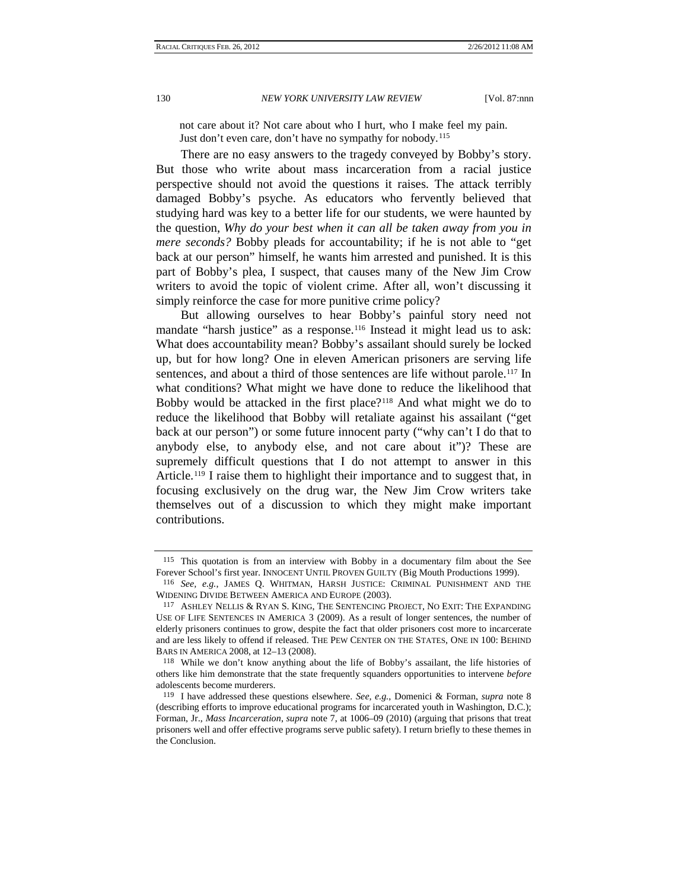not care about it? Not care about who I hurt, who I make feel my pain. Just don't even care, don't have no sympathy for nobody.[115]

There are no easy answers to the tragedy conveyed by Bobby's story. But those who write about mass incarceration from a racial justice perspective should not avoid the questions it raises. The attack terribly damaged Bobby's psyche. As educators who fervently believed that studying hard was key to a better life for our students, we were haunted by the question, *Why do your best when it can all be taken away from you in mere seconds?* Bobby pleads for accountability; if he is not able to "get back at our person" himself, he wants him arrested and punished. It is this part of Bobby's plea, I suspect, that causes many of the New Jim Crow writers to avoid the topic of violent crime. After all, won't discussing it simply reinforce the case for more punitive crime policy?

But allowing ourselves to hear Bobby's painful story need not mandate "harsh justice" as a response.[116] Instead it might lead us to ask: What does accountability mean? Bobby's assailant should surely be locked up, but for how long? One in eleven American prisoners are serving life sentences, and about a third of those sentences are life without parole.[117] In what conditions? What might we have done to reduce the likelihood that Bobby would be attacked in the first place?[118] And what might we do to reduce the likelihood that Bobby will retaliate against his assailant ("get back at our person") or some future innocent party ("why can't I do that to anybody else, to anybody else, and not care about it")? These are supremely difficult questions that I do not attempt to answer in this Article.[119] I raise them to highlight their importance and to suggest that, in focusing exclusively on the drug war, the New Jim Crow writers take themselves out of a discussion to which they might make important contributions.

---

[115] This quotation is from an interview with Bobby in a documentary film about the See Forever School's first year. INNOCENT UNTIL PROVEN GUILTY (Big Mouth Productions 1999).

[116] *See, e.g.*, JAMES Q. WHITMAN, HARSH JUSTICE: CRIMINAL PUNISHMENT AND THE WIDENING DIVIDE BETWEEN AMERICA AND EUROPE (2003).

[117] ASHLEY NELLIS & RYAN S. KING, THE SENTENCING PROJECT, NO EXIT: THE EXPANDING USE OF LIFE SENTENCES IN AMERICA 3 (2009). As a result of longer sentences, the number of elderly prisoners continues to grow, despite the fact that older prisoners cost more to incarcerate and are less likely to offend if released. THE PEW CENTER ON THE STATES, ONE IN 100: BEHIND BARS IN AMERICA 2008, at 12–13 (2008).

[118] While we don't know anything about the life of Bobby's assailant, the life histories of others like him demonstrate that the state frequently squanders opportunities to intervene *before* adolescents become murderers.

[119] I have addressed these questions elsewhere. *See, e.g.*, Domenici & Forman, *supra* note 8 (describing efforts to improve educational programs for incarcerated youth in Washington, D.C.); Forman, Jr., *Mass Incarceration*, *supra* note 7, at 1006–09 (2010) (arguing that prisons that treat prisoners well and offer effective programs serve public safety). I return briefly to these themes in the Conclusion.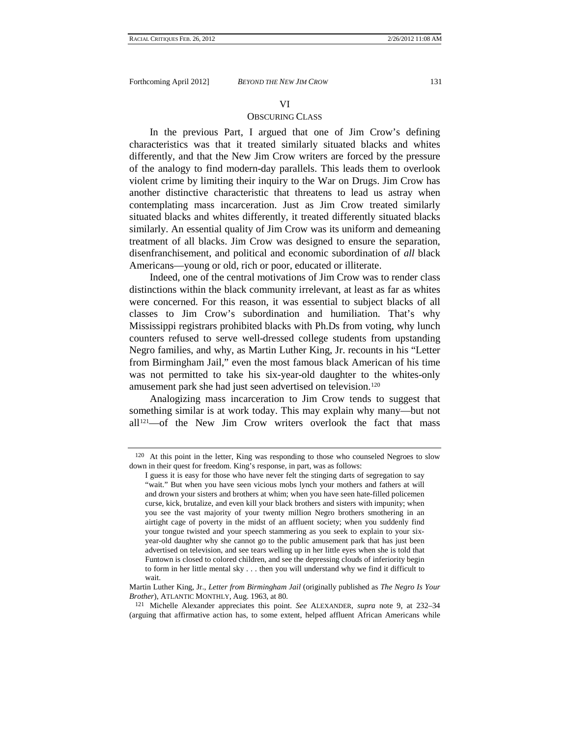## VI

## OBSCURING CLASS

In the previous Part, I argued that one of Jim Crow's defining characteristics was that it treated similarly situated blacks and whites differently, and that the New Jim Crow writers are forced by the pressure of the analogy to find modern-day parallels. This leads them to overlook violent crime by limiting their inquiry to the War on Drugs. Jim Crow has another distinctive characteristic that threatens to lead us astray when contemplating mass incarceration. Just as Jim Crow treated similarly situated blacks and whites differently, it treated differently situated blacks similarly. An essential quality of Jim Crow was its uniform and demeaning treatment of all blacks. Jim Crow was designed to ensure the separation, disenfranchisement, and political and economic subordination of *all* black Americans—young or old, rich or poor, educated or illiterate.

Indeed, one of the central motivations of Jim Crow was to render class distinctions within the black community irrelevant, at least as far as whites were concerned. For this reason, it was essential to subject blacks of all classes to Jim Crow's subordination and humiliation. That's why Mississippi registrars prohibited blacks with Ph.Ds from voting, why lunch counters refused to serve well-dressed college students from upstanding Negro families, and why, as Martin Luther King, Jr. recounts in his "Letter from Birmingham Jail," even the most famous black American of his time was not permitted to take his six-year-old daughter to the whites-only amusement park she had just seen advertised on television.[120]

Analogizing mass incarceration to Jim Crow tends to suggest that something similar is at work today. This may explain why many—but not all[121]—of the New Jim Crow writers overlook the fact that mass

---

[120] At this point in the letter, King was responding to those who counseled Negroes to slow down in their quest for freedom. King's response, in part, was as follows:

> I guess it is easy for those who have never felt the stinging darts of segregation to say "wait." But when you have seen vicious mobs lynch your mothers and fathers at will and drown your sisters and brothers at whim; when you have seen hate-filled policemen curse, kick, brutalize, and even kill your black brothers and sisters with impunity; when you see the vast majority of your twenty million Negro brothers smothering in an airtight cage of poverty in the midst of an affluent society; when you suddenly find your tongue twisted and your speech stammering as you seek to explain to your six-year-old daughter why she cannot go to the public amusement park that has just been advertised on television, and see tears welling up in her little eyes when she is told that Funtown is closed to colored children, and see the depressing clouds of inferiority begin to form in her little mental sky . . . then you will understand why we find it difficult to wait.

Martin Luther King, Jr., *Letter from Birmingham Jail* (originally published as *The Negro Is Your Brother*), ATLANTIC MONTHLY, Aug. 1963, at 80.

[121] Michelle Alexander appreciates this point. *See* ALEXANDER, *supra* note 9, at 232–34 (arguing that affirmative action has, to some extent, helped affluent African Americans while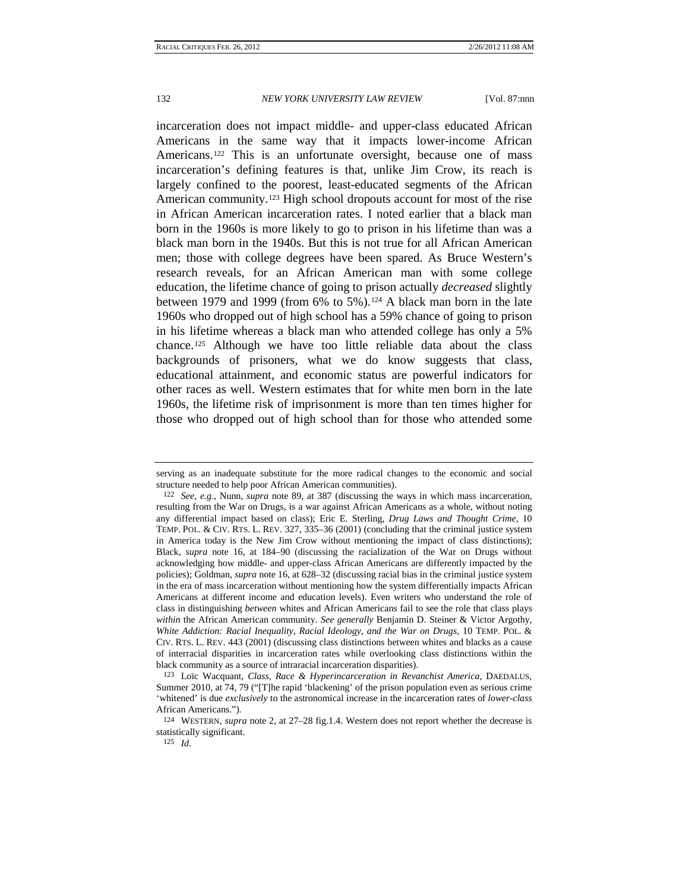incarceration does not impact middle- and upper-class educated African Americans in the same way that it impacts lower-income African Americans.[122] This is an unfortunate oversight, because one of mass incarceration's defining features is that, unlike Jim Crow, its reach is largely confined to the poorest, least-educated segments of the African American community.[123] High school dropouts account for most of the rise in African American incarceration rates. I noted earlier that a black man born in the 1960s is more likely to go to prison in his lifetime than was a black man born in the 1940s. But this is not true for all African American men; those with college degrees have been spared. As Bruce Western's research reveals, for an African American man with some college education, the lifetime chance of going to prison actually *decreased* slightly between 1979 and 1999 (from 6% to 5%).[124] A black man born in the late 1960s who dropped out of high school has a 59% chance of going to prison in his lifetime whereas a black man who attended college has only a 5% chance.[125] Although we have too little reliable data about the class backgrounds of prisoners, what we do know suggests that class, educational attainment, and economic status are powerful indicators for other races as well. Western estimates that for white men born in the late 1960s, the lifetime risk of imprisonment is more than ten times higher for those who dropped out of high school than for those who attended some

---

serving as an inadequate substitute for the more radical changes to the economic and social structure needed to help poor African American communities).

[122] *See, e.g.*, Nunn, *supra* note 89, at 387 (discussing the ways in which mass incarceration, resulting from the War on Drugs, is a war against African Americans as a whole, without noting any differential impact based on class); Eric E. Sterling, *Drug Laws and Thought Crime*, 10 TEMP. POL. & CIV. RTS. L. REV. 327, 335–36 (2001) (concluding that the criminal justice system in America today is the New Jim Crow without mentioning the impact of class distinctions); Black, *supra* note 16, at 184–90 (discussing the racialization of the War on Drugs without acknowledging how middle- and upper-class African Americans are differently impacted by the policies); Goldman, *supra* note 16, at 628–32 (discussing racial bias in the criminal justice system in the era of mass incarceration without mentioning how the system differentially impacts African Americans at different income and education levels). Even writers who understand the role of class in distinguishing *between* whites and African Americans fail to see the role that class plays *within* the African American community. *See generally* Benjamin D. Steiner & Victor Argothy, *White Addiction: Racial Inequality, Racial Ideology, and the War on Drugs*, 10 TEMP. POL. & CIV. RTS. L. REV. 443 (2001) (discussing class distinctions between whites and blacks as a cause of interracial disparities in incarceration rates while overlooking class distinctions within the black community as a source of intraracial incarceration disparities).

[123] Loïc Wacquant, *Class, Race & Hyperincarceration in Revanchist America*, DAEDALUS, Summer 2010, at 74, 79 ("[T]he rapid 'blackening' of the prison population even as serious crime 'whitened' is due *exclusively* to the astronomical increase in the incarceration rates of *lower-class* African Americans.").

[124] WESTERN, *supra* note 2, at 27–28 fig.1.4. Western does not report whether the decrease is statistically significant.

[125] *Id*.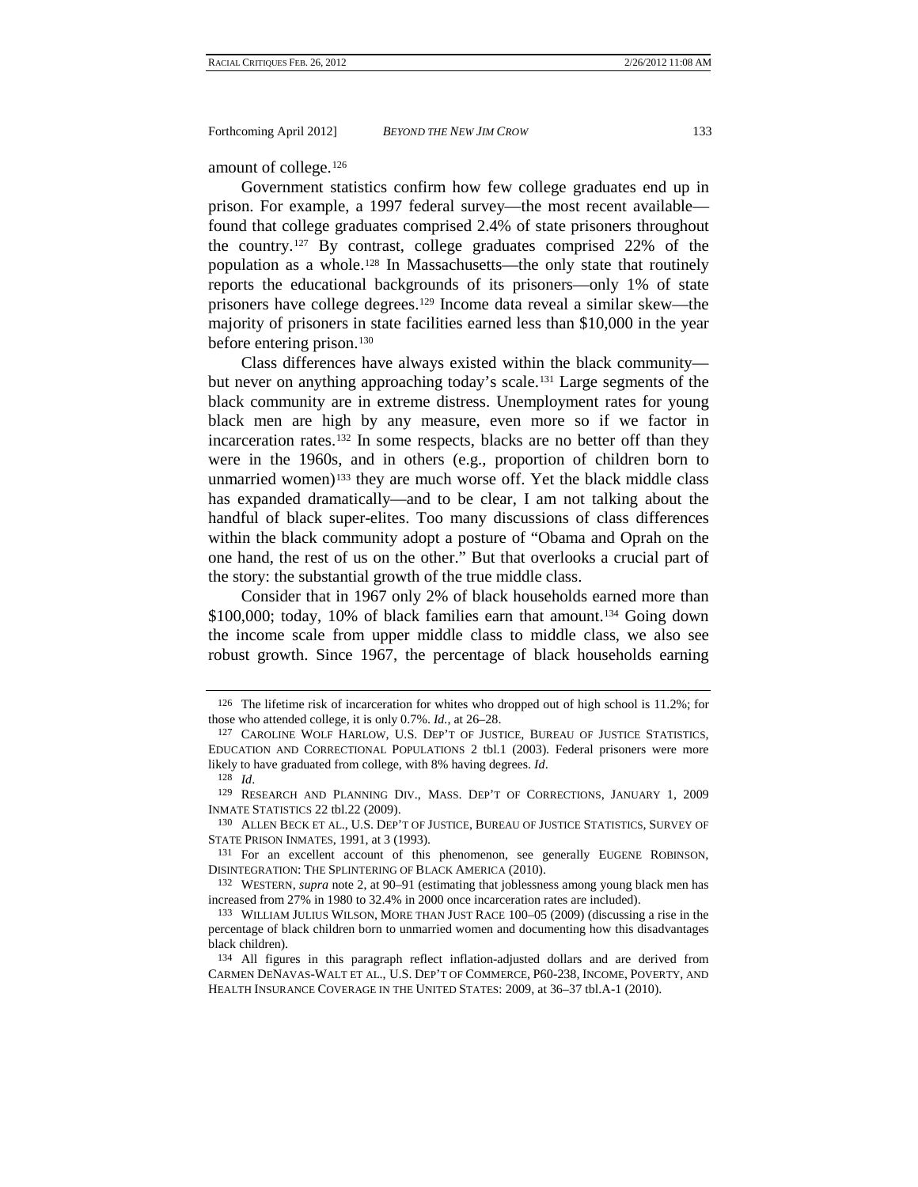amount of college.[126]

Government statistics confirm how few college graduates end up in prison. For example, a 1997 federal survey—the most recent available—found that college graduates comprised 2.4% of state prisoners throughout the country.[127] By contrast, college graduates comprised 22% of the population as a whole.[128] In Massachusetts—the only state that routinely reports the educational backgrounds of its prisoners—only 1% of state prisoners have college degrees.[129] Income data reveal a similar skew—the majority of prisoners in state facilities earned less than $10,000 in the year before entering prison.[130]

Class differences have always existed within the black community—but never on anything approaching today's scale.[131] Large segments of the black community are in extreme distress. Unemployment rates for young black men are high by any measure, even more so if we factor in incarceration rates.[132] In some respects, blacks are no better off than they were in the 1960s, and in others (e.g., proportion of children born to unmarried women)[133] they are much worse off. Yet the black middle class has expanded dramatically—and to be clear, I am not talking about the handful of black super-elites. Too many discussions of class differences within the black community adopt a posture of "Obama and Oprah on the one hand, the rest of us on the other." But that overlooks a crucial part of the story: the substantial growth of the true middle class.

Consider that in 1967 only 2% of black households earned more than $100,000; today, 10% of black families earn that amount.[134] Going down the income scale from upper middle class to middle class, we also see robust growth. Since 1967, the percentage of black households earning

---

[126] The lifetime risk of incarceration for whites who dropped out of high school is 11.2%; for those who attended college, it is only 0.7%. *Id.*, at 26–28.

[127] CAROLINE WOLF HARLOW, U.S. DEP'T OF JUSTICE, BUREAU OF JUSTICE STATISTICS, EDUCATION AND CORRECTIONAL POPULATIONS 2 tbl.1 (2003). Federal prisoners were more likely to have graduated from college, with 8% having degrees. *Id*.

[128] *Id*.

[129] RESEARCH AND PLANNING DIV., MASS. DEP'T OF CORRECTIONS, JANUARY 1, 2009 INMATE STATISTICS 22 tbl.22 (2009).

[130] ALLEN BECK ET AL., U.S. DEP'T OF JUSTICE, BUREAU OF JUSTICE STATISTICS, SURVEY OF STATE PRISON INMATES, 1991, at 3 (1993).

[131] For an excellent account of this phenomenon, see generally EUGENE ROBINSON, DISINTEGRATION: THE SPLINTERING OF BLACK AMERICA (2010).

[132] WESTERN, *supra* note 2, at 90–91 (estimating that joblessness among young black men has increased from 27% in 1980 to 32.4% in 2000 once incarceration rates are included).

[133] WILLIAM JULIUS WILSON, MORE THAN JUST RACE 100–05 (2009) (discussing a rise in the percentage of black children born to unmarried women and documenting how this disadvantages black children).

[134] All figures in this paragraph reflect inflation-adjusted dollars and are derived from CARMEN DENAVAS-WALT ET AL., U.S. DEP'T OF COMMERCE, P60-238, INCOME, POVERTY, AND HEALTH INSURANCE COVERAGE IN THE UNITED STATES: 2009, at 36–37 tbl.A-1 (2010).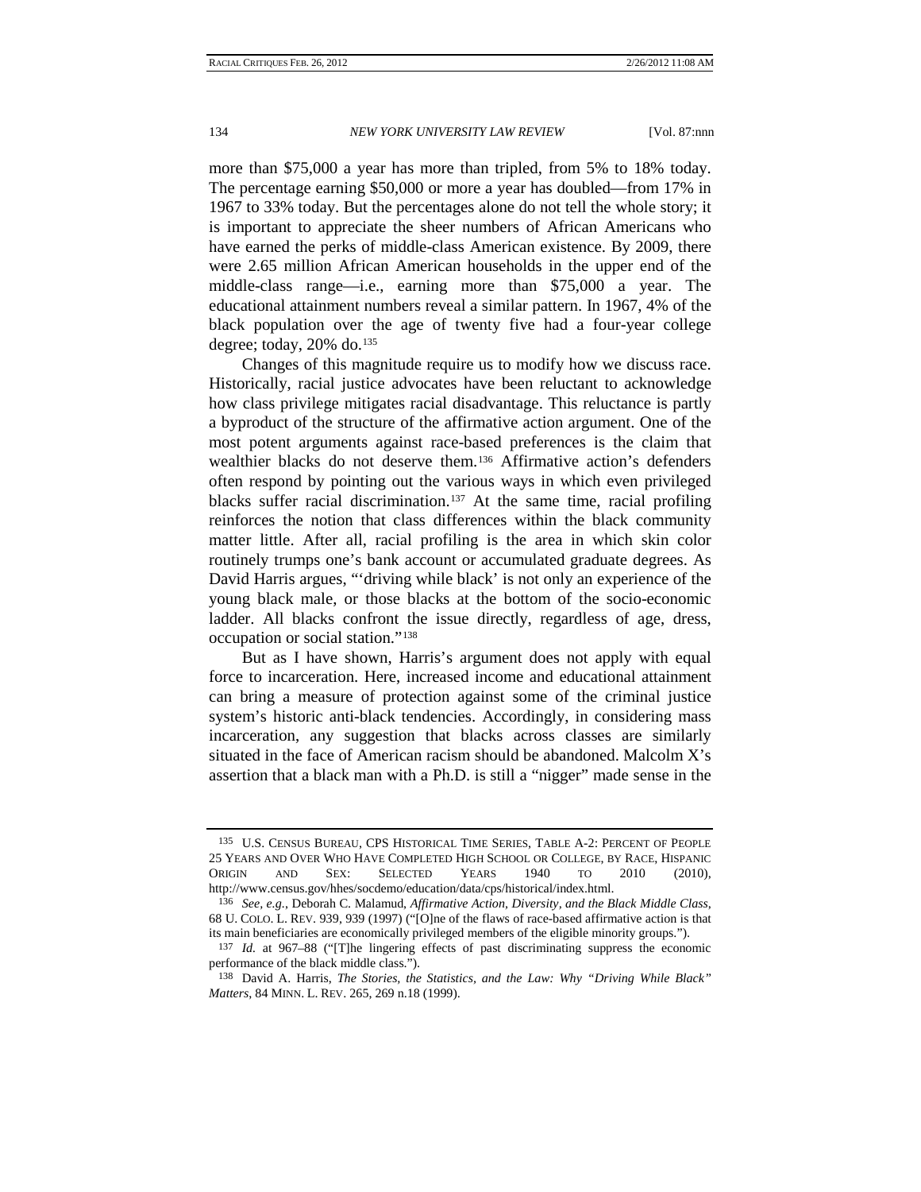more than $75,000 a year has more than tripled, from 5% to 18% today. The percentage earning $50,000 or more a year has doubled—from 17% in 1967 to 33% today. But the percentages alone do not tell the whole story; it is important to appreciate the sheer numbers of African Americans who have earned the perks of middle-class American existence. By 2009, there were 2.65 million African American households in the upper end of the middle-class range—i.e., earning more than $75,000 a year. The educational attainment numbers reveal a similar pattern. In 1967, 4% of the black population over the age of twenty five had a four-year college degree; today, 20% do.[135]

Changes of this magnitude require us to modify how we discuss race. Historically, racial justice advocates have been reluctant to acknowledge how class privilege mitigates racial disadvantage. This reluctance is partly a byproduct of the structure of the affirmative action argument. One of the most potent arguments against race-based preferences is the claim that wealthier blacks do not deserve them.[136] Affirmative action's defenders often respond by pointing out the various ways in which even privileged blacks suffer racial discrimination.[137] At the same time, racial profiling reinforces the notion that class differences within the black community matter little. After all, racial profiling is the area in which skin color routinely trumps one's bank account or accumulated graduate degrees. As David Harris argues, "'driving while black' is not only an experience of the young black male, or those blacks at the bottom of the socio-economic ladder. All blacks confront the issue directly, regardless of age, dress, occupation or social station."[138]

But as I have shown, Harris's argument does not apply with equal force to incarceration. Here, increased income and educational attainment can bring a measure of protection against some of the criminal justice system's historic anti-black tendencies. Accordingly, in considering mass incarceration, any suggestion that blacks across classes are similarly situated in the face of American racism should be abandoned. Malcolm X's assertion that a black man with a Ph.D. is still a "nigger" made sense in the

---

[135] U.S. CENSUS BUREAU, CPS HISTORICAL TIME SERIES, TABLE A-2: PERCENT OF PEOPLE 25 YEARS AND OVER WHO HAVE COMPLETED HIGH SCHOOL OR COLLEGE, BY RACE, HISPANIC ORIGIN AND SEX: SELECTED YEARS 1940 TO 2010 (2010), http://www.census.gov/hhes/socdemo/education/data/cps/historical/index.html.

[136] *See, e.g.*, Deborah C. Malamud, *Affirmative Action, Diversity, and the Black Middle Class*, 68 U. COLO. L. REV. 939, 939 (1997) ("[O]ne of the flaws of race-based affirmative action is that its main beneficiaries are economically privileged members of the eligible minority groups.").

[137] *Id.* at 967–88 ("[T]he lingering effects of past discriminating suppress the economic performance of the black middle class.").

[138] David A. Harris, *The Stories, the Statistics, and the Law: Why "Driving While Black" Matters*, 84 MINN. L. REV. 265, 269 n.18 (1999).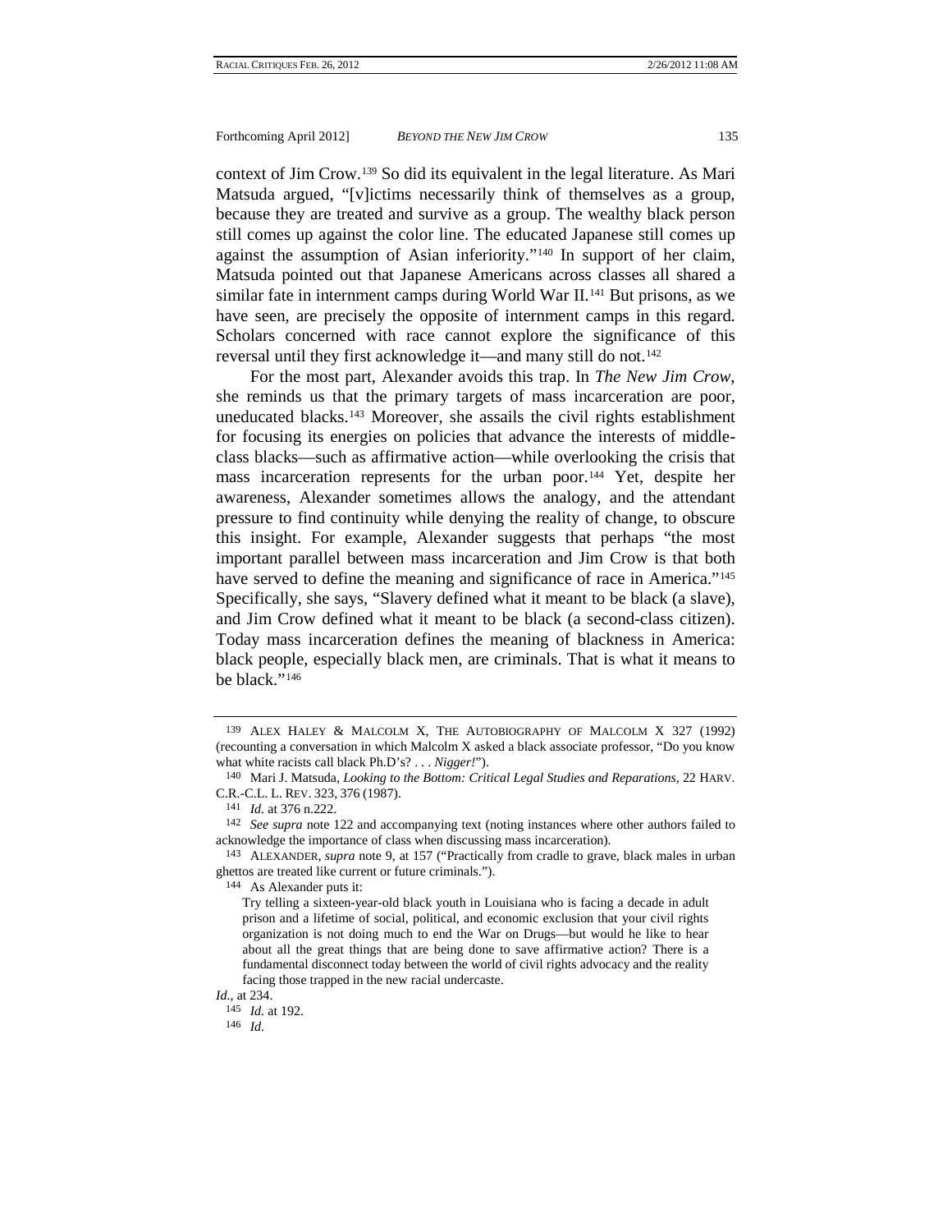context of Jim Crow.[139] So did its equivalent in the legal literature. As Mari Matsuda argued, "[v]ictims necessarily think of themselves as a group, because they are treated and survive as a group. The wealthy black person still comes up against the color line. The educated Japanese still comes up against the assumption of Asian inferiority."[140] In support of her claim, Matsuda pointed out that Japanese Americans across classes all shared a similar fate in internment camps during World War II.[141] But prisons, as we have seen, are precisely the opposite of internment camps in this regard. Scholars concerned with race cannot explore the significance of this reversal until they first acknowledge it—and many still do not.[142]

For the most part, Alexander avoids this trap. In *The New Jim Crow*, she reminds us that the primary targets of mass incarceration are poor, uneducated blacks.[143] Moreover, she assails the civil rights establishment for focusing its energies on policies that advance the interests of middle-class blacks—such as affirmative action—while overlooking the crisis that mass incarceration represents for the urban poor.[144] Yet, despite her awareness, Alexander sometimes allows the analogy, and the attendant pressure to find continuity while denying the reality of change, to obscure this insight. For example, Alexander suggests that perhaps "the most important parallel between mass incarceration and Jim Crow is that both have served to define the meaning and significance of race in America."[145] Specifically, she says, "Slavery defined what it meant to be black (a slave), and Jim Crow defined what it meant to be black (a second-class citizen). Today mass incarceration defines the meaning of blackness in America: black people, especially black men, are criminals. That is what it means to be black."[146]

---

139 ALEX HALEY & MALCOLM X, THE AUTOBIOGRAPHY OF MALCOLM X 327 (1992) (recounting a conversation in which Malcolm X asked a black associate professor, "Do you know what white racists call black Ph.D's? . . . *Nigger!*").

140 Mari J. Matsuda, *Looking to the Bottom: Critical Legal Studies and Reparations*, 22 HARV. C.R.-C.L. L. REV. 323, 376 (1987).

141 *Id.* at 376 n.222.

142 *See supra* note 122 and accompanying text (noting instances where other authors failed to acknowledge the importance of class when discussing mass incarceration).

143 ALEXANDER, *supra* note 9, at 157 ("Practically from cradle to grave, black males in urban ghettos are treated like current or future criminals.").

144 As Alexander puts it:

> Try telling a sixteen-year-old black youth in Louisiana who is facing a decade in adult prison and a lifetime of social, political, and economic exclusion that your civil rights organization is not doing much to end the War on Drugs—but would he like to hear about all the great things that are being done to save affirmative action? There is a fundamental disconnect today between the world of civil rights advocacy and the reality facing those trapped in the new racial undercaste.

*Id.*, at 234.

145 *Id.* at 192.

146 *Id.*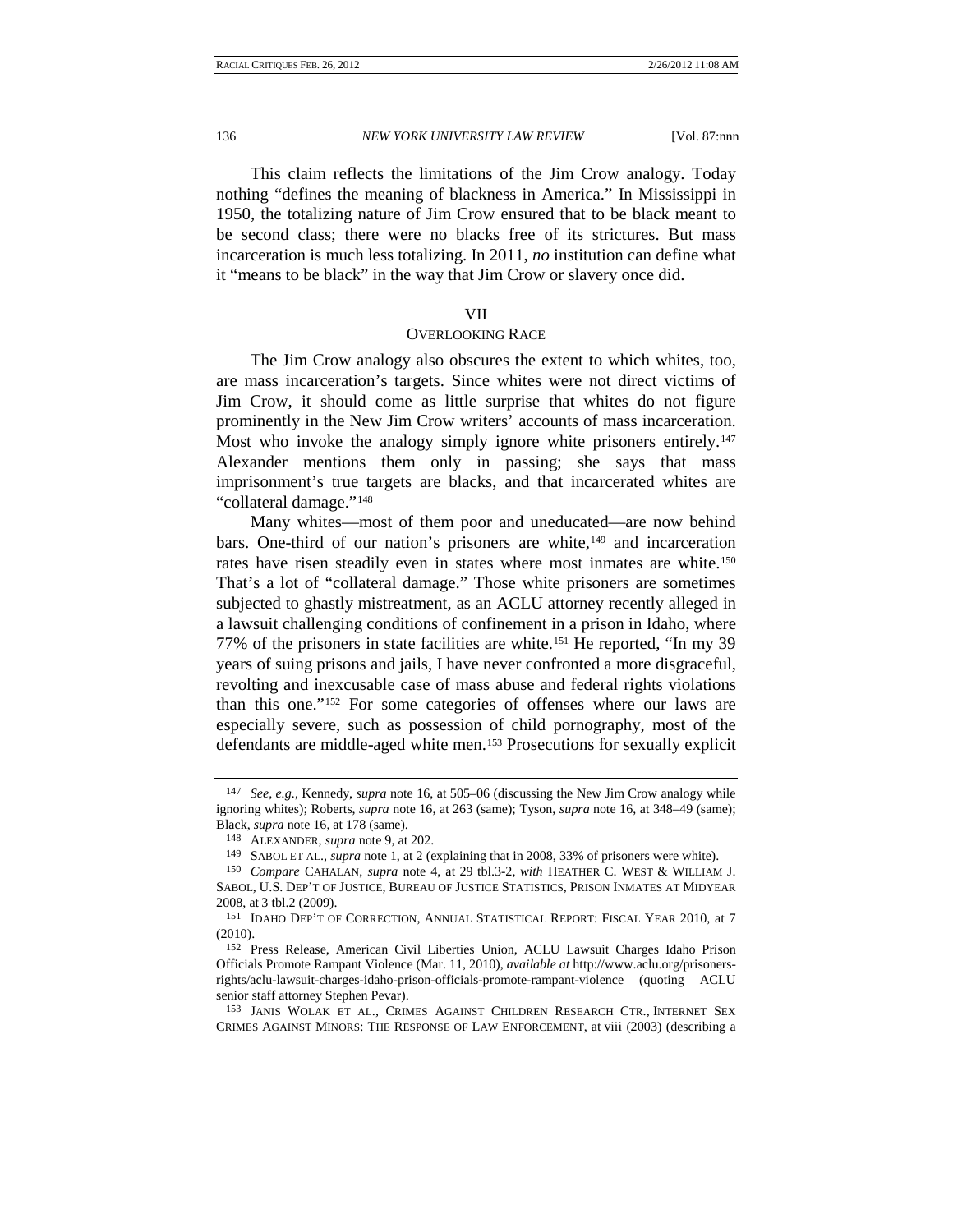This claim reflects the limitations of the Jim Crow analogy. Today nothing "defines the meaning of blackness in America." In Mississippi in 1950, the totalizing nature of Jim Crow ensured that to be black meant to be second class; there were no blacks free of its strictures. But mass incarceration is much less totalizing. In 2011, *no* institution can define what it "means to be black" in the way that Jim Crow or slavery once did.

## VII
## OVERLOOKING RACE

The Jim Crow analogy also obscures the extent to which whites, too, are mass incarceration's targets. Since whites were not direct victims of Jim Crow, it should come as little surprise that whites do not figure prominently in the New Jim Crow writers' accounts of mass incarceration. Most who invoke the analogy simply ignore white prisoners entirely.[147] Alexander mentions them only in passing; she says that mass imprisonment's true targets are blacks, and that incarcerated whites are "collateral damage."[148]

Many whites—most of them poor and uneducated—are now behind bars. One-third of our nation's prisoners are white,[149] and incarceration rates have risen steadily even in states where most inmates are white.[150] That's a lot of "collateral damage." Those white prisoners are sometimes subjected to ghastly mistreatment, as an ACLU attorney recently alleged in a lawsuit challenging conditions of confinement in a prison in Idaho, where 77% of the prisoners in state facilities are white.[151] He reported, "In my 39 years of suing prisons and jails, I have never confronted a more disgraceful, revolting and inexcusable case of mass abuse and federal rights violations than this one."[152] For some categories of offenses where our laws are especially severe, such as possession of child pornography, most of the defendants are middle-aged white men.[153] Prosecutions for sexually explicit

---

[147] *See, e.g.*, Kennedy, *supra* note 16, at 505–06 (discussing the New Jim Crow analogy while ignoring whites); Roberts, *supra* note 16, at 263 (same); Tyson, *supra* note 16, at 348–49 (same); Black, *supra* note 16, at 178 (same).

[148] ALEXANDER, *supra* note 9, at 202.

[149] SABOL ET AL., *supra* note 1, at 2 (explaining that in 2008, 33% of prisoners were white).

[150] *Compare* CAHALAN, *supra* note 4, at 29 tbl.3-2, *with* HEATHER C. WEST & WILLIAM J. SABOL, U.S. DEP'T OF JUSTICE, BUREAU OF JUSTICE STATISTICS, PRISON INMATES AT MIDYEAR 2008, at 3 tbl.2 (2009).

[151] IDAHO DEP'T OF CORRECTION, ANNUAL STATISTICAL REPORT: FISCAL YEAR 2010, at 7 (2010).

[152] Press Release, American Civil Liberties Union, ACLU Lawsuit Charges Idaho Prison Officials Promote Rampant Violence (Mar. 11, 2010), *available at* http://www.aclu.org/prisoners-rights/aclu-lawsuit-charges-idaho-prison-officials-promote-rampant-violence (quoting ACLU senior staff attorney Stephen Pevar).

[153] JANIS WOLAK ET AL., CRIMES AGAINST CHILDREN RESEARCH CTR., INTERNET SEX CRIMES AGAINST MINORS: THE RESPONSE OF LAW ENFORCEMENT, at viii (2003) (describing a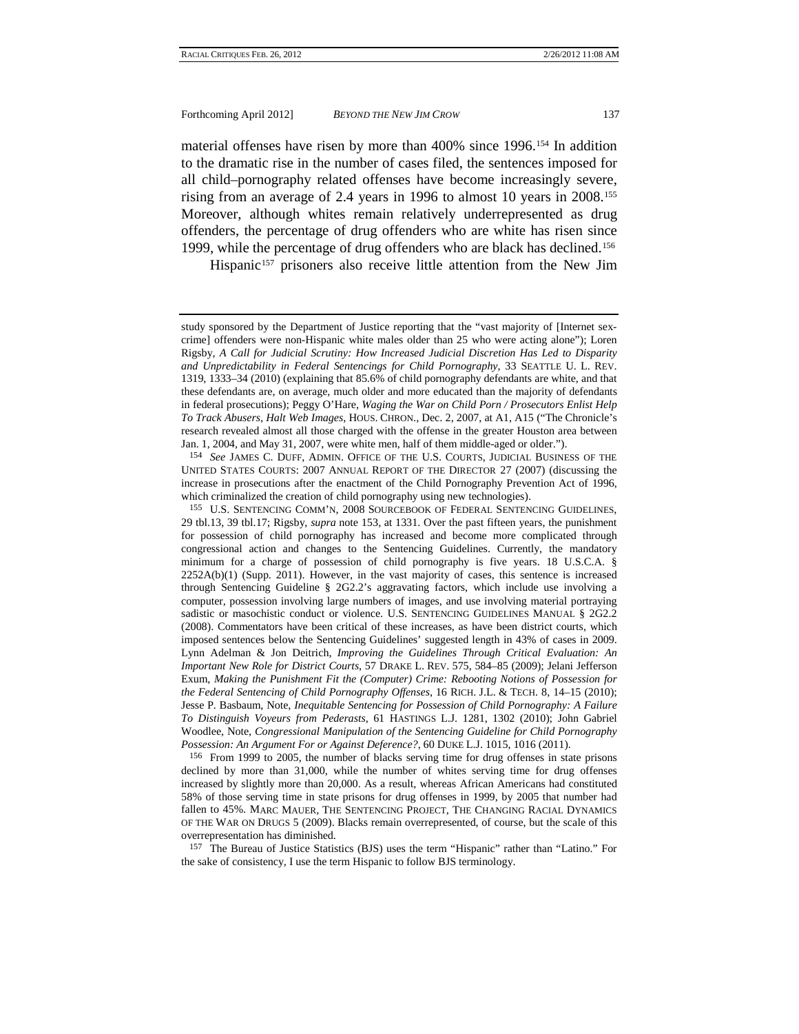material offenses have risen by more than 400% since 1996.[154] In addition to the dramatic rise in the number of cases filed, the sentences imposed for all child–pornography related offenses have become increasingly severe, rising from an average of 2.4 years in 1996 to almost 10 years in 2008.[155] Moreover, although whites remain relatively underrepresented as drug offenders, the percentage of drug offenders who are white has risen since 1999, while the percentage of drug offenders who are black has declined.[156]

Hispanic[157] prisoners also receive little attention from the New Jim

---

study sponsored by the Department of Justice reporting that the "vast majority of [Internet sex-crime] offenders were non-Hispanic white males older than 25 who were acting alone"); Loren Rigsby, *A Call for Judicial Scrutiny: How Increased Judicial Discretion Has Led to Disparity and Unpredictability in Federal Sentencings for Child Pornography*, 33 SEATTLE U. L. REV. 1319, 1333–34 (2010) (explaining that 85.6% of child pornography defendants are white, and that these defendants are, on average, much older and more educated than the majority of defendants in federal prosecutions); Peggy O'Hare, *Waging the War on Child Porn / Prosecutors Enlist Help To Track Abusers, Halt Web Images*, HOUS. CHRON., Dec. 2, 2007, at A1, A15 ("The Chronicle's research revealed almost all those charged with the offense in the greater Houston area between Jan. 1, 2004, and May 31, 2007, were white men, half of them middle-aged or older.").

154 *See* JAMES C. DUFF, ADMIN. OFFICE OF THE U.S. COURTS, JUDICIAL BUSINESS OF THE UNITED STATES COURTS: 2007 ANNUAL REPORT OF THE DIRECTOR 27 (2007) (discussing the increase in prosecutions after the enactment of the Child Pornography Prevention Act of 1996, which criminalized the creation of child pornography using new technologies).

155 U.S. SENTENCING COMM'N, 2008 SOURCEBOOK OF FEDERAL SENTENCING GUIDELINES, 29 tbl.13, 39 tbl.17; Rigsby, *supra* note 153, at 1331. Over the past fifteen years, the punishment for possession of child pornography has increased and become more complicated through congressional action and changes to the Sentencing Guidelines. Currently, the mandatory minimum for a charge of possession of child pornography is five years. 18 U.S.C.A. § 2252A(b)(1) (Supp. 2011). However, in the vast majority of cases, this sentence is increased through Sentencing Guideline § 2G2.2's aggravating factors, which include use involving a computer, possession involving large numbers of images, and use involving material portraying sadistic or masochistic conduct or violence. U.S. SENTENCING GUIDELINES MANUAL § 2G2.2 (2008). Commentators have been critical of these increases, as have been district courts, which imposed sentences below the Sentencing Guidelines' suggested length in 43% of cases in 2009. Lynn Adelman & Jon Deitrich, *Improving the Guidelines Through Critical Evaluation: An Important New Role for District Courts*, 57 DRAKE L. REV. 575, 584–85 (2009); Jelani Jefferson Exum, *Making the Punishment Fit the (Computer) Crime: Rebooting Notions of Possession for the Federal Sentencing of Child Pornography Offenses*, 16 RICH. J.L. & TECH. 8, 14–15 (2010); Jesse P. Basbaum, Note, *Inequitable Sentencing for Possession of Child Pornography: A Failure To Distinguish Voyeurs from Pederasts*, 61 HASTINGS L.J. 1281, 1302 (2010); John Gabriel Woodlee, Note, *Congressional Manipulation of the Sentencing Guideline for Child Pornography Possession: An Argument For or Against Deference?*, 60 DUKE L.J. 1015, 1016 (2011).

156 From 1999 to 2005, the number of blacks serving time for drug offenses in state prisons declined by more than 31,000, while the number of whites serving time for drug offenses increased by slightly more than 20,000. As a result, whereas African Americans had constituted 58% of those serving time in state prisons for drug offenses in 1999, by 2005 that number had fallen to 45%. MARC MAUER, THE SENTENCING PROJECT, THE CHANGING RACIAL DYNAMICS OF THE WAR ON DRUGS 5 (2009). Blacks remain overrepresented, of course, but the scale of this overrepresentation has diminished.

157 The Bureau of Justice Statistics (BJS) uses the term "Hispanic" rather than "Latino." For the sake of consistency, I use the term Hispanic to follow BJS terminology.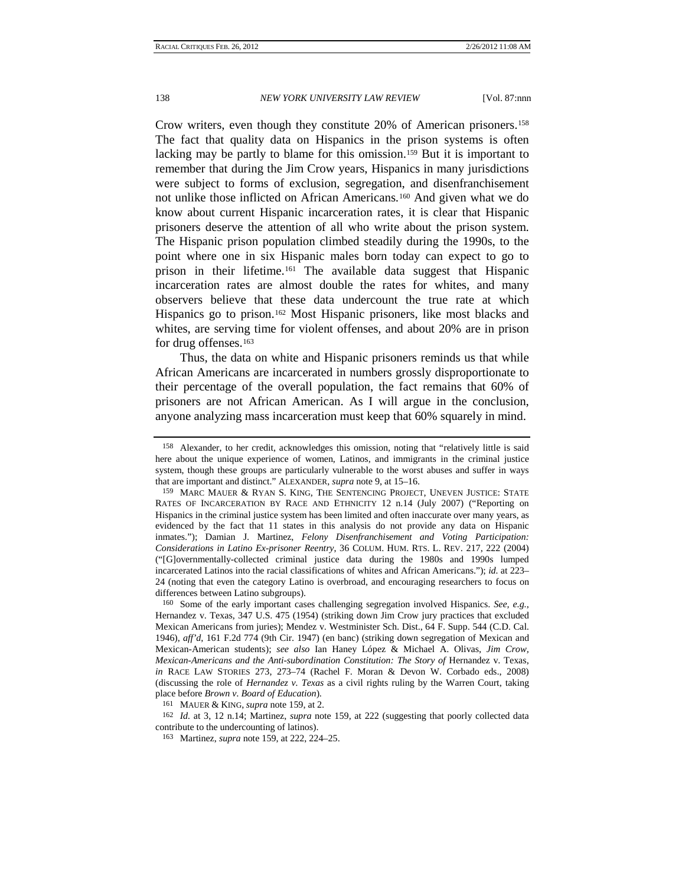Crow writers, even though they constitute 20% of American prisoners.[158] The fact that quality data on Hispanics in the prison systems is often lacking may be partly to blame for this omission.[159] But it is important to remember that during the Jim Crow years, Hispanics in many jurisdictions were subject to forms of exclusion, segregation, and disenfranchisement not unlike those inflicted on African Americans.[160] And given what we do know about current Hispanic incarceration rates, it is clear that Hispanic prisoners deserve the attention of all who write about the prison system. The Hispanic prison population climbed steadily during the 1990s, to the point where one in six Hispanic males born today can expect to go to prison in their lifetime.[161] The available data suggest that Hispanic incarceration rates are almost double the rates for whites, and many observers believe that these data undercount the true rate at which Hispanics go to prison.[162] Most Hispanic prisoners, like most blacks and whites, are serving time for violent offenses, and about 20% are in prison for drug offenses.[163]

Thus, the data on white and Hispanic prisoners reminds us that while African Americans are incarcerated in numbers grossly disproportionate to their percentage of the overall population, the fact remains that 60% of prisoners are not African American. As I will argue in the conclusion, anyone analyzing mass incarceration must keep that 60% squarely in mind.

---

158 Alexander, to her credit, acknowledges this omission, noting that "relatively little is said here about the unique experience of women, Latinos, and immigrants in the criminal justice system, though these groups are particularly vulnerable to the worst abuses and suffer in ways that are important and distinct." ALEXANDER, *supra* note 9, at 15–16.

159 MARC MAUER & RYAN S. KING, THE SENTENCING PROJECT, UNEVEN JUSTICE: STATE RATES OF INCARCERATION BY RACE AND ETHNICITY 12 n.14 (July 2007) ("Reporting on Hispanics in the criminal justice system has been limited and often inaccurate over many years, as evidenced by the fact that 11 states in this analysis do not provide any data on Hispanic inmates."); Damian J. Martinez, *Felony Disenfranchisement and Voting Participation: Considerations in Latino Ex-prisoner Reentry*, 36 COLUM. HUM. RTS. L. REV. 217, 222 (2004) ("[G]overnmentally-collected criminal justice data during the 1980s and 1990s lumped incarcerated Latinos into the racial classifications of whites and African Americans."); *id.* at 223–24 (noting that even the category Latino is overbroad, and encouraging researchers to focus on differences between Latino subgroups).

160 Some of the early important cases challenging segregation involved Hispanics. *See, e.g.*, Hernandez v. Texas, 347 U.S. 475 (1954) (striking down Jim Crow jury practices that excluded Mexican Americans from juries); Mendez v. Westminister Sch. Dist., 64 F. Supp. 544 (C.D. Cal. 1946), *aff'd*, 161 F.2d 774 (9th Cir. 1947) (en banc) (striking down segregation of Mexican and Mexican-American students); *see also* Ian Haney López & Michael A. Olivas, *Jim Crow, Mexican-Americans and the Anti-subordination Constitution: The Story of* Hernandez v. Texas, *in* RACE LAW STORIES 273, 273–74 (Rachel F. Moran & Devon W. Corbado eds., 2008) (discussing the role of *Hernandez v. Texas* as a civil rights ruling by the Warren Court, taking place before *Brown v. Board of Education*).

161 MAUER & KING, *supra* note 159, at 2.

162 *Id.* at 3, 12 n.14; Martinez, *supra* note 159, at 222 (suggesting that poorly collected data contribute to the undercounting of latinos).

163 Martinez, *supra* note 159, at 222, 224–25.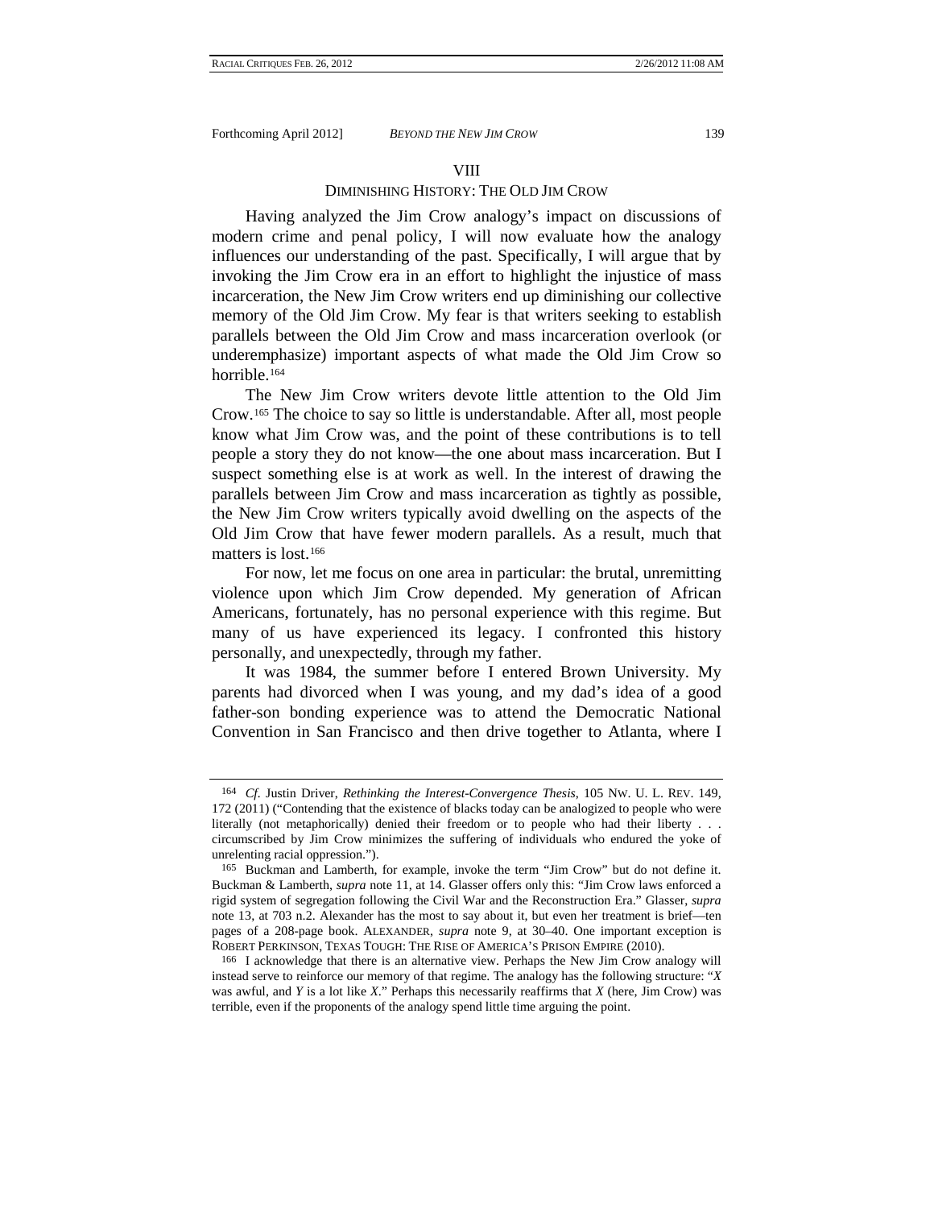## VIII

### DIMINISHING HISTORY: THE OLD JIM CROW

Having analyzed the Jim Crow analogy's impact on discussions of modern crime and penal policy, I will now evaluate how the analogy influences our understanding of the past. Specifically, I will argue that by invoking the Jim Crow era in an effort to highlight the injustice of mass incarceration, the New Jim Crow writers end up diminishing our collective memory of the Old Jim Crow. My fear is that writers seeking to establish parallels between the Old Jim Crow and mass incarceration overlook (or underemphasize) important aspects of what made the Old Jim Crow so horrible.[164]

The New Jim Crow writers devote little attention to the Old Jim Crow.[165] The choice to say so little is understandable. After all, most people know what Jim Crow was, and the point of these contributions is to tell people a story they do not know—the one about mass incarceration. But I suspect something else is at work as well. In the interest of drawing the parallels between Jim Crow and mass incarceration as tightly as possible, the New Jim Crow writers typically avoid dwelling on the aspects of the Old Jim Crow that have fewer modern parallels. As a result, much that matters is lost.[166]

For now, let me focus on one area in particular: the brutal, unremitting violence upon which Jim Crow depended. My generation of African Americans, fortunately, has no personal experience with this regime. But many of us have experienced its legacy. I confronted this history personally, and unexpectedly, through my father.

It was 1984, the summer before I entered Brown University. My parents had divorced when I was young, and my dad's idea of a good father-son bonding experience was to attend the Democratic National Convention in San Francisco and then drive together to Atlanta, where I

---

[164] *Cf.* Justin Driver, *Rethinking the Interest-Convergence Thesis*, 105 NW. U. L. REV. 149, 172 (2011) ("Contending that the existence of blacks today can be analogized to people who were literally (not metaphorically) denied their freedom or to people who had their liberty . . . circumscribed by Jim Crow minimizes the suffering of individuals who endured the yoke of unrelenting racial oppression.").

[165] Buckman and Lamberth, for example, invoke the term "Jim Crow" but do not define it. Buckman & Lamberth, *supra* note 11, at 14. Glasser offers only this: "Jim Crow laws enforced a rigid system of segregation following the Civil War and the Reconstruction Era." Glasser, *supra* note 13, at 703 n.2. Alexander has the most to say about it, but even her treatment is brief—ten pages of a 208-page book. ALEXANDER, *supra* note 9, at 30–40. One important exception is ROBERT PERKINSON, TEXAS TOUGH: THE RISE OF AMERICA'S PRISON EMPIRE (2010).

[166] I acknowledge that there is an alternative view. Perhaps the New Jim Crow analogy will instead serve to reinforce our memory of that regime. The analogy has the following structure: "*X* was awful, and *Y* is a lot like *X*." Perhaps this necessarily reaffirms that *X* (here, Jim Crow) was terrible, even if the proponents of the analogy spend little time arguing the point.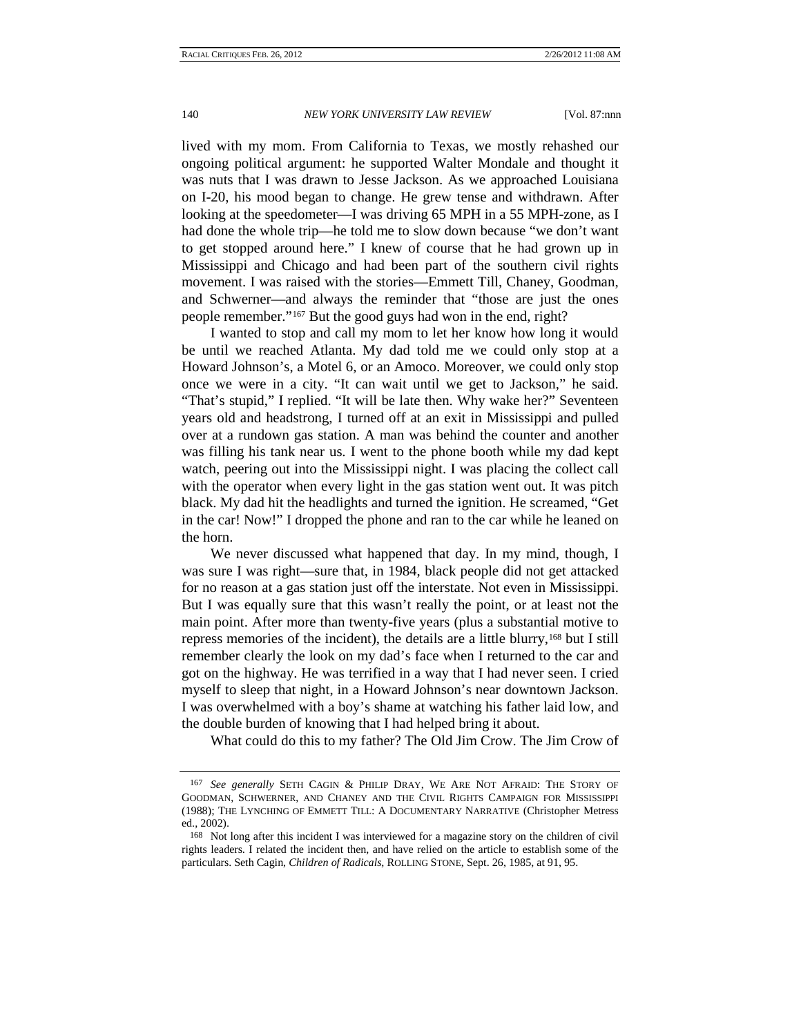lived with my mom. From California to Texas, we mostly rehashed our ongoing political argument: he supported Walter Mondale and thought it was nuts that I was drawn to Jesse Jackson. As we approached Louisiana on I-20, his mood began to change. He grew tense and withdrawn. After looking at the speedometer—I was driving 65 MPH in a 55 MPH-zone, as I had done the whole trip—he told me to slow down because "we don't want to get stopped around here." I knew of course that he had grown up in Mississippi and Chicago and had been part of the southern civil rights movement. I was raised with the stories—Emmett Till, Chaney, Goodman, and Schwerner—and always the reminder that "those are just the ones people remember."[167] But the good guys had won in the end, right?

I wanted to stop and call my mom to let her know how long it would be until we reached Atlanta. My dad told me we could only stop at a Howard Johnson's, a Motel 6, or an Amoco. Moreover, we could only stop once we were in a city. "It can wait until we get to Jackson," he said. "That's stupid," I replied. "It will be late then. Why wake her?" Seventeen years old and headstrong, I turned off at an exit in Mississippi and pulled over at a rundown gas station. A man was behind the counter and another was filling his tank near us. I went to the phone booth while my dad kept watch, peering out into the Mississippi night. I was placing the collect call with the operator when every light in the gas station went out. It was pitch black. My dad hit the headlights and turned the ignition. He screamed, "Get in the car! Now!" I dropped the phone and ran to the car while he leaned on the horn.

We never discussed what happened that day. In my mind, though, I was sure I was right—sure that, in 1984, black people did not get attacked for no reason at a gas station just off the interstate. Not even in Mississippi. But I was equally sure that this wasn't really the point, or at least not the main point. After more than twenty-five years (plus a substantial motive to repress memories of the incident), the details are a little blurry,[168] but I still remember clearly the look on my dad's face when I returned to the car and got on the highway. He was terrified in a way that I had never seen. I cried myself to sleep that night, in a Howard Johnson's near downtown Jackson. I was overwhelmed with a boy's shame at watching his father laid low, and the double burden of knowing that I had helped bring it about.

What could do this to my father? The Old Jim Crow. The Jim Crow of

---

[167] *See generally* SETH CAGIN & PHILIP DRAY, WE ARE NOT AFRAID: THE STORY OF GOODMAN, SCHWERNER, AND CHANEY AND THE CIVIL RIGHTS CAMPAIGN FOR MISSISSIPPI (1988); THE LYNCHING OF EMMETT TILL: A DOCUMENTARY NARRATIVE (Christopher Metress ed., 2002).

[168] Not long after this incident I was interviewed for a magazine story on the children of civil rights leaders. I related the incident then, and have relied on the article to establish some of the particulars. Seth Cagin, *Children of Radicals*, ROLLING STONE, Sept. 26, 1985, at 91, 95.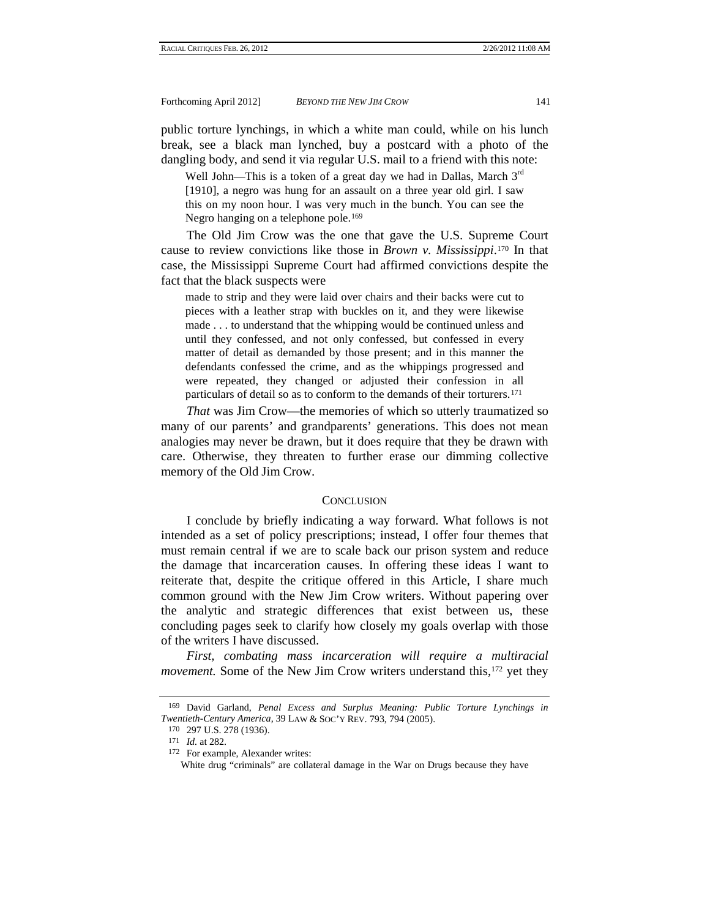public torture lynchings, in which a white man could, while on his lunch break, see a black man lynched, buy a postcard with a photo of the dangling body, and send it via regular U.S. mail to a friend with this note:

> Well John—This is a token of a great day we had in Dallas, March 3rd [1910], a negro was hung for an assault on a three year old girl. I saw this on my noon hour. I was very much in the bunch. You can see the Negro hanging on a telephone pole.[169]

The Old Jim Crow was the one that gave the U.S. Supreme Court cause to review convictions like those in *Brown v. Mississippi*.[170] In that case, the Mississippi Supreme Court had affirmed convictions despite the fact that the black suspects were

> made to strip and they were laid over chairs and their backs were cut to pieces with a leather strap with buckles on it, and they were likewise made . . . to understand that the whipping would be continued unless and until they confessed, and not only confessed, but confessed in every matter of detail as demanded by those present; and in this manner the defendants confessed the crime, and as the whippings progressed and were repeated, they changed or adjusted their confession in all particulars of detail so as to conform to the demands of their torturers.[171]

*That* was Jim Crow—the memories of which so utterly traumatized so many of our parents' and grandparents' generations. This does not mean analogies may never be drawn, but it does require that they be drawn with care. Otherwise, they threaten to further erase our dimming collective memory of the Old Jim Crow.

## CONCLUSION

I conclude by briefly indicating a way forward. What follows is not intended as a set of policy prescriptions; instead, I offer four themes that must remain central if we are to scale back our prison system and reduce the damage that incarceration causes. In offering these ideas I want to reiterate that, despite the critique offered in this Article, I share much common ground with the New Jim Crow writers. Without papering over the analytic and strategic differences that exist between us, these concluding pages seek to clarify how closely my goals overlap with those of the writers I have discussed.

*First, combating mass incarceration will require a multiracial movement.* Some of the New Jim Crow writers understand this,[172] yet they

---

169 David Garland, *Penal Excess and Surplus Meaning: Public Torture Lynchings in Twentieth-Century America*, 39 LAW & SOC'Y REV. 793, 794 (2005).

170 297 U.S. 278 (1936).

171 *Id.* at 282.

172 For example, Alexander writes:

> White drug "criminals" are collateral damage in the War on Drugs because they have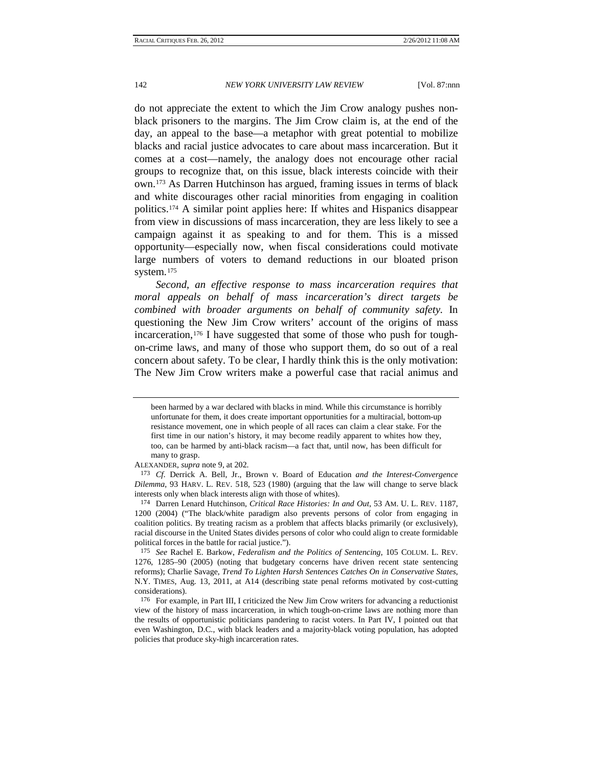do not appreciate the extent to which the Jim Crow analogy pushes non-black prisoners to the margins. The Jim Crow claim is, at the end of the day, an appeal to the base—a metaphor with great potential to mobilize blacks and racial justice advocates to care about mass incarceration. But it comes at a cost—namely, the analogy does not encourage other racial groups to recognize that, on this issue, black interests coincide with their own.[173] As Darren Hutchinson has argued, framing issues in terms of black and white discourages other racial minorities from engaging in coalition politics.[174] A similar point applies here: If whites and Hispanics disappear from view in discussions of mass incarceration, they are less likely to see a campaign against it as speaking to and for them. This is a missed opportunity—especially now, when fiscal considerations could motivate large numbers of voters to demand reductions in our bloated prison system.[175]

*Second, an effective response to mass incarceration requires that moral appeals on behalf of mass incarceration's direct targets be combined with broader arguments on behalf of community safety.* In questioning the New Jim Crow writers' account of the origins of mass incarceration,[176] I have suggested that some of those who push for tough-on-crime laws, and many of those who support them, do so out of a real concern about safety. To be clear, I hardly think this is the only motivation: The New Jim Crow writers make a powerful case that racial animus and

---

> been harmed by a war declared with blacks in mind. While this circumstance is horribly unfortunate for them, it does create important opportunities for a multiracial, bottom-up resistance movement, one in which people of all races can claim a clear stake. For the first time in our nation's history, it may become readily apparent to whites how they, too, can be harmed by anti-black racism—a fact that, until now, has been difficult for many to grasp.

ALEXANDER, *supra* note 9, at 202.

173 *Cf.* Derrick A. Bell, Jr., Brown v. Board of Education *and the Interest-Convergence Dilemma*, 93 HARV. L. REV. 518, 523 (1980) (arguing that the law will change to serve black interests only when black interests align with those of whites).

174 Darren Lenard Hutchinson, *Critical Race Histories: In and Out*, 53 AM. U. L. REV. 1187, 1200 (2004) ("The black/white paradigm also prevents persons of color from engaging in coalition politics. By treating racism as a problem that affects blacks primarily (or exclusively), racial discourse in the United States divides persons of color who could align to create formidable political forces in the battle for racial justice.").

175 *See* Rachel E. Barkow, *Federalism and the Politics of Sentencing*, 105 COLUM. L. REV. 1276, 1285–90 (2005) (noting that budgetary concerns have driven recent state sentencing reforms); Charlie Savage, *Trend To Lighten Harsh Sentences Catches On in Conservative States*, N.Y. TIMES, Aug. 13, 2011, at A14 (describing state penal reforms motivated by cost-cutting considerations).

176 For example, in Part III, I criticized the New Jim Crow writers for advancing a reductionist view of the history of mass incarceration, in which tough-on-crime laws are nothing more than the results of opportunistic politicians pandering to racist voters. In Part IV, I pointed out that even Washington, D.C., with black leaders and a majority-black voting population, has adopted policies that produce sky-high incarceration rates.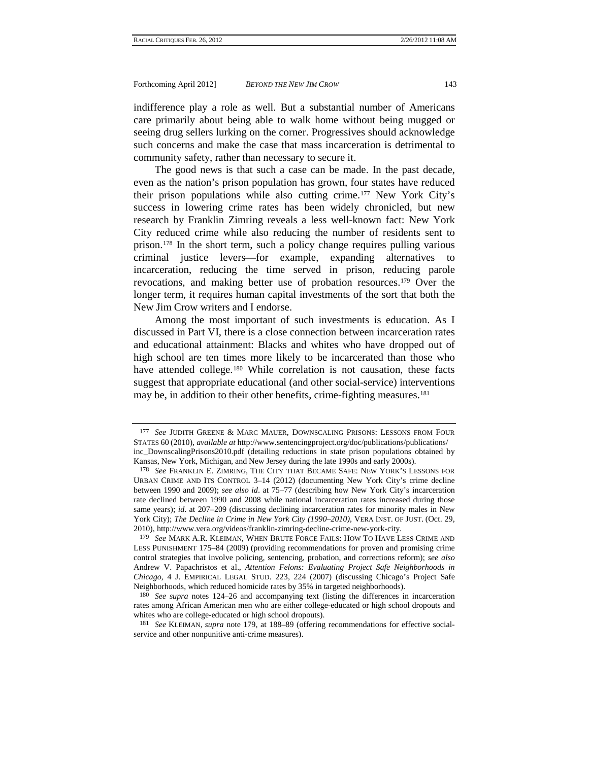indifference play a role as well. But a substantial number of Americans care primarily about being able to walk home without being mugged or seeing drug sellers lurking on the corner. Progressives should acknowledge such concerns and make the case that mass incarceration is detrimental to community safety, rather than necessary to secure it.

The good news is that such a case can be made. In the past decade, even as the nation's prison population has grown, four states have reduced their prison populations while also cutting crime.[177] New York City's success in lowering crime rates has been widely chronicled, but new research by Franklin Zimring reveals a less well-known fact: New York City reduced crime while also reducing the number of residents sent to prison.[178] In the short term, such a policy change requires pulling various criminal justice levers—for example, expanding alternatives to incarceration, reducing the time served in prison, reducing parole revocations, and making better use of probation resources.[179] Over the longer term, it requires human capital investments of the sort that both the New Jim Crow writers and I endorse.

Among the most important of such investments is education. As I discussed in Part VI, there is a close connection between incarceration rates and educational attainment: Blacks and whites who have dropped out of high school are ten times more likely to be incarcerated than those who have attended college.[180] While correlation is not causation, these facts suggest that appropriate educational (and other social-service) interventions may be, in addition to their other benefits, crime-fighting measures.[181]

---

[177] *See* JUDITH GREENE & MARC MAUER, DOWNSCALING PRISONS: LESSONS FROM FOUR STATES 60 (2010), *available at* http://www.sentencingproject.org/doc/publications/publications/inc_DownscalingPrisons2010.pdf (detailing reductions in state prison populations obtained by Kansas, New York, Michigan, and New Jersey during the late 1990s and early 2000s).

[178] *See* FRANKLIN E. ZIMRING, THE CITY THAT BECAME SAFE: NEW YORK'S LESSONS FOR URBAN CRIME AND ITS CONTROL 3–14 (2012) (documenting New York City's crime decline between 1990 and 2009); *see also id*. at 75–77 (describing how New York City's incarceration rate declined between 1990 and 2008 while national incarceration rates increased during those same years); *id*. at 207–209 (discussing declining incarceration rates for minority males in New York City); *The Decline in Crime in New York City (1990–2010)*, VERA INST. OF JUST. (Oct. 29, 2010), http://www.vera.org/videos/franklin-zimring-decline-crime-new-york-city.

[179] *See* MARK A.R. KLEIMAN, WHEN BRUTE FORCE FAILS: HOW TO HAVE LESS CRIME AND LESS PUNISHMENT 175–84 (2009) (providing recommendations for proven and promising crime control strategies that involve policing, sentencing, probation, and corrections reform); *see also* Andrew V. Papachristos et al., *Attention Felons: Evaluating Project Safe Neighborhoods in Chicago*, 4 J. EMPIRICAL LEGAL STUD. 223, 224 (2007) (discussing Chicago's Project Safe Neighborhoods, which reduced homicide rates by 35% in targeted neighborhoods).

[180] *See supra* notes 124–26 and accompanying text (listing the differences in incarceration rates among African American men who are either college-educated or high school dropouts and whites who are college-educated or high school dropouts).

[181] *See* KLEIMAN, *supra* note 179, at 188–89 (offering recommendations for effective social-service and other nonpunitive anti-crime measures).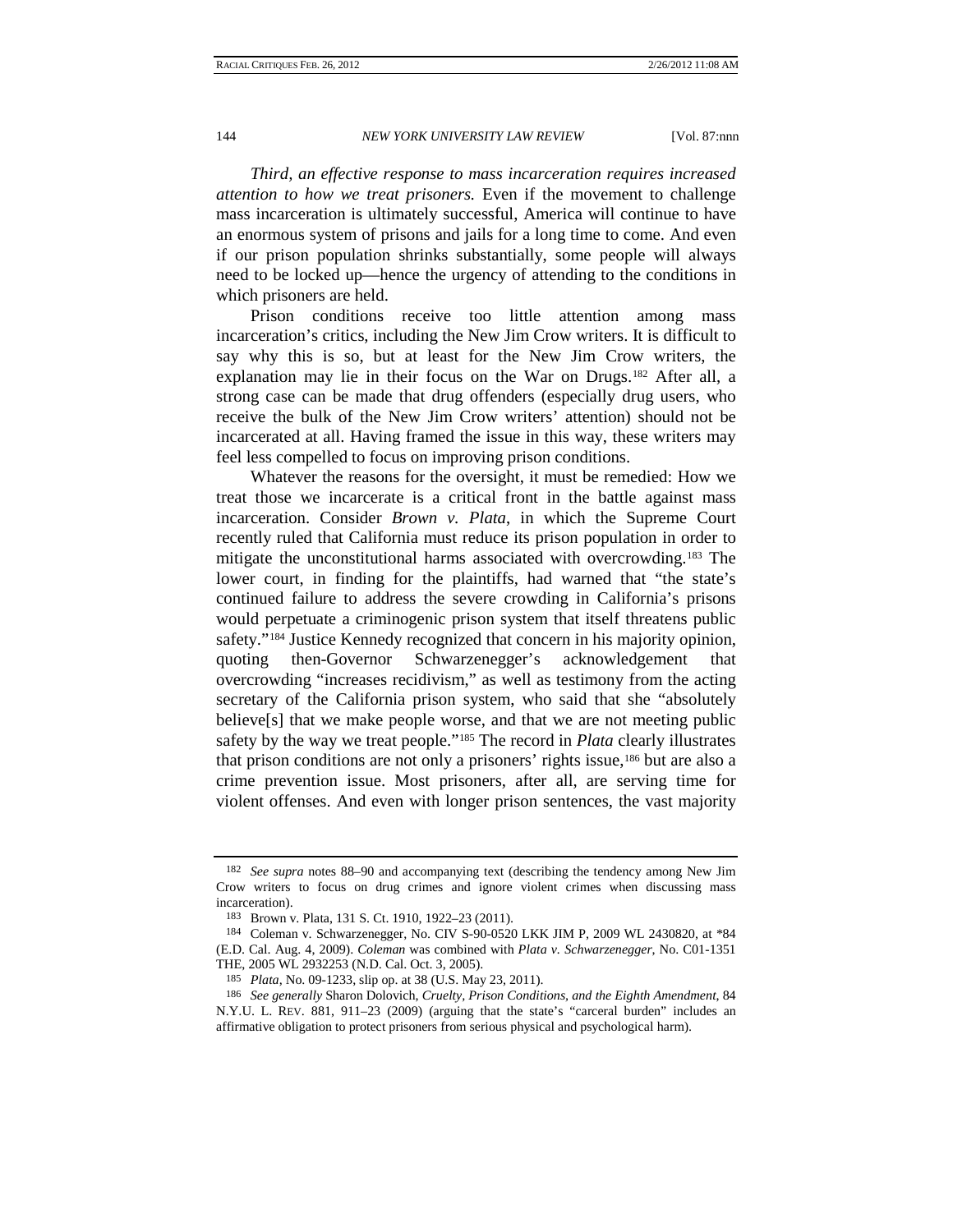*Third, an effective response to mass incarceration requires increased attention to how we treat prisoners.* Even if the movement to challenge mass incarceration is ultimately successful, America will continue to have an enormous system of prisons and jails for a long time to come. And even if our prison population shrinks substantially, some people will always need to be locked up—hence the urgency of attending to the conditions in which prisoners are held.

Prison conditions receive too little attention among mass incarceration's critics, including the New Jim Crow writers. It is difficult to say why this is so, but at least for the New Jim Crow writers, the explanation may lie in their focus on the War on Drugs.[182] After all, a strong case can be made that drug offenders (especially drug users, who receive the bulk of the New Jim Crow writers' attention) should not be incarcerated at all. Having framed the issue in this way, these writers may feel less compelled to focus on improving prison conditions.

Whatever the reasons for the oversight, it must be remedied: How we treat those we incarcerate is a critical front in the battle against mass incarceration. Consider *Brown v. Plata*, in which the Supreme Court recently ruled that California must reduce its prison population in order to mitigate the unconstitutional harms associated with overcrowding.[183] The lower court, in finding for the plaintiffs, had warned that "the state's continued failure to address the severe crowding in California's prisons would perpetuate a criminogenic prison system that itself threatens public safety."[184] Justice Kennedy recognized that concern in his majority opinion, quoting then-Governor Schwarzenegger's acknowledgement that overcrowding "increases recidivism," as well as testimony from the acting secretary of the California prison system, who said that she "absolutely believe[s] that we make people worse, and that we are not meeting public safety by the way we treat people."[185] The record in *Plata* clearly illustrates that prison conditions are not only a prisoners' rights issue,[186] but are also a crime prevention issue. Most prisoners, after all, are serving time for violent offenses. And even with longer prison sentences, the vast majority

---

182 *See supra* notes 88–90 and accompanying text (describing the tendency among New Jim Crow writers to focus on drug crimes and ignore violent crimes when discussing mass incarceration).

183 Brown v. Plata, 131 S. Ct. 1910, 1922–23 (2011).

184 Coleman v. Schwarzenegger, No. CIV S-90-0520 LKK JIM P, 2009 WL 2430820, at \*84 (E.D. Cal. Aug. 4, 2009). *Coleman* was combined with *Plata v. Schwarzenegger*, No. C01-1351 THE, 2005 WL 2932253 (N.D. Cal. Oct. 3, 2005).

185 *Plata*, No. 09-1233, slip op. at 38 (U.S. May 23, 2011).

186 *See generally* Sharon Dolovich, *Cruelty, Prison Conditions, and the Eighth Amendment*, 84 N.Y.U. L. REV. 881, 911–23 (2009) (arguing that the state's "carceral burden" includes an affirmative obligation to protect prisoners from serious physical and psychological harm).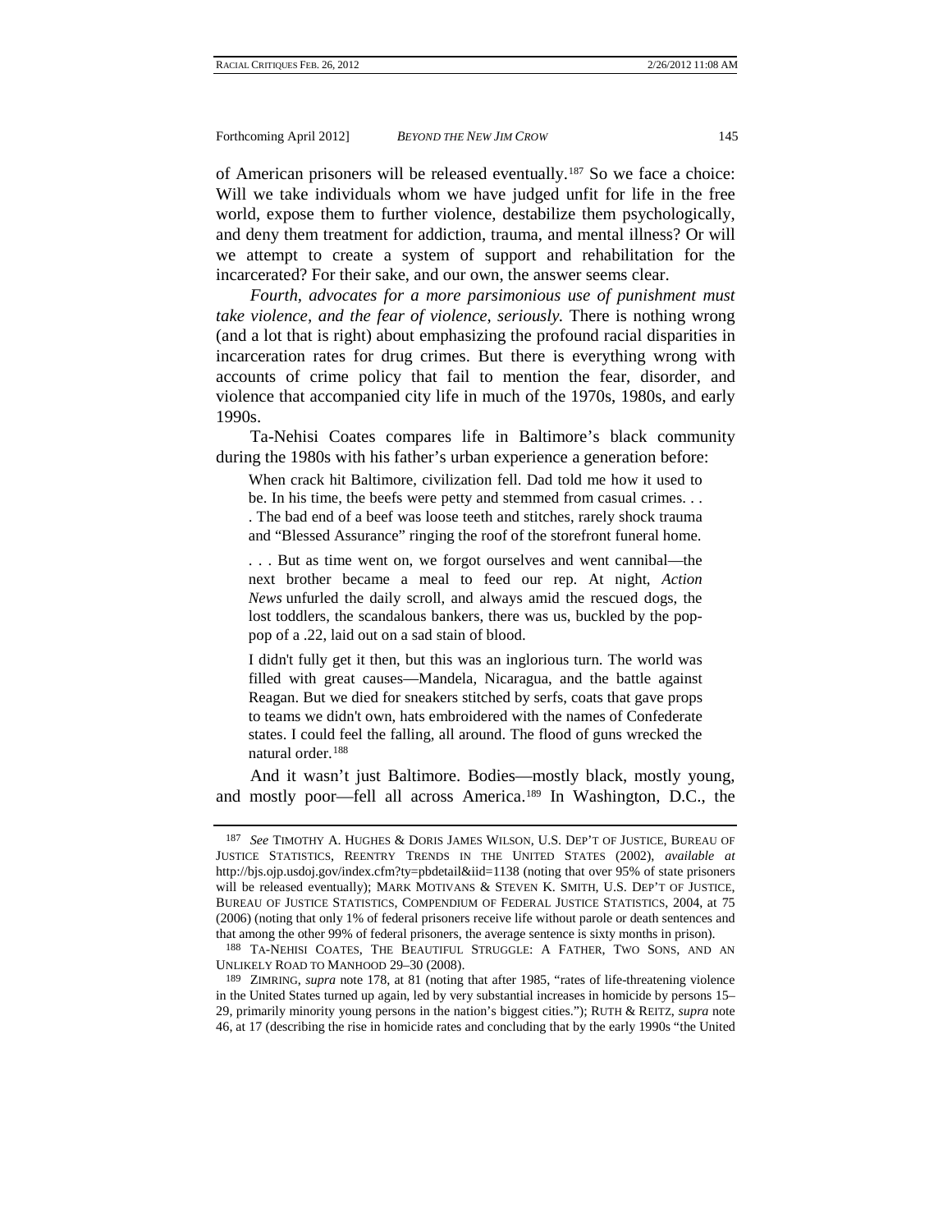of American prisoners will be released eventually.[187] So we face a choice: Will we take individuals whom we have judged unfit for life in the free world, expose them to further violence, destabilize them psychologically, and deny them treatment for addiction, trauma, and mental illness? Or will we attempt to create a system of support and rehabilitation for the incarcerated? For their sake, and our own, the answer seems clear.

*Fourth, advocates for a more parsimonious use of punishment must take violence, and the fear of violence, seriously.* There is nothing wrong (and a lot that is right) about emphasizing the profound racial disparities in incarceration rates for drug crimes. But there is everything wrong with accounts of crime policy that fail to mention the fear, disorder, and violence that accompanied city life in much of the 1970s, 1980s, and early 1990s.

Ta-Nehisi Coates compares life in Baltimore's black community during the 1980s with his father's urban experience a generation before:

> When crack hit Baltimore, civilization fell. Dad told me how it used to be. In his time, the beefs were petty and stemmed from casual crimes. . . . The bad end of a beef was loose teeth and stitches, rarely shock trauma and "Blessed Assurance" ringing the roof of the storefront funeral home.
>
> . . . But as time went on, we forgot ourselves and went cannibal—the next brother became a meal to feed our rep. At night, *Action News* unfurled the daily scroll, and always amid the rescued dogs, the lost toddlers, the scandalous bankers, there was us, buckled by the pop-pop of a .22, laid out on a sad stain of blood.
>
> I didn't fully get it then, but this was an inglorious turn. The world was filled with great causes—Mandela, Nicaragua, and the battle against Reagan. But we died for sneakers stitched by serfs, coats that gave props to teams we didn't own, hats embroidered with the names of Confederate states. I could feel the falling, all around. The flood of guns wrecked the natural order.[188]

And it wasn't just Baltimore. Bodies—mostly black, mostly young, and mostly poor—fell all across America.[189] In Washington, D.C., the

---

[187] *See* TIMOTHY A. HUGHES & DORIS JAMES WILSON, U.S. DEP'T OF JUSTICE, BUREAU OF JUSTICE STATISTICS, REENTRY TRENDS IN THE UNITED STATES (2002), *available at* http://bjs.ojp.usdoj.gov/index.cfm?ty=pbdetail&iid=1138 (noting that over 95% of state prisoners will be released eventually); MARK MOTIVANS & STEVEN K. SMITH, U.S. DEP'T OF JUSTICE, BUREAU OF JUSTICE STATISTICS, COMPENDIUM OF FEDERAL JUSTICE STATISTICS, 2004, at 75 (2006) (noting that only 1% of federal prisoners receive life without parole or death sentences and that among the other 99% of federal prisoners, the average sentence is sixty months in prison).

[188] TA-NEHISI COATES, THE BEAUTIFUL STRUGGLE: A FATHER, TWO SONS, AND AN UNLIKELY ROAD TO MANHOOD 29–30 (2008).

[189] ZIMRING, *supra* note 178, at 81 (noting that after 1985, "rates of life-threatening violence in the United States turned up again, led by very substantial increases in homicide by persons 15–29, primarily minority young persons in the nation's biggest cities."); RUTH & REITZ, *supra* note 46, at 17 (describing the rise in homicide rates and concluding that by the early 1990s "the United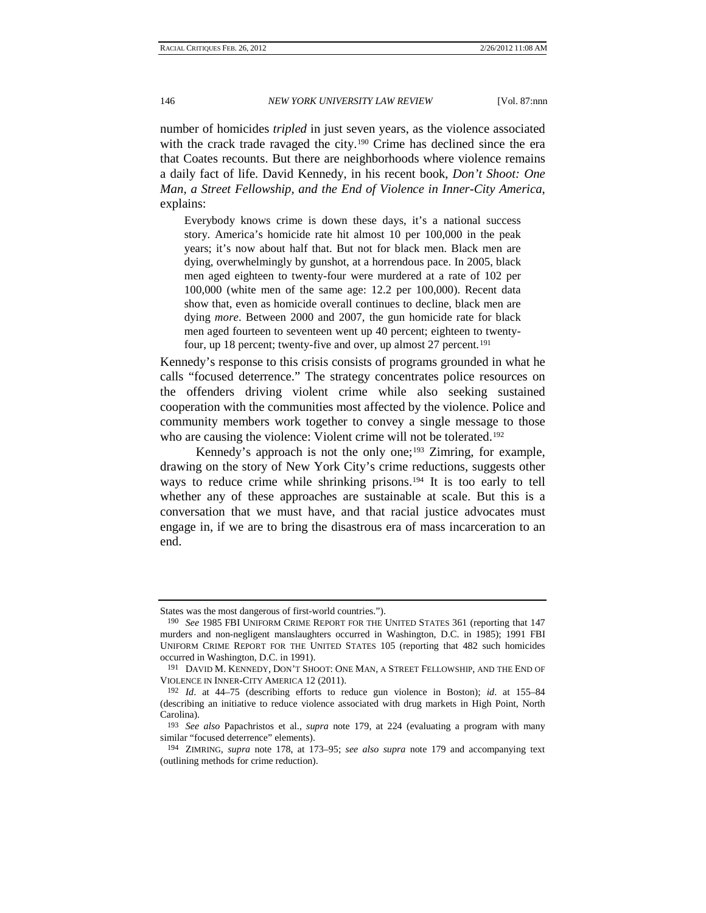number of homicides *tripled* in just seven years, as the violence associated with the crack trade ravaged the city.[190] Crime has declined since the era that Coates recounts. But there are neighborhoods where violence remains a daily fact of life. David Kennedy, in his recent book, *Don't Shoot: One Man, a Street Fellowship, and the End of Violence in Inner-City America*, explains:

> Everybody knows crime is down these days, it's a national success story. America's homicide rate hit almost 10 per 100,000 in the peak years; it's now about half that. But not for black men. Black men are dying, overwhelmingly by gunshot, at a horrendous pace. In 2005, black men aged eighteen to twenty-four were murdered at a rate of 102 per 100,000 (white men of the same age: 12.2 per 100,000). Recent data show that, even as homicide overall continues to decline, black men are dying *more*. Between 2000 and 2007, the gun homicide rate for black men aged fourteen to seventeen went up 40 percent; eighteen to twenty-four, up 18 percent; twenty-five and over, up almost 27 percent.[191]

Kennedy's response to this crisis consists of programs grounded in what he calls "focused deterrence." The strategy concentrates police resources on the offenders driving violent crime while also seeking sustained cooperation with the communities most affected by the violence. Police and community members work together to convey a single message to those who are causing the violence: Violent crime will not be tolerated.[192]

Kennedy's approach is not the only one;[193] Zimring, for example, drawing on the story of New York City's crime reductions, suggests other ways to reduce crime while shrinking prisons.[194] It is too early to tell whether any of these approaches are sustainable at scale. But this is a conversation that we must have, and that racial justice advocates must engage in, if we are to bring the disastrous era of mass incarceration to an end.

---

States was the most dangerous of first-world countries.").

190 *See* 1985 FBI UNIFORM CRIME REPORT FOR THE UNITED STATES 361 (reporting that 147 murders and non-negligent manslaughters occurred in Washington, D.C. in 1985); 1991 FBI UNIFORM CRIME REPORT FOR THE UNITED STATES 105 (reporting that 482 such homicides occurred in Washington, D.C. in 1991).

191 DAVID M. KENNEDY, DON'T SHOOT: ONE MAN, A STREET FELLOWSHIP, AND THE END OF VIOLENCE IN INNER-CITY AMERICA 12 (2011).

192 *Id*. at 44–75 (describing efforts to reduce gun violence in Boston); *id*. at 155–84 (describing an initiative to reduce violence associated with drug markets in High Point, North Carolina).

193 *See also* Papachristos et al., *supra* note 179, at 224 (evaluating a program with many similar "focused deterrence" elements).

194 ZIMRING, *supra* note 178, at 173–95; *see also supra* note 179 and accompanying text (outlining methods for crime reduction).